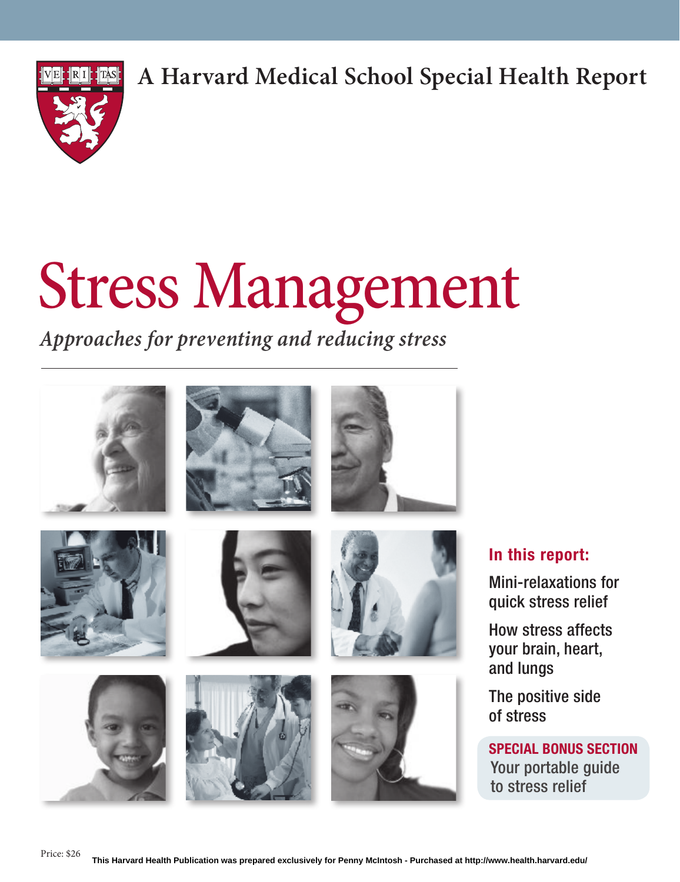A Harvard Medical School Special Health Report

# Stress Management

*Approaches for preventing and reducing stress*

**In this report:**

Mini-relaxations for quick stress relief

How stress affects your brain, heart, and lungs

The positive side of stress

**SPECIAL BONUS SECTION**
Your portable guide to stress relief

Price: $26

This Harvard Health Publication was prepared exclusively for Penny McIntosh - Purchased at http://www.health.harvard.edu/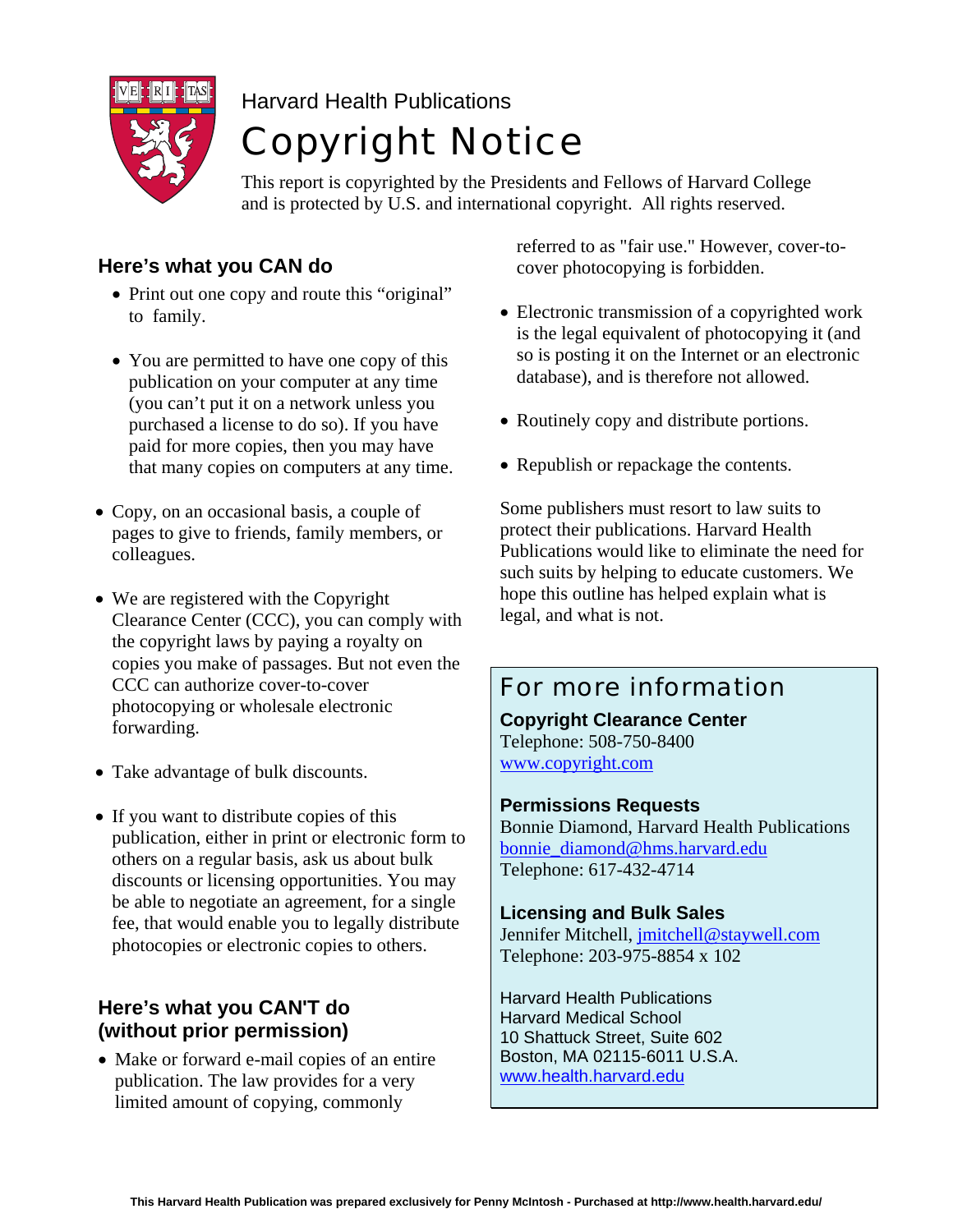Harvard Health Publications

# Copyright Notice

This report is copyrighted by the Presidents and Fellows of Harvard College and is protected by U.S. and international copyright. All rights reserved.

## Here's what you CAN do

- Print out one copy and route this "original" to family.

- You are permitted to have one copy of this publication on your computer at any time (you can't put it on a network unless you purchased a license to do so). If you have paid for more copies, then you may have that many copies on computers at any time.

- Copy, on an occasional basis, a couple of pages to give to friends, family members, or colleagues.

- We are registered with the Copyright Clearance Center (CCC), you can comply with the copyright laws by paying a royalty on copies you make of passages. But not even the CCC can authorize cover-to-cover photocopying or wholesale electronic forwarding.

- Take advantage of bulk discounts.

- If you want to distribute copies of this publication, either in print or electronic form to others on a regular basis, ask us about bulk discounts or licensing opportunities. You may be able to negotiate an agreement, for a single fee, that would enable you to legally distribute photocopies or electronic copies to others.

## Here's what you CAN'T do (without prior permission)

- Make or forward e-mail copies of an entire publication. The law provides for a very limited amount of copying, commonly referred to as "fair use." However, cover-to-cover photocopying is forbidden.

- Electronic transmission of a copyrighted work is the legal equivalent of photocopying it (and so is posting it on the Internet or an electronic database), and is therefore not allowed.

- Routinely copy and distribute portions.

- Republish or repackage the contents.

Some publishers must resort to law suits to protect their publications. Harvard Health Publications would like to eliminate the need for such suits by helping to educate customers. We hope this outline has helped explain what is legal, and what is not.

## For more information

**Copyright Clearance Center**
Telephone: 508-750-8400
www.copyright.com

**Permissions Requests**
Bonnie Diamond, Harvard Health Publications
bonnie_diamond@hms.harvard.edu
Telephone: 617-432-4714

**Licensing and Bulk Sales**
Jennifer Mitchell, jmitchell@staywell.com
Telephone: 203-975-8854 x 102

Harvard Health Publications
Harvard Medical School
10 Shattuck Street, Suite 602
Boston, MA 02115-6011 U.S.A.
www.health.harvard.edu

**This Harvard Health Publication was prepared exclusively for Penny McIntosh - Purchased at http://www.health.harvard.edu/**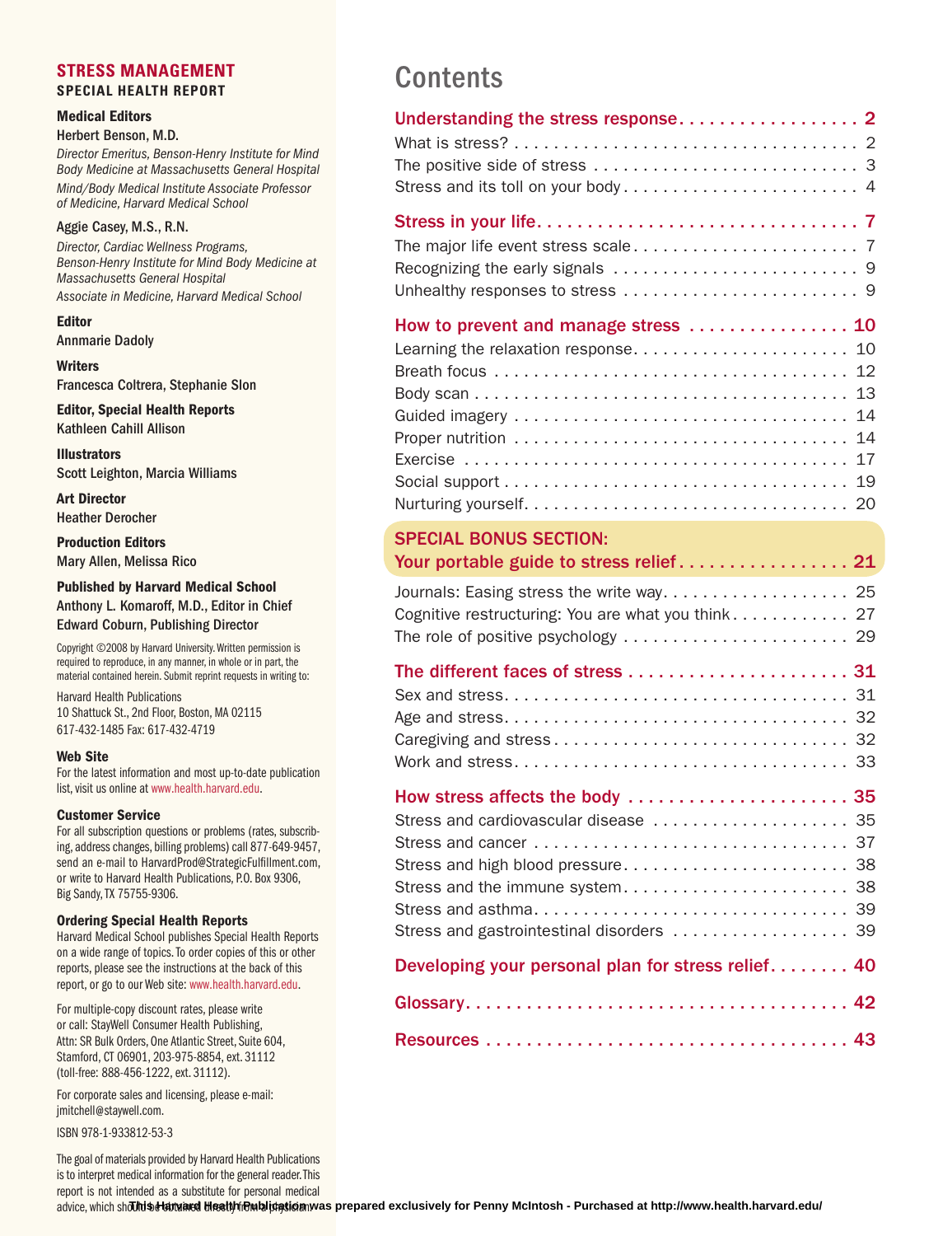## STRESS MANAGEMENT
### SPECIAL HEALTH REPORT

**Medical Editors**

Herbert Benson, M.D.

*Director Emeritus, Benson-Henry Institute for Mind Body Medicine at Massachusetts General Hospital*

*Mind/Body Medical Institute Associate Professor of Medicine, Harvard Medical School*

Aggie Casey, M.S., R.N.

*Director, Cardiac Wellness Programs, Benson-Henry Institute for Mind Body Medicine at Massachusetts General Hospital*

*Associate in Medicine, Harvard Medical School*

**Editor**

Annmarie Dadoly

**Writers**

Francesca Coltrera, Stephanie Slon

**Editor, Special Health Reports**

Kathleen Cahill Allison

**Illustrators**

Scott Leighton, Marcia Williams

**Art Director**

Heather Derocher

**Production Editors**

Mary Allen, Melissa Rico

**Published by Harvard Medical School**

Anthony L. Komaroff, M.D., Editor in Chief

Edward Coburn, Publishing Director

Copyright ©2008 by Harvard University. Written permission is required to reproduce, in any manner, in whole or in part, the material contained herein. Submit reprint requests in writing to:

Harvard Health Publications
10 Shattuck St., 2nd Floor, Boston, MA 02115
617-432-1485 Fax: 617-432-4719

**Web Site**

For the latest information and most up-to-date publication list, visit us online at www.health.harvard.edu.

**Customer Service**

For all subscription questions or problems (rates, subscribing, address changes, billing problems) call 877-649-9457, send an e-mail to HarvardProd@StrategicFulfillment.com, or write to Harvard Health Publications, P.O. Box 9306, Big Sandy, TX 75755-9306.

**Ordering Special Health Reports**

Harvard Medical School publishes Special Health Reports on a wide range of topics. To order copies of this or other reports, please see the instructions at the back of this report, or go to our Web site: www.health.harvard.edu.

For multiple-copy discount rates, please write or call: StayWell Consumer Health Publishing, Attn: SR Bulk Orders, One Atlantic Street, Suite 604, Stamford, CT 06901, 203-975-8854, ext. 31112 (toll-free: 888-456-1222, ext. 31112).

For corporate sales and licensing, please e-mail: jmitchell@staywell.com.

ISBN 978-1-933812-53-3

The goal of materials provided by Harvard Health Publications is to interpret medical information for the general reader. This report is not intended as a substitute for personal medical advice, which should be obtained directly from a physician.

# Contents

**Understanding the stress response . . . . . 2**
- What is stress? . . . . . 2
- The positive side of stress . . . . . 3
- Stress and its toll on your body . . . . . 4

**Stress in your life . . . . . 7**
- The major life event stress scale . . . . . 7
- Recognizing the early signals . . . . . 9
- Unhealthy responses to stress . . . . . 9

**How to prevent and manage stress . . . . . 10**
- Learning the relaxation response . . . . . 10
- Breath focus . . . . . 12
- Body scan . . . . . 13
- Guided imagery . . . . . 14
- Proper nutrition . . . . . 14
- Exercise . . . . . 17
- Social support . . . . . 19
- Nurturing yourself . . . . . 20

**SPECIAL BONUS SECTION: Your portable guide to stress relief . . . . . 21**
- Journals: Easing stress the write way . . . . . 25
- Cognitive restructuring: You are what you think . . . . . 27
- The role of positive psychology . . . . . 29

**The different faces of stress . . . . . 31**
- Sex and stress . . . . . 31
- Age and stress . . . . . 32
- Caregiving and stress . . . . . 32
- Work and stress . . . . . 33

**How stress affects the body . . . . . 35**
- Stress and cardiovascular disease . . . . . 35
- Stress and cancer . . . . . 37
- Stress and high blood pressure . . . . . 38
- Stress and the immune system . . . . . 38
- Stress and asthma . . . . . 39
- Stress and gastrointestinal disorders . . . . . 39

**Developing your personal plan for stress relief . . . . . 40**

**Glossary . . . . . 42**

**Resources . . . . . 43**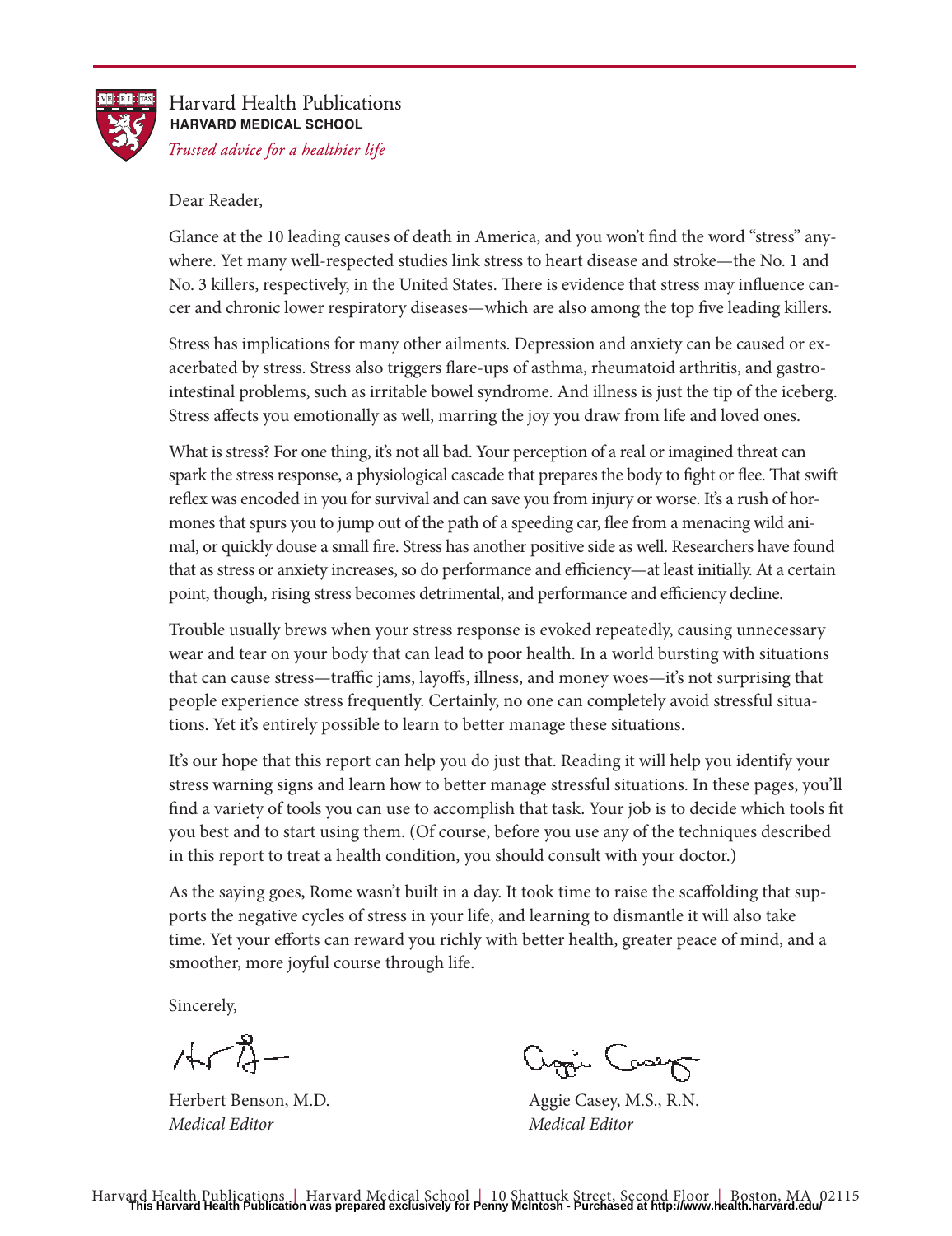Harvard Health Publications
**HARVARD MEDICAL SCHOOL**
*Trusted advice for a healthier life*

Dear Reader,

Glance at the 10 leading causes of death in America, and you won't find the word "stress" anywhere. Yet many well-respected studies link stress to heart disease and stroke—the No. 1 and No. 3 killers, respectively, in the United States. There is evidence that stress may influence cancer and chronic lower respiratory diseases—which are also among the top five leading killers.

Stress has implications for many other ailments. Depression and anxiety can be caused or exacerbated by stress. Stress also triggers flare-ups of asthma, rheumatoid arthritis, and gastrointestinal problems, such as irritable bowel syndrome. And illness is just the tip of the iceberg. Stress affects you emotionally as well, marring the joy you draw from life and loved ones.

What is stress? For one thing, it's not all bad. Your perception of a real or imagined threat can spark the stress response, a physiological cascade that prepares the body to fight or flee. That swift reflex was encoded in you for survival and can save you from injury or worse. It's a rush of hormones that spurs you to jump out of the path of a speeding car, flee from a menacing wild animal, or quickly douse a small fire. Stress has another positive side as well. Researchers have found that as stress or anxiety increases, so do performance and efficiency—at least initially. At a certain point, though, rising stress becomes detrimental, and performance and efficiency decline.

Trouble usually brews when your stress response is evoked repeatedly, causing unnecessary wear and tear on your body that can lead to poor health. In a world bursting with situations that can cause stress—traffic jams, layoffs, illness, and money woes—it's not surprising that people experience stress frequently. Certainly, no one can completely avoid stressful situations. Yet it's entirely possible to learn to better manage these situations.

It's our hope that this report can help you do just that. Reading it will help you identify your stress warning signs and learn how to better manage stressful situations. In these pages, you'll find a variety of tools you can use to accomplish that task. Your job is to decide which tools fit you best and to start using them. (Of course, before you use any of the techniques described in this report to treat a health condition, you should consult with your doctor.)

As the saying goes, Rome wasn't built in a day. It took time to raise the scaffolding that supports the negative cycles of stress in your life, and learning to dismantle it will also take time. Yet your efforts can reward you richly with better health, greater peace of mind, and a smoother, more joyful course through life.

Sincerely,

Herbert Benson, M.D.
*Medical Editor*

Aggie Casey, M.S., R.N.
*Medical Editor*

Harvard Health Publications | Harvard Medical School | 10 Shattuck Street, Second Floor | Boston, MA 02115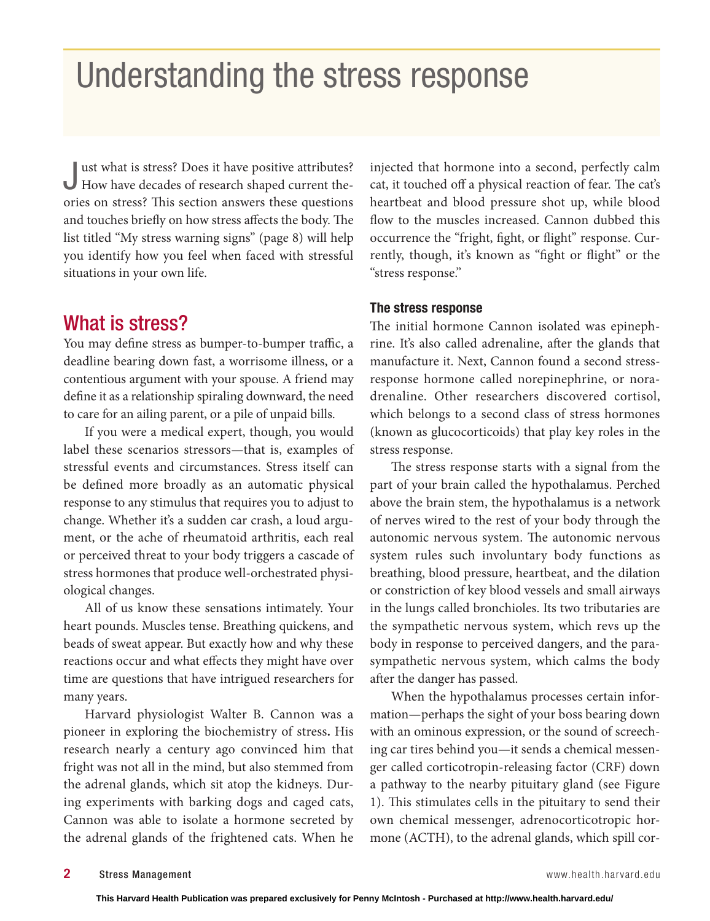# Understanding the stress response

Just what is stress? Does it have positive attributes? How have decades of research shaped current theories on stress? This section answers these questions and touches briefly on how stress affects the body. The list titled "My stress warning signs" (page 8) will help you identify how you feel when faced with stressful situations in your own life.

## What is stress?

You may define stress as bumper-to-bumper traffic, a deadline bearing down fast, a worrisome illness, or a contentious argument with your spouse. A friend may define it as a relationship spiraling downward, the need to care for an ailing parent, or a pile of unpaid bills.

If you were a medical expert, though, you would label these scenarios stressors—that is, examples of stressful events and circumstances. Stress itself can be defined more broadly as an automatic physical response to any stimulus that requires you to adjust to change. Whether it's a sudden car crash, a loud argument, or the ache of rheumatoid arthritis, each real or perceived threat to your body triggers a cascade of stress hormones that produce well-orchestrated physiological changes.

All of us know these sensations intimately. Your heart pounds. Muscles tense. Breathing quickens, and beads of sweat appear. But exactly how and why these reactions occur and what effects they might have over time are questions that have intrigued researchers for many years.

Harvard physiologist Walter B. Cannon was a pioneer in exploring the biochemistry of stress. His research nearly a century ago convinced him that fright was not all in the mind, but also stemmed from the adrenal glands, which sit atop the kidneys. During experiments with barking dogs and caged cats, Cannon was able to isolate a hormone secreted by the adrenal glands of the frightened cats. When he injected that hormone into a second, perfectly calm cat, it touched off a physical reaction of fear. The cat's heartbeat and blood pressure shot up, while blood flow to the muscles increased. Cannon dubbed this occurrence the "fright, fight, or flight" response. Currently, though, it's known as "fight or flight" or the "stress response."

### The stress response

The initial hormone Cannon isolated was epinephrine. It's also called adrenaline, after the glands that manufacture it. Next, Cannon found a second stress-response hormone called norepinephrine, or noradrenaline. Other researchers discovered cortisol, which belongs to a second class of stress hormones (known as glucocorticoids) that play key roles in the stress response.

The stress response starts with a signal from the part of your brain called the hypothalamus. Perched above the brain stem, the hypothalamus is a network of nerves wired to the rest of your body through the autonomic nervous system. The autonomic nervous system rules such involuntary body functions as breathing, blood pressure, heartbeat, and the dilation or constriction of key blood vessels and small airways in the lungs called bronchioles. Its two tributaries are the sympathetic nervous system, which revs up the body in response to perceived dangers, and the parasympathetic nervous system, which calms the body after the danger has passed.

When the hypothalamus processes certain information—perhaps the sight of your boss bearing down with an ominous expression, or the sound of screeching car tires behind you—it sends a chemical messenger called corticotropin-releasing factor (CRF) down a pathway to the nearby pituitary gland (see Figure 1). This stimulates cells in the pituitary to send their own chemical messenger, adrenocorticotropic hormone (ACTH), to the adrenal glands, which spill cor-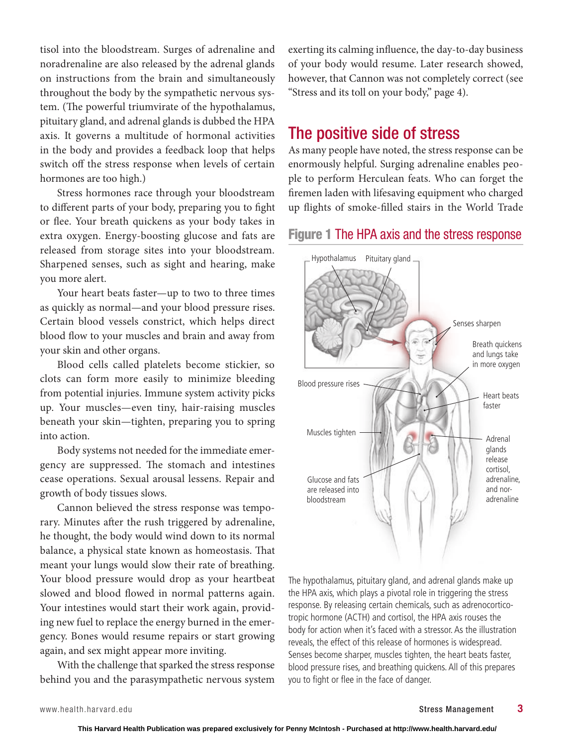tisol into the bloodstream. Surges of adrenaline and noradrenaline are also released by the adrenal glands on instructions from the brain and simultaneously throughout the body by the sympathetic nervous system. (The powerful triumvirate of the hypothalamus, pituitary gland, and adrenal glands is dubbed the HPA axis. It governs a multitude of hormonal activities in the body and provides a feedback loop that helps switch off the stress response when levels of certain hormones are too high.)

Stress hormones race through your bloodstream to different parts of your body, preparing you to fight or flee. Your breath quickens as your body takes in extra oxygen. Energy-boosting glucose and fats are released from storage sites into your bloodstream. Sharpened senses, such as sight and hearing, make you more alert.

Your heart beats faster—up to two to three times as quickly as normal—and your blood pressure rises. Certain blood vessels constrict, which helps direct blood flow to your muscles and brain and away from your skin and other organs.

Blood cells called platelets become stickier, so clots can form more easily to minimize bleeding from potential injuries. Immune system activity picks up. Your muscles—even tiny, hair-raising muscles beneath your skin—tighten, preparing you to spring into action.

Body systems not needed for the immediate emergency are suppressed. The stomach and intestines cease operations. Sexual arousal lessens. Repair and growth of body tissues slows.

Cannon believed the stress response was temporary. Minutes after the rush triggered by adrenaline, he thought, the body would wind down to its normal balance, a physical state known as homeostasis. That meant your lungs would slow their rate of breathing. Your blood pressure would drop as your heartbeat slowed and blood flowed in normal patterns again. Your intestines would start their work again, providing new fuel to replace the energy burned in the emergency. Bones would resume repairs or start growing again, and sex might appear more inviting.

With the challenge that sparked the stress response behind you and the parasympathetic nervous system exerting its calming influence, the day-to-day business of your body would resume. Later research showed, however, that Cannon was not completely correct (see "Stress and its toll on your body," page 4).

## The positive side of stress

As many people have noted, the stress response can be enormously helpful. Surging adrenaline enables people to perform Herculean feats. Who can forget the firemen laden with lifesaving equipment who charged up flights of smoke-filled stairs in the World Trade

### Figure 1 The HPA axis and the stress response

Hypothalamus · Pituitary gland · Senses sharpen · Breath quickens and lungs take in more oxygen · Blood pressure rises · Heart beats faster · Muscles tighten · Adrenal glands release cortisol, adrenaline, and noradrenaline · Glucose and fats are released into bloodstream

The hypothalamus, pituitary gland, and adrenal glands make up the HPA axis, which plays a pivotal role in triggering the stress response. By releasing certain chemicals, such as adrenocorticotropic hormone (ACTH) and cortisol, the HPA axis rouses the body for action when it's faced with a stressor. As the illustration reveals, the effect of this release of hormones is widespread. Senses become sharper, muscles tighten, the heart beats faster, blood pressure rises, and breathing quickens. All of this prepares you to fight or flee in the face of danger.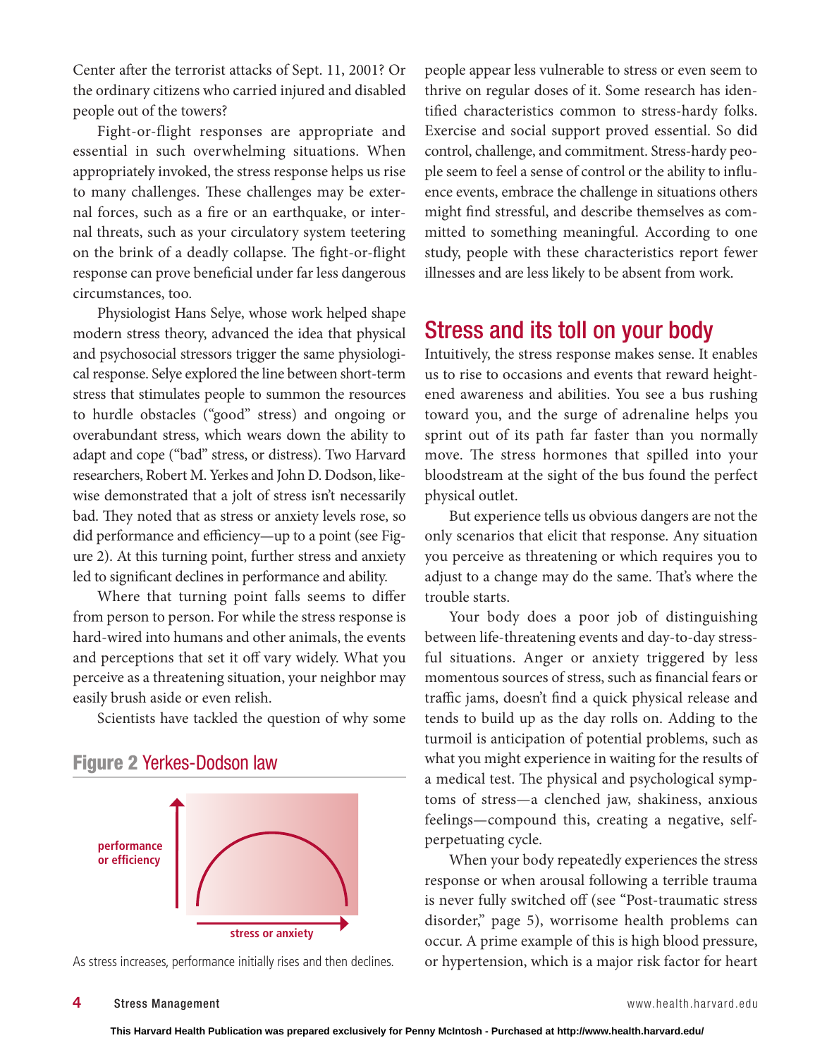Center after the terrorist attacks of Sept. 11, 2001? Or the ordinary citizens who carried injured and disabled people out of the towers?

Fight-or-flight responses are appropriate and essential in such overwhelming situations. When appropriately invoked, the stress response helps us rise to many challenges. These challenges may be external forces, such as a fire or an earthquake, or internal threats, such as your circulatory system teetering on the brink of a deadly collapse. The fight-or-flight response can prove beneficial under far less dangerous circumstances, too.

Physiologist Hans Selye, whose work helped shape modern stress theory, advanced the idea that physical and psychosocial stressors trigger the same physiological response. Selye explored the line between short-term stress that stimulates people to summon the resources to hurdle obstacles ("good" stress) and ongoing or overabundant stress, which wears down the ability to adapt and cope ("bad" stress, or distress). Two Harvard researchers, Robert M. Yerkes and John D. Dodson, likewise demonstrated that a jolt of stress isn't necessarily bad. They noted that as stress or anxiety levels rose, so did performance and efficiency—up to a point (see Figure 2). At this turning point, further stress and anxiety led to significant declines in performance and ability.

Where that turning point falls seems to differ from person to person. For while the stress response is hard-wired into humans and other animals, the events and perceptions that set it off vary widely. What you perceive as a threatening situation, your neighbor may easily brush aside or even relish.

Scientists have tackled the question of why some people appear less vulnerable to stress or even seem to thrive on regular doses of it. Some research has identified characteristics common to stress-hardy folks. Exercise and social support proved essential. So did control, challenge, and commitment. Stress-hardy people seem to feel a sense of control or the ability to influence events, embrace the challenge in situations others might find stressful, and describe themselves as committed to something meaningful. According to one study, people with these characteristics report fewer illnesses and are less likely to be absent from work.

### Figure 2 Yerkes-Dodson law

performance or efficiency

stress or anxiety

As stress increases, performance initially rises and then declines.

## Stress and its toll on your body

Intuitively, the stress response makes sense. It enables us to rise to occasions and events that reward heightened awareness and abilities. You see a bus rushing toward you, and the surge of adrenaline helps you sprint out of its path far faster than you normally move. The stress hormones that spilled into your bloodstream at the sight of the bus found the perfect physical outlet.

But experience tells us obvious dangers are not the only scenarios that elicit that response. Any situation you perceive as threatening or which requires you to adjust to a change may do the same. That's where the trouble starts.

Your body does a poor job of distinguishing between life-threatening events and day-to-day stressful situations. Anger or anxiety triggered by less momentous sources of stress, such as financial fears or traffic jams, doesn't find a quick physical release and tends to build up as the day rolls on. Adding to the turmoil is anticipation of potential problems, such as what you might experience in waiting for the results of a medical test. The physical and psychological symptoms of stress—a clenched jaw, shakiness, anxious feelings—compound this, creating a negative, self-perpetuating cycle.

When your body repeatedly experiences the stress response or when arousal following a terrible trauma is never fully switched off (see "Post-traumatic stress disorder," page 5), worrisome health problems can occur. A prime example of this is high blood pressure, or hypertension, which is a major risk factor for heart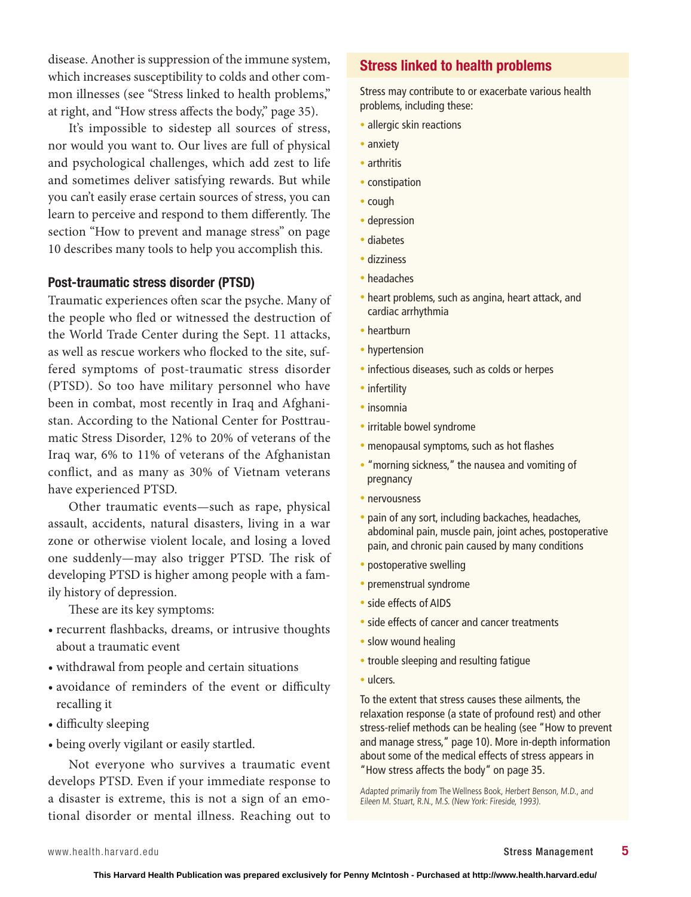disease. Another is suppression of the immune system, which increases susceptibility to colds and other common illnesses (see "Stress linked to health problems," at right, and "How stress affects the body," page 35).

It's impossible to sidestep all sources of stress, nor would you want to. Our lives are full of physical and psychological challenges, which add zest to life and sometimes deliver satisfying rewards. But while you can't easily erase certain sources of stress, you can learn to perceive and respond to them differently. The section "How to prevent and manage stress" on page 10 describes many tools to help you accomplish this.

### Post-traumatic stress disorder (PTSD)

Traumatic experiences often scar the psyche. Many of the people who fled or witnessed the destruction of the World Trade Center during the Sept. 11 attacks, as well as rescue workers who flocked to the site, suffered symptoms of post-traumatic stress disorder (PTSD). So too have military personnel who have been in combat, most recently in Iraq and Afghanistan. According to the National Center for Posttraumatic Stress Disorder, 12% to 20% of veterans of the Iraq war, 6% to 11% of veterans of the Afghanistan conflict, and as many as 30% of Vietnam veterans have experienced PTSD.

Other traumatic events—such as rape, physical assault, accidents, natural disasters, living in a war zone or otherwise violent locale, and losing a loved one suddenly—may also trigger PTSD. The risk of developing PTSD is higher among people with a family history of depression.

These are its key symptoms:

- recurrent flashbacks, dreams, or intrusive thoughts about a traumatic event
- withdrawal from people and certain situations
- avoidance of reminders of the event or difficulty recalling it
- difficulty sleeping
- being overly vigilant or easily startled.

Not everyone who survives a traumatic event develops PTSD. Even if your immediate response to a disaster is extreme, this is not a sign of an emotional disorder or mental illness. Reaching out to

## Stress linked to health problems

Stress may contribute to or exacerbate various health problems, including these:

- allergic skin reactions
- anxiety
- arthritis
- constipation
- cough
- depression
- diabetes
- dizziness
- headaches
- heart problems, such as angina, heart attack, and cardiac arrhythmia
- heartburn
- hypertension
- infectious diseases, such as colds or herpes
- infertility
- insomnia
- irritable bowel syndrome
- menopausal symptoms, such as hot flashes
- "morning sickness," the nausea and vomiting of pregnancy
- nervousness
- pain of any sort, including backaches, headaches, abdominal pain, muscle pain, joint aches, postoperative pain, and chronic pain caused by many conditions
- postoperative swelling
- premenstrual syndrome
- side effects of AIDS
- side effects of cancer and cancer treatments
- slow wound healing
- trouble sleeping and resulting fatigue
- ulcers.

To the extent that stress causes these ailments, the relaxation response (a state of profound rest) and other stress-relief methods can be healing (see "How to prevent and manage stress," page 10). More in-depth information about some of the medical effects of stress appears in "How stress affects the body" on page 35.

*Adapted primarily from* The Wellness Book, *Herbert Benson, M.D., and Eileen M. Stuart, R.N., M.S. (New York: Fireside, 1993).*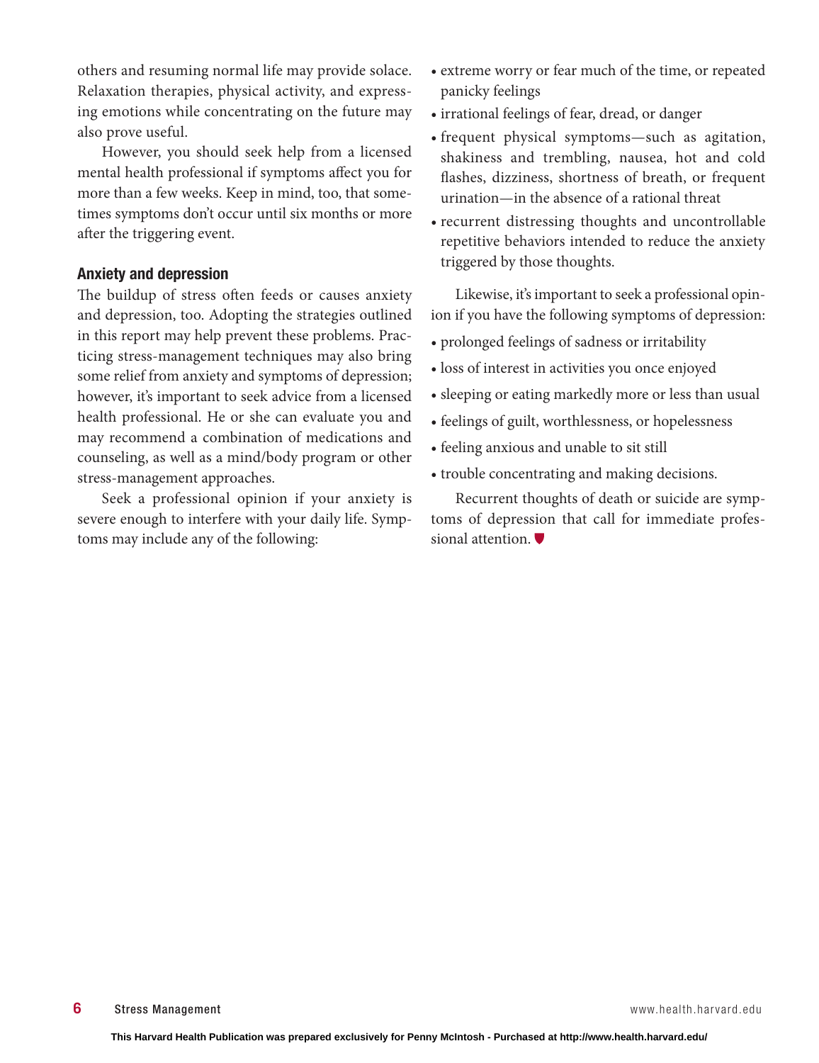others and resuming normal life may provide solace. Relaxation therapies, physical activity, and expressing emotions while concentrating on the future may also prove useful.

However, you should seek help from a licensed mental health professional if symptoms affect you for more than a few weeks. Keep in mind, too, that sometimes symptoms don't occur until six months or more after the triggering event.

### Anxiety and depression

The buildup of stress often feeds or causes anxiety and depression, too. Adopting the strategies outlined in this report may help prevent these problems. Practicing stress-management techniques may also bring some relief from anxiety and symptoms of depression; however, it's important to seek advice from a licensed health professional. He or she can evaluate you and may recommend a combination of medications and counseling, as well as a mind/body program or other stress-management approaches.

Seek a professional opinion if your anxiety is severe enough to interfere with your daily life. Symptoms may include any of the following:

- extreme worry or fear much of the time, or repeated panicky feelings
- irrational feelings of fear, dread, or danger
- frequent physical symptoms—such as agitation, shakiness and trembling, nausea, hot and cold flashes, dizziness, shortness of breath, or frequent urination—in the absence of a rational threat
- recurrent distressing thoughts and uncontrollable repetitive behaviors intended to reduce the anxiety triggered by those thoughts.

Likewise, it's important to seek a professional opinion if you have the following symptoms of depression:

- prolonged feelings of sadness or irritability
- loss of interest in activities you once enjoyed
- sleeping or eating markedly more or less than usual
- feelings of guilt, worthlessness, or hopelessness
- feeling anxious and unable to sit still
- trouble concentrating and making decisions.

Recurrent thoughts of death or suicide are symptoms of depression that call for immediate professional attention.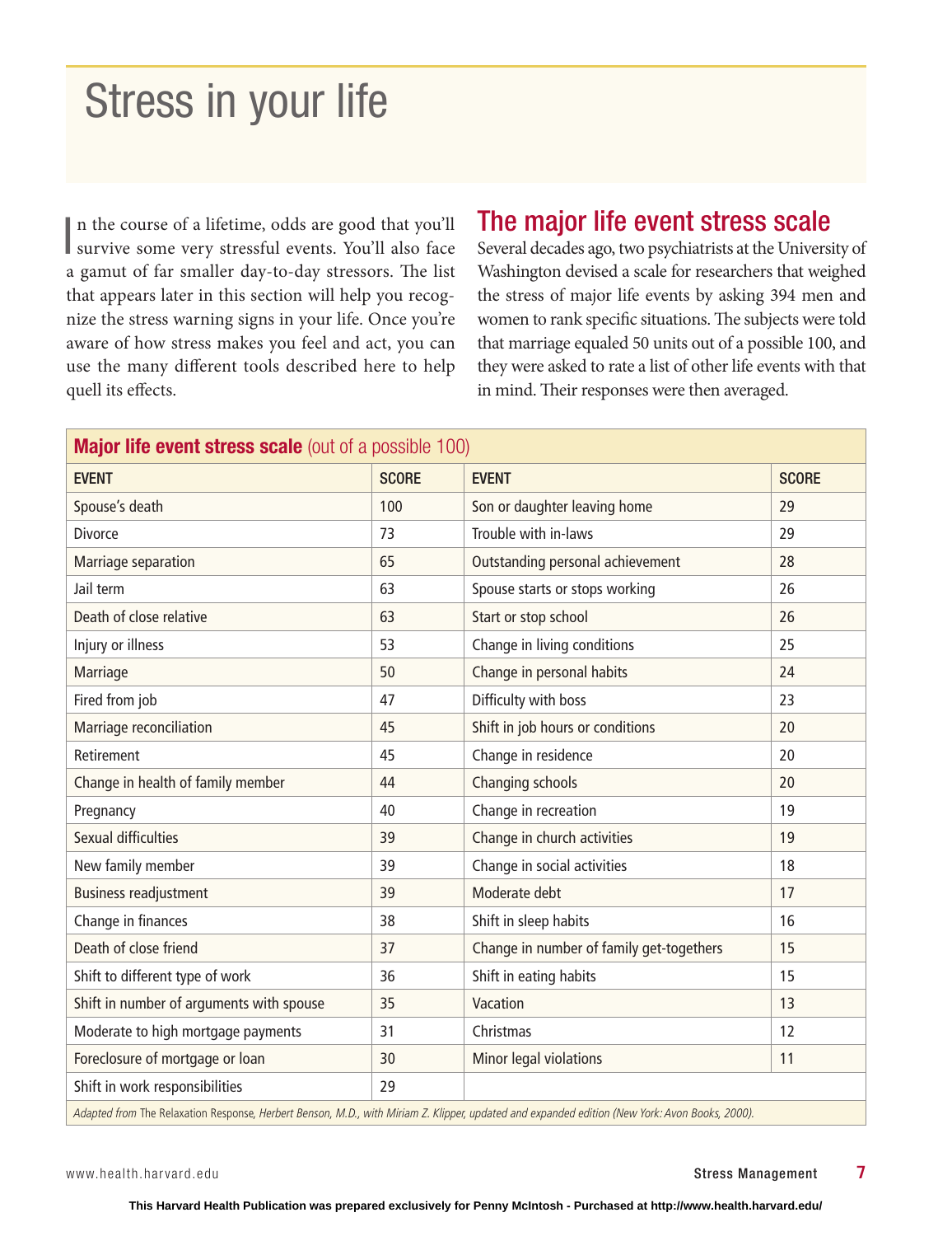# Stress in your life

In the course of a lifetime, odds are good that you'll survive some very stressful events. You'll also face a gamut of far smaller day-to-day stressors. The list that appears later in this section will help you recognize the stress warning signs in your life. Once you're aware of how stress makes you feel and act, you can use the many different tools described here to help quell its effects.

## The major life event stress scale

Several decades ago, two psychiatrists at the University of Washington devised a scale for researchers that weighed the stress of major life events by asking 394 men and women to rank specific situations. The subjects were told that marriage equaled 50 units out of a possible 100, and they were asked to rate a list of other life events with that in mind. Their responses were then averaged.

**Major life event stress scale** (out of a possible 100)

| EVENT | SCORE | EVENT | SCORE |
|---|---|---|---|
| Spouse's death | 100 | Son or daughter leaving home | 29 |
| Divorce | 73 | Trouble with in-laws | 29 |
| Marriage separation | 65 | Outstanding personal achievement | 28 |
| Jail term | 63 | Spouse starts or stops working | 26 |
| Death of close relative | 63 | Start or stop school | 26 |
| Injury or illness | 53 | Change in living conditions | 25 |
| Marriage | 50 | Change in personal habits | 24 |
| Fired from job | 47 | Difficulty with boss | 23 |
| Marriage reconciliation | 45 | Shift in job hours or conditions | 20 |
| Retirement | 45 | Change in residence | 20 |
| Change in health of family member | 44 | Changing schools | 20 |
| Pregnancy | 40 | Change in recreation | 19 |
| Sexual difficulties | 39 | Change in church activities | 19 |
| New family member | 39 | Change in social activities | 18 |
| Business readjustment | 39 | Moderate debt | 17 |
| Change in finances | 38 | Shift in sleep habits | 16 |
| Death of close friend | 37 | Change in number of family get-togethers | 15 |
| Shift to different type of work | 36 | Shift in eating habits | 15 |
| Shift in number of arguments with spouse | 35 | Vacation | 13 |
| Moderate to high mortgage payments | 31 | Christmas | 12 |
| Foreclosure of mortgage or loan | 30 | Minor legal violations | 11 |
| Shift in work responsibilities | 29 | | |

*Adapted from* The Relaxation Response, *Herbert Benson, M.D., with Miriam Z. Klipper, updated and expanded edition (New York: Avon Books, 2000).*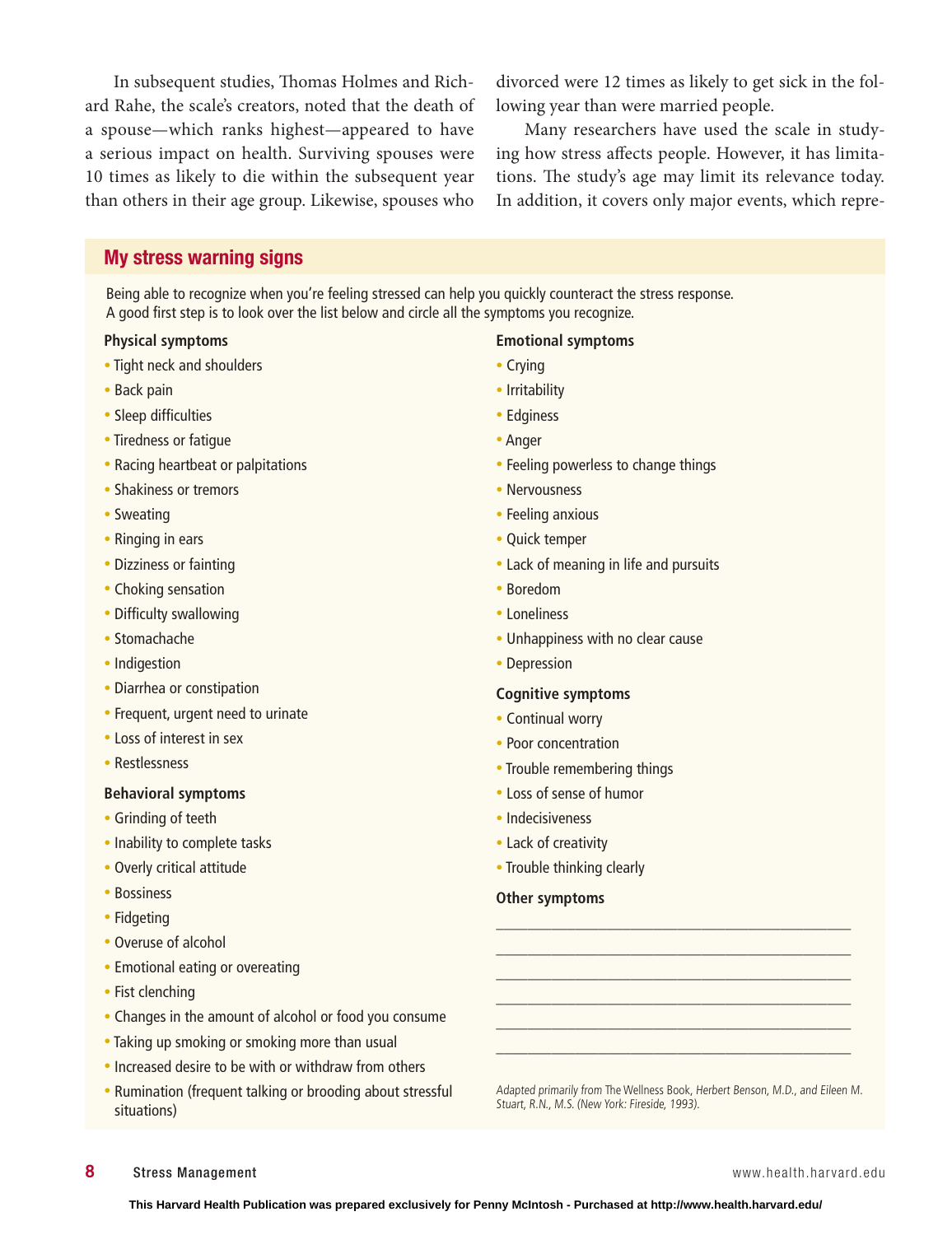In subsequent studies, Thomas Holmes and Richard Rahe, the scale's creators, noted that the death of a spouse—which ranks highest—appeared to have a serious impact on health. Surviving spouses were 10 times as likely to die within the subsequent year than others in their age group. Likewise, spouses who divorced were 12 times as likely to get sick in the following year than were married people.

Many researchers have used the scale in studying how stress affects people. However, it has limitations. The study's age may limit its relevance today. In addition, it covers only major events, which repre-

## My stress warning signs

Being able to recognize when you're feeling stressed can help you quickly counteract the stress response. A good first step is to look over the list below and circle all the symptoms you recognize.

**Physical symptoms**

- Tight neck and shoulders
- Back pain
- Sleep difficulties
- Tiredness or fatigue
- Racing heartbeat or palpitations
- Shakiness or tremors
- Sweating
- Ringing in ears
- Dizziness or fainting
- Choking sensation
- Difficulty swallowing
- Stomachache
- Indigestion
- Diarrhea or constipation
- Frequent, urgent need to urinate
- Loss of interest in sex
- Restlessness

**Behavioral symptoms**

- Grinding of teeth
- Inability to complete tasks
- Overly critical attitude
- Bossiness
- Fidgeting
- Overuse of alcohol
- Emotional eating or overeating
- Fist clenching
- Changes in the amount of alcohol or food you consume
- Taking up smoking or smoking more than usual
- Increased desire to be with or withdraw from others
- Rumination (frequent talking or brooding about stressful situations)

**Emotional symptoms**

- Crying
- Irritability
- Edginess
- Anger
- Feeling powerless to change things
- Nervousness
- Feeling anxious
- Quick temper
- Lack of meaning in life and pursuits
- Boredom
- Loneliness
- Unhappiness with no clear cause
- Depression

**Cognitive symptoms**

- Continual worry
- Poor concentration
- Trouble remembering things
- Loss of sense of humor
- Indecisiveness
- Lack of creativity
- Trouble thinking clearly

**Other symptoms**

\_\_\_\_\_\_\_\_\_\_\_\_\_\_\_\_\_\_\_\_\_\_\_\_\_\_\_\_\_\_\_\_\_\_\_\_\_\_

\_\_\_\_\_\_\_\_\_\_\_\_\_\_\_\_\_\_\_\_\_\_\_\_\_\_\_\_\_\_\_\_\_\_\_\_\_\_

\_\_\_\_\_\_\_\_\_\_\_\_\_\_\_\_\_\_\_\_\_\_\_\_\_\_\_\_\_\_\_\_\_\_\_\_\_\_

\_\_\_\_\_\_\_\_\_\_\_\_\_\_\_\_\_\_\_\_\_\_\_\_\_\_\_\_\_\_\_\_\_\_\_\_\_\_

\_\_\_\_\_\_\_\_\_\_\_\_\_\_\_\_\_\_\_\_\_\_\_\_\_\_\_\_\_\_\_\_\_\_\_\_\_\_

\_\_\_\_\_\_\_\_\_\_\_\_\_\_\_\_\_\_\_\_\_\_\_\_\_\_\_\_\_\_\_\_\_\_\_\_\_\_

*Adapted primarily from* The Wellness Book, *Herbert Benson, M.D., and Eileen M. Stuart, R.N., M.S. (New York: Fireside, 1993).*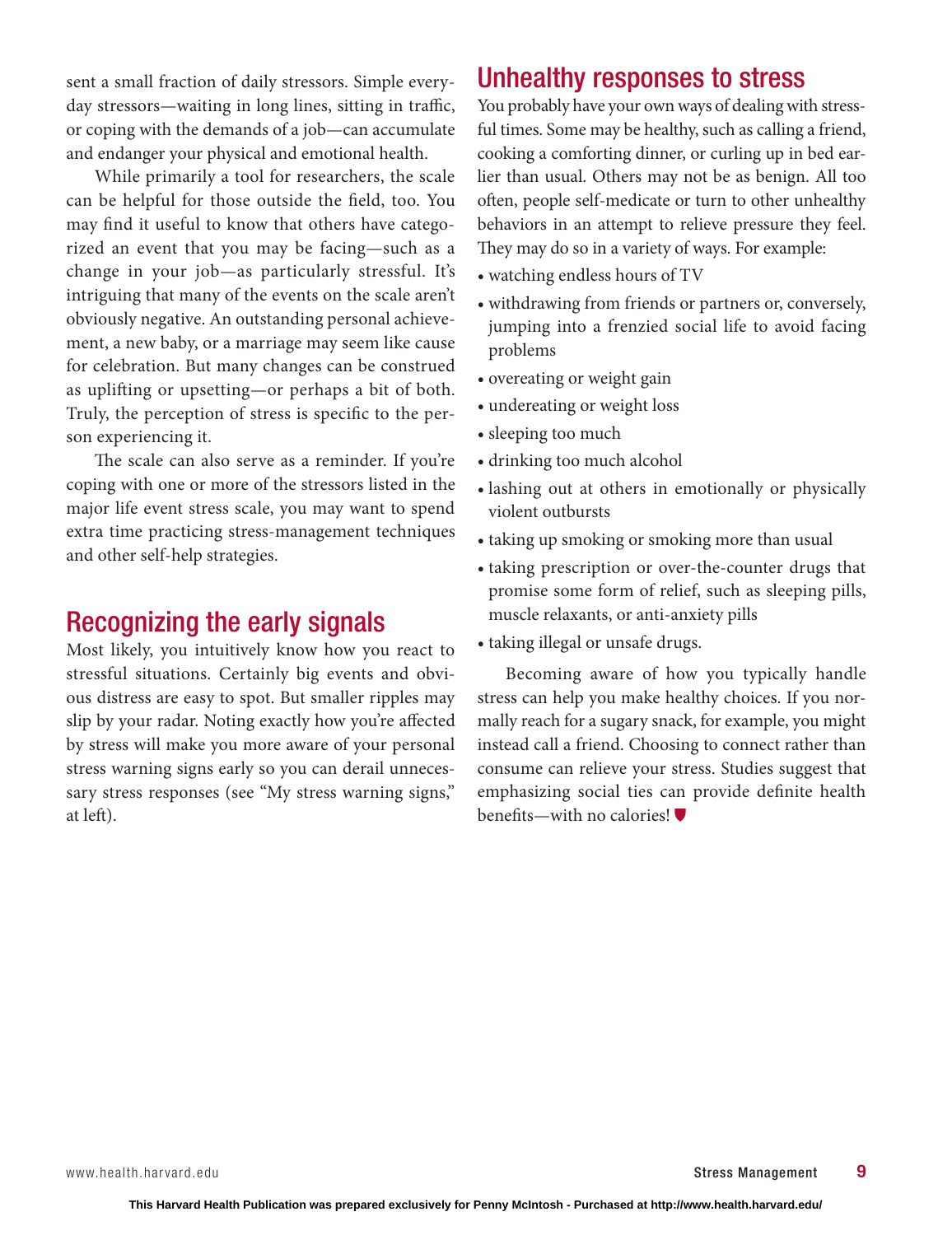sent a small fraction of daily stressors. Simple everyday stressors—waiting in long lines, sitting in traffic, or coping with the demands of a job—can accumulate and endanger your physical and emotional health.

While primarily a tool for researchers, the scale can be helpful for those outside the field, too. You may find it useful to know that others have categorized an event that you may be facing—such as a change in your job—as particularly stressful. It's intriguing that many of the events on the scale aren't obviously negative. An outstanding personal achievement, a new baby, or a marriage may seem like cause for celebration. But many changes can be construed as uplifting or upsetting—or perhaps a bit of both. Truly, the perception of stress is specific to the person experiencing it.

The scale can also serve as a reminder. If you're coping with one or more of the stressors listed in the major life event stress scale, you may want to spend extra time practicing stress-management techniques and other self-help strategies.

## Recognizing the early signals

Most likely, you intuitively know how you react to stressful situations. Certainly big events and obvious distress are easy to spot. But smaller ripples may slip by your radar. Noting exactly how you're affected by stress will make you more aware of your personal stress warning signs early so you can derail unnecessary stress responses (see "My stress warning signs," at left).

## Unhealthy responses to stress

You probably have your own ways of dealing with stressful times. Some may be healthy, such as calling a friend, cooking a comforting dinner, or curling up in bed earlier than usual. Others may not be as benign. All too often, people self-medicate or turn to other unhealthy behaviors in an attempt to relieve pressure they feel. They may do so in a variety of ways. For example:

- watching endless hours of TV
- withdrawing from friends or partners or, conversely, jumping into a frenzied social life to avoid facing problems
- overeating or weight gain
- undereating or weight loss
- sleeping too much
- drinking too much alcohol
- lashing out at others in emotionally or physically violent outbursts
- taking up smoking or smoking more than usual
- taking prescription or over-the-counter drugs that promise some form of relief, such as sleeping pills, muscle relaxants, or anti-anxiety pills
- taking illegal or unsafe drugs.

Becoming aware of how you typically handle stress can help you make healthy choices. If you normally reach for a sugary snack, for example, you might instead call a friend. Choosing to connect rather than consume can relieve your stress. Studies suggest that emphasizing social ties can provide definite health benefits—with no calories!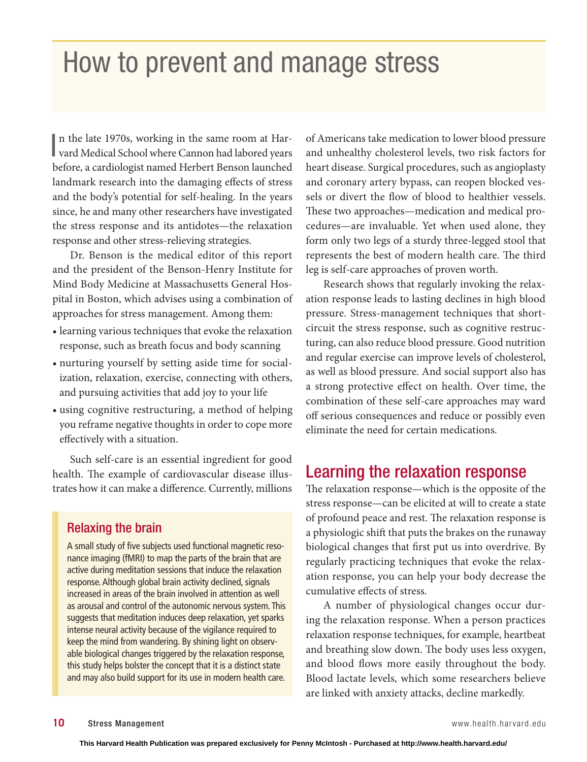# How to prevent and manage stress

In the late 1970s, working in the same room at Harvard Medical School where Cannon had labored years before, a cardiologist named Herbert Benson launched landmark research into the damaging effects of stress and the body's potential for self-healing. In the years since, he and many other researchers have investigated the stress response and its antidotes—the relaxation response and other stress-relieving strategies.

Dr. Benson is the medical editor of this report and the president of the Benson-Henry Institute for Mind Body Medicine at Massachusetts General Hospital in Boston, which advises using a combination of approaches for stress management. Among them:

- learning various techniques that evoke the relaxation response, such as breath focus and body scanning
- nurturing yourself by setting aside time for socialization, relaxation, exercise, connecting with others, and pursuing activities that add joy to your life
- using cognitive restructuring, a method of helping you reframe negative thoughts in order to cope more effectively with a situation.

Such self-care is an essential ingredient for good health. The example of cardiovascular disease illustrates how it can make a difference. Currently, millions of Americans take medication to lower blood pressure and unhealthy cholesterol levels, two risk factors for heart disease. Surgical procedures, such as angioplasty and coronary artery bypass, can reopen blocked vessels or divert the flow of blood to healthier vessels. These two approaches—medication and medical procedures—are invaluable. Yet when used alone, they form only two legs of a sturdy three-legged stool that represents the best of modern health care. The third leg is self-care approaches of proven worth.

Research shows that regularly invoking the relaxation response leads to lasting declines in high blood pressure. Stress-management techniques that short-circuit the stress response, such as cognitive restructuring, can also reduce blood pressure. Good nutrition and regular exercise can improve levels of cholesterol, as well as blood pressure. And social support also has a strong protective effect on health. Over time, the combination of these self-care approaches may ward off serious consequences and reduce or possibly even eliminate the need for certain medications.

### Relaxing the brain

A small study of five subjects used functional magnetic resonance imaging (fMRI) to map the parts of the brain that are active during meditation sessions that induce the relaxation response. Although global brain activity declined, signals increased in areas of the brain involved in attention as well as arousal and control of the autonomic nervous system. This suggests that meditation induces deep relaxation, yet sparks intense neural activity because of the vigilance required to keep the mind from wandering. By shining light on observable biological changes triggered by the relaxation response, this study helps bolster the concept that it is a distinct state and may also build support for its use in modern health care.

## Learning the relaxation response

The relaxation response—which is the opposite of the stress response—can be elicited at will to create a state of profound peace and rest. The relaxation response is a physiologic shift that puts the brakes on the runaway biological changes that first put us into overdrive. By regularly practicing techniques that evoke the relaxation response, you can help your body decrease the cumulative effects of stress.

A number of physiological changes occur during the relaxation response. When a person practices relaxation response techniques, for example, heartbeat and breathing slow down. The body uses less oxygen, and blood flows more easily throughout the body. Blood lactate levels, which some researchers believe are linked with anxiety attacks, decline markedly.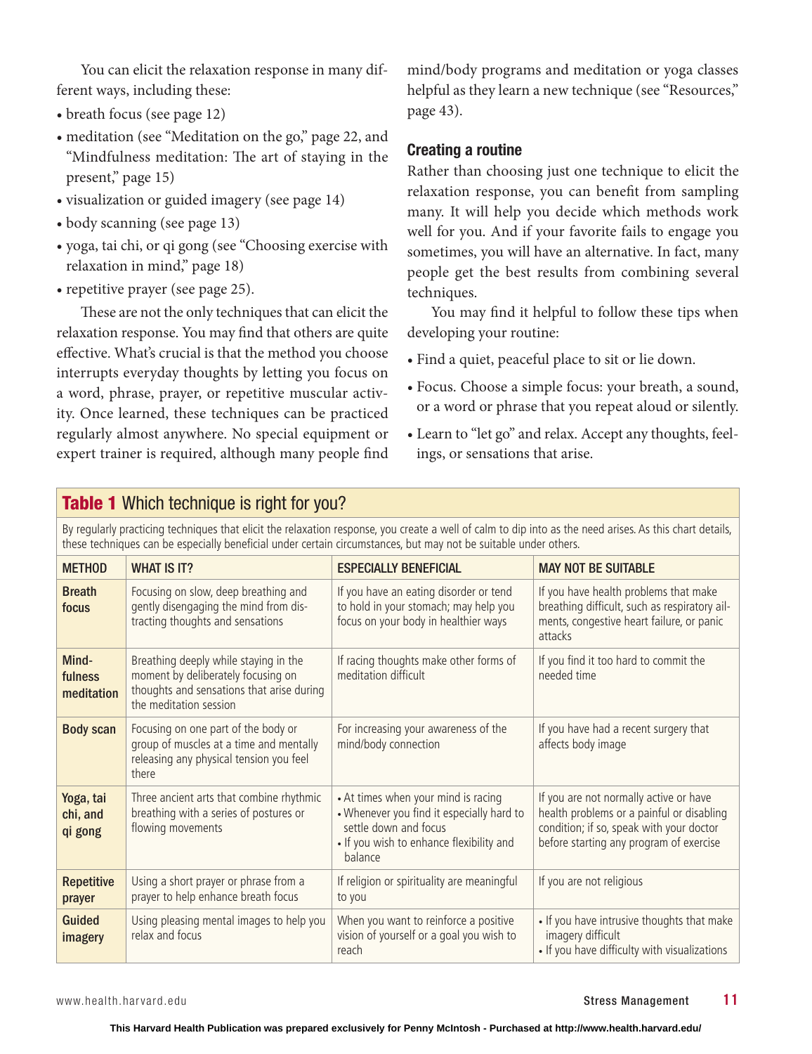You can elicit the relaxation response in many different ways, including these:

- breath focus (see page 12)
- meditation (see "Meditation on the go," page 22, and "Mindfulness meditation: The art of staying in the present," page 15)
- visualization or guided imagery (see page 14)
- body scanning (see page 13)
- yoga, tai chi, or qi gong (see "Choosing exercise with relaxation in mind," page 18)
- repetitive prayer (see page 25).

These are not the only techniques that can elicit the relaxation response. You may find that others are quite effective. What's crucial is that the method you choose interrupts everyday thoughts by letting you focus on a word, phrase, prayer, or repetitive muscular activity. Once learned, these techniques can be practiced regularly almost anywhere. No special equipment or expert trainer is required, although many people find mind/body programs and meditation or yoga classes helpful as they learn a new technique (see "Resources," page 43).

### Creating a routine

Rather than choosing just one technique to elicit the relaxation response, you can benefit from sampling many. It will help you decide which methods work well for you. And if your favorite fails to engage you sometimes, you will have an alternative. In fact, many people get the best results from combining several techniques.

You may find it helpful to follow these tips when developing your routine:

- Find a quiet, peaceful place to sit or lie down.
- Focus. Choose a simple focus: your breath, a sound, or a word or phrase that you repeat aloud or silently.
- Learn to "let go" and relax. Accept any thoughts, feelings, or sensations that arise.

**Table 1** Which technique is right for you?

By regularly practicing techniques that elicit the relaxation response, you create a well of calm to dip into as the need arises. As this chart details, these techniques can be especially beneficial under certain circumstances, but may not be suitable under others.

| METHOD | WHAT IS IT? | ESPECIALLY BENEFICIAL | MAY NOT BE SUITABLE |
|---|---|---|---|
| **Breath focus** | Focusing on slow, deep breathing and gently disengaging the mind from distracting thoughts and sensations | If you have an eating disorder or tend to hold in your stomach; may help you focus on your body in healthier ways | If you have health problems that make breathing difficult, such as respiratory ailments, congestive heart failure, or panic attacks |
| **Mindfulness meditation** | Breathing deeply while staying in the moment by deliberately focusing on thoughts and sensations that arise during the meditation session | If racing thoughts make other forms of meditation difficult | If you find it too hard to commit the needed time |
| **Body scan** | Focusing on one part of the body or group of muscles at a time and mentally releasing any physical tension you feel there | For increasing your awareness of the mind/body connection | If you have had a recent surgery that affects body image |
| **Yoga, tai chi, and qi gong** | Three ancient arts that combine rhythmic breathing with a series of postures or flowing movements | • At times when your mind is racing<br>• Whenever you find it especially hard to settle down and focus<br>• If you wish to enhance flexibility and balance | If you are not normally active or have health problems or a painful or disabling condition; if so, speak with your doctor before starting any program of exercise |
| **Repetitive prayer** | Using a short prayer or phrase from a prayer to help enhance breath focus | If religion or spirituality are meaningful to you | If you are not religious |
| **Guided imagery** | Using pleasing mental images to help you relax and focus | When you want to reinforce a positive vision of yourself or a goal you wish to reach | • If you have intrusive thoughts that make imagery difficult<br>• If you have difficulty with visualizations |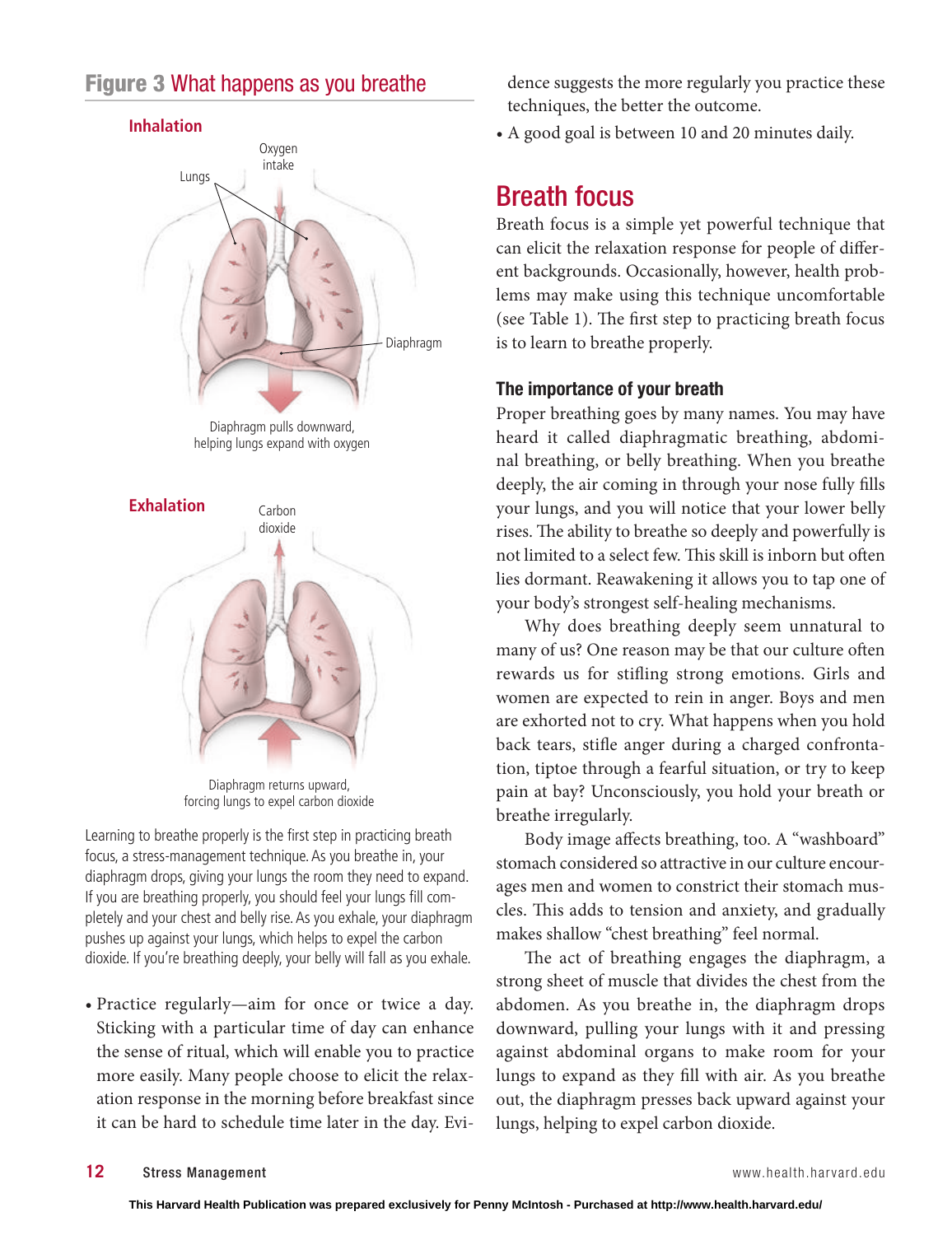## Figure 3 What happens as you breathe

**Inhalation**

Lungs

Oxygen intake

Diaphragm

Diaphragm pulls downward, helping lungs expand with oxygen

**Exhalation**

Carbon dioxide

Diaphragm returns upward, forcing lungs to expel carbon dioxide

Learning to breathe properly is the first step in practicing breath focus, a stress-management technique. As you breathe in, your diaphragm drops, giving your lungs the room they need to expand. If you are breathing properly, you should feel your lungs fill completely and your chest and belly rise. As you exhale, your diaphragm pushes up against your lungs, which helps to expel the carbon dioxide. If you're breathing deeply, your belly will fall as you exhale.

- Practice regularly—aim for once or twice a day. Sticking with a particular time of day can enhance the sense of ritual, which will enable you to practice more easily. Many people choose to elicit the relaxation response in the morning before breakfast since it can be hard to schedule time later in the day. Evidence suggests the more regularly you practice these techniques, the better the outcome.
- A good goal is between 10 and 20 minutes daily.

## Breath focus

Breath focus is a simple yet powerful technique that can elicit the relaxation response for people of different backgrounds. Occasionally, however, health problems may make using this technique uncomfortable (see Table 1). The first step to practicing breath focus is to learn to breathe properly.

### The importance of your breath

Proper breathing goes by many names. You may have heard it called diaphragmatic breathing, abdominal breathing, or belly breathing. When you breathe deeply, the air coming in through your nose fully fills your lungs, and you will notice that your lower belly rises. The ability to breathe so deeply and powerfully is not limited to a select few. This skill is inborn but often lies dormant. Reawakening it allows you to tap one of your body's strongest self-healing mechanisms.

Why does breathing deeply seem unnatural to many of us? One reason may be that our culture often rewards us for stifling strong emotions. Girls and women are expected to rein in anger. Boys and men are exhorted not to cry. What happens when you hold back tears, stifle anger during a charged confrontation, tiptoe through a fearful situation, or try to keep pain at bay? Unconsciously, you hold your breath or breathe irregularly.

Body image affects breathing, too. A "washboard" stomach considered so attractive in our culture encourages men and women to constrict their stomach muscles. This adds to tension and anxiety, and gradually makes shallow "chest breathing" feel normal.

The act of breathing engages the diaphragm, a strong sheet of muscle that divides the chest from the abdomen. As you breathe in, the diaphragm drops downward, pulling your lungs with it and pressing against abdominal organs to make room for your lungs to expand as they fill with air. As you breathe out, the diaphragm presses back upward against your lungs, helping to expel carbon dioxide.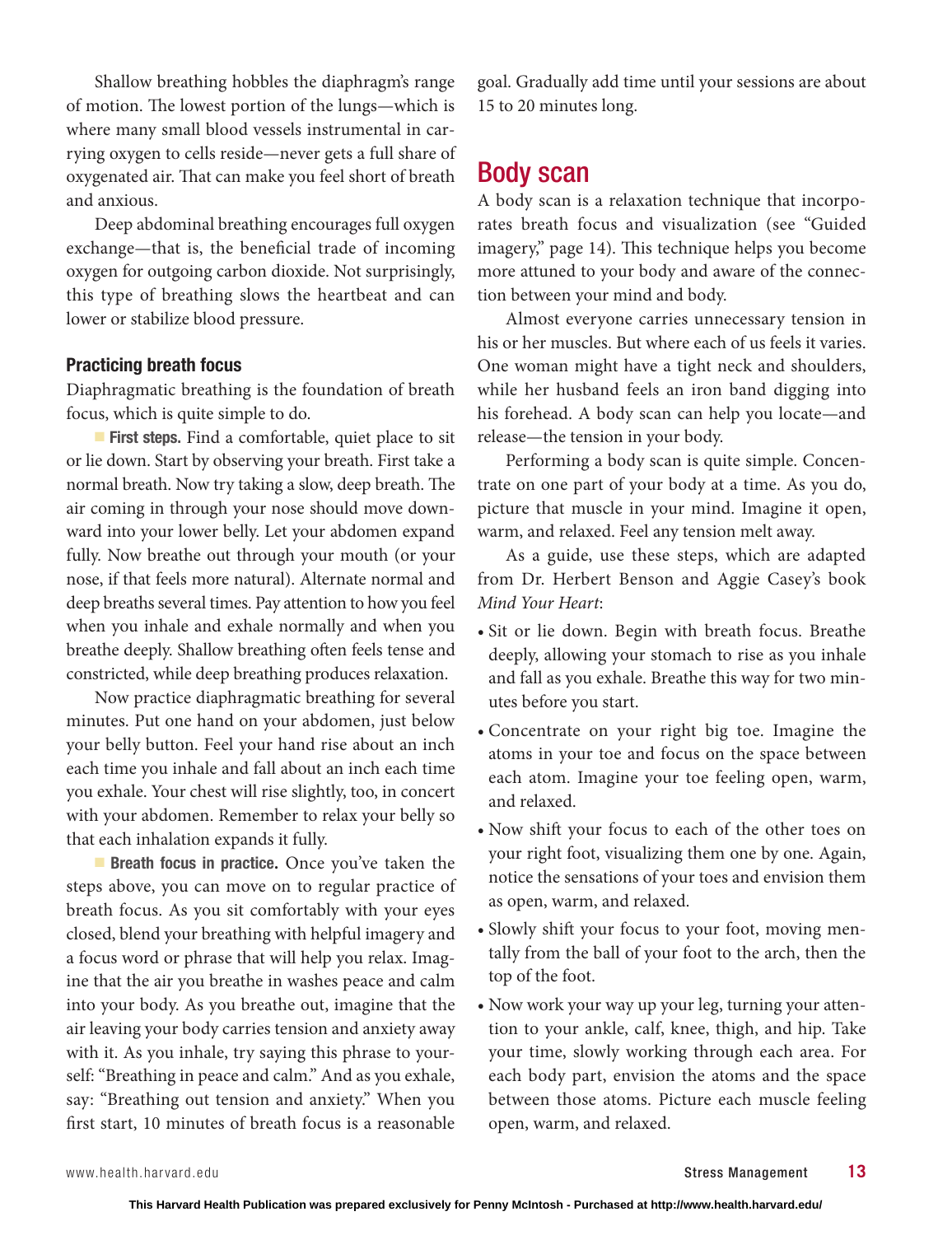Shallow breathing hobbles the diaphragm's range of motion. The lowest portion of the lungs—which is where many small blood vessels instrumental in carrying oxygen to cells reside—never gets a full share of oxygenated air. That can make you feel short of breath and anxious.

Deep abdominal breathing encourages full oxygen exchange—that is, the beneficial trade of incoming oxygen for outgoing carbon dioxide. Not surprisingly, this type of breathing slows the heartbeat and can lower or stabilize blood pressure.

### Practicing breath focus

Diaphragmatic breathing is the foundation of breath focus, which is quite simple to do.

**First steps.** Find a comfortable, quiet place to sit or lie down. Start by observing your breath. First take a normal breath. Now try taking a slow, deep breath. The air coming in through your nose should move downward into your lower belly. Let your abdomen expand fully. Now breathe out through your mouth (or your nose, if that feels more natural). Alternate normal and deep breaths several times. Pay attention to how you feel when you inhale and exhale normally and when you breathe deeply. Shallow breathing often feels tense and constricted, while deep breathing produces relaxation.

Now practice diaphragmatic breathing for several minutes. Put one hand on your abdomen, just below your belly button. Feel your hand rise about an inch each time you inhale and fall about an inch each time you exhale. Your chest will rise slightly, too, in concert with your abdomen. Remember to relax your belly so that each inhalation expands it fully.

**Breath focus in practice.** Once you've taken the steps above, you can move on to regular practice of breath focus. As you sit comfortably with your eyes closed, blend your breathing with helpful imagery and a focus word or phrase that will help you relax. Imagine that the air you breathe in washes peace and calm into your body. As you breathe out, imagine that the air leaving your body carries tension and anxiety away with it. As you inhale, try saying this phrase to yourself: "Breathing in peace and calm." And as you exhale, say: "Breathing out tension and anxiety." When you first start, 10 minutes of breath focus is a reasonable goal. Gradually add time until your sessions are about 15 to 20 minutes long.

## Body scan

A body scan is a relaxation technique that incorporates breath focus and visualization (see "Guided imagery," page 14). This technique helps you become more attuned to your body and aware of the connection between your mind and body.

Almost everyone carries unnecessary tension in his or her muscles. But where each of us feels it varies. One woman might have a tight neck and shoulders, while her husband feels an iron band digging into his forehead. A body scan can help you locate—and release—the tension in your body.

Performing a body scan is quite simple. Concentrate on one part of your body at a time. As you do, picture that muscle in your mind. Imagine it open, warm, and relaxed. Feel any tension melt away.

As a guide, use these steps, which are adapted from Dr. Herbert Benson and Aggie Casey's book *Mind Your Heart*:

- Sit or lie down. Begin with breath focus. Breathe deeply, allowing your stomach to rise as you inhale and fall as you exhale. Breathe this way for two minutes before you start.
- Concentrate on your right big toe. Imagine the atoms in your toe and focus on the space between each atom. Imagine your toe feeling open, warm, and relaxed.
- Now shift your focus to each of the other toes on your right foot, visualizing them one by one. Again, notice the sensations of your toes and envision them as open, warm, and relaxed.
- Slowly shift your focus to your foot, moving mentally from the ball of your foot to the arch, then the top of the foot.
- Now work your way up your leg, turning your attention to your ankle, calf, knee, thigh, and hip. Take your time, slowly working through each area. For each body part, envision the atoms and the space between those atoms. Picture each muscle feeling open, warm, and relaxed.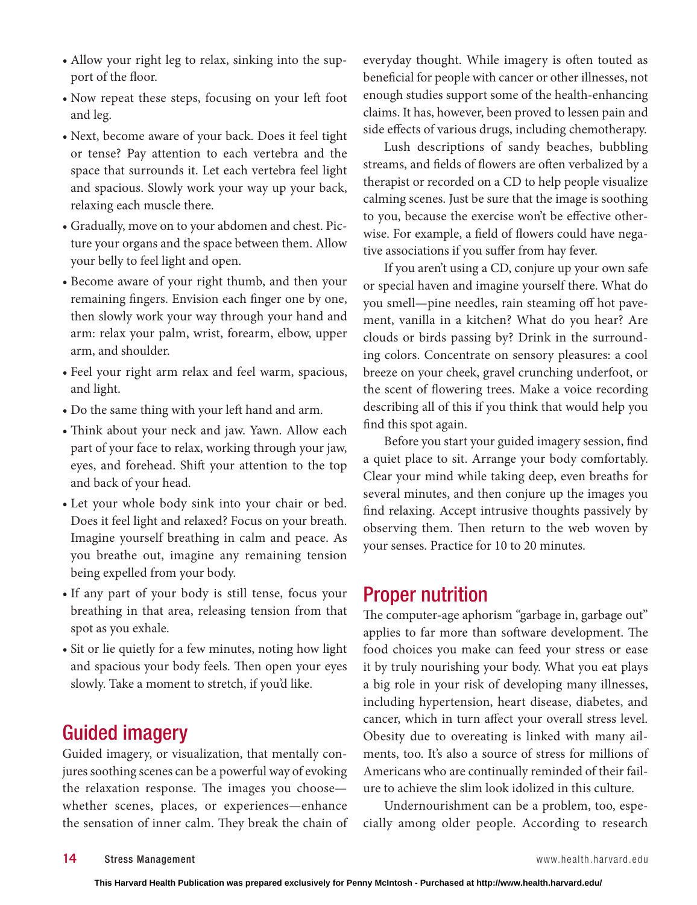- Allow your right leg to relax, sinking into the support of the floor.
- Now repeat these steps, focusing on your left foot and leg.
- Next, become aware of your back. Does it feel tight or tense? Pay attention to each vertebra and the space that surrounds it. Let each vertebra feel light and spacious. Slowly work your way up your back, relaxing each muscle there.
- Gradually, move on to your abdomen and chest. Picture your organs and the space between them. Allow your belly to feel light and open.
- Become aware of your right thumb, and then your remaining fingers. Envision each finger one by one, then slowly work your way through your hand and arm: relax your palm, wrist, forearm, elbow, upper arm, and shoulder.
- Feel your right arm relax and feel warm, spacious, and light.
- Do the same thing with your left hand and arm.
- Think about your neck and jaw. Yawn. Allow each part of your face to relax, working through your jaw, eyes, and forehead. Shift your attention to the top and back of your head.
- Let your whole body sink into your chair or bed. Does it feel light and relaxed? Focus on your breath. Imagine yourself breathing in calm and peace. As you breathe out, imagine any remaining tension being expelled from your body.
- If any part of your body is still tense, focus your breathing in that area, releasing tension from that spot as you exhale.
- Sit or lie quietly for a few minutes, noting how light and spacious your body feels. Then open your eyes slowly. Take a moment to stretch, if you'd like.

## Guided imagery

Guided imagery, or visualization, that mentally conjures soothing scenes can be a powerful way of evoking the relaxation response. The images you choose—whether scenes, places, or experiences—enhance the sensation of inner calm. They break the chain of everyday thought. While imagery is often touted as beneficial for people with cancer or other illnesses, not enough studies support some of the health-enhancing claims. It has, however, been proved to lessen pain and side effects of various drugs, including chemotherapy.

Lush descriptions of sandy beaches, bubbling streams, and fields of flowers are often verbalized by a therapist or recorded on a CD to help people visualize calming scenes. Just be sure that the image is soothing to you, because the exercise won't be effective otherwise. For example, a field of flowers could have negative associations if you suffer from hay fever.

If you aren't using a CD, conjure up your own safe or special haven and imagine yourself there. What do you smell—pine needles, rain steaming off hot pavement, vanilla in a kitchen? What do you hear? Are clouds or birds passing by? Drink in the surrounding colors. Concentrate on sensory pleasures: a cool breeze on your cheek, gravel crunching underfoot, or the scent of flowering trees. Make a voice recording describing all of this if you think that would help you find this spot again.

Before you start your guided imagery session, find a quiet place to sit. Arrange your body comfortably. Clear your mind while taking deep, even breaths for several minutes, and then conjure up the images you find relaxing. Accept intrusive thoughts passively by observing them. Then return to the web woven by your senses. Practice for 10 to 20 minutes.

## Proper nutrition

The computer-age aphorism "garbage in, garbage out" applies to far more than software development. The food choices you make can feed your stress or ease it by truly nourishing your body. What you eat plays a big role in your risk of developing many illnesses, including hypertension, heart disease, diabetes, and cancer, which in turn affect your overall stress level. Obesity due to overeating is linked with many ailments, too. It's also a source of stress for millions of Americans who are continually reminded of their failure to achieve the slim look idolized in this culture.

Undernourishment can be a problem, too, especially among older people. According to research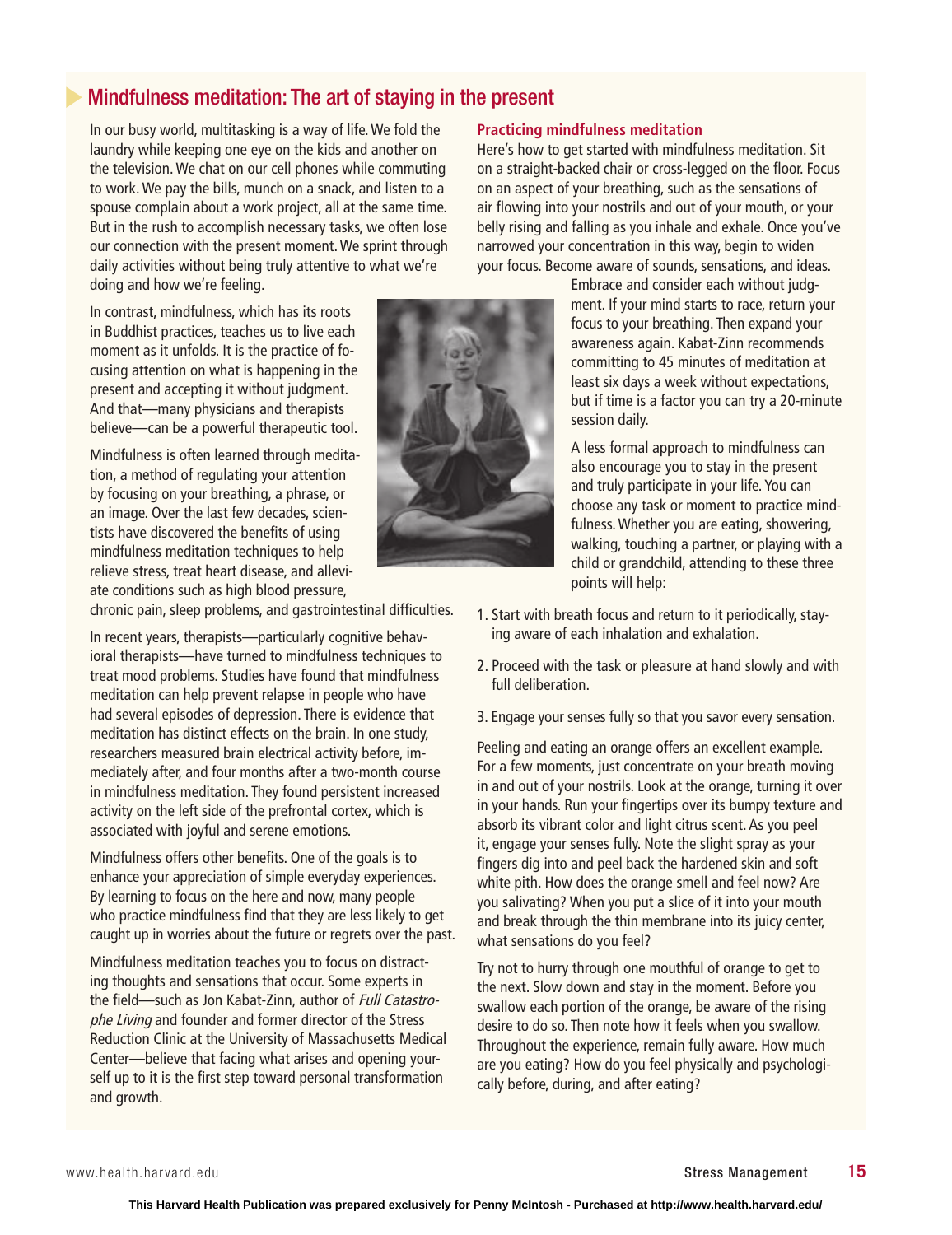## Mindfulness meditation: The art of staying in the present

In our busy world, multitasking is a way of life. We fold the laundry while keeping one eye on the kids and another on the television. We chat on our cell phones while commuting to work. We pay the bills, munch on a snack, and listen to a spouse complain about a work project, all at the same time. But in the rush to accomplish necessary tasks, we often lose our connection with the present moment. We sprint through daily activities without being truly attentive to what we're doing and how we're feeling.

In contrast, mindfulness, which has its roots in Buddhist practices, teaches us to live each moment as it unfolds. It is the practice of focusing attention on what is happening in the present and accepting it without judgment. And that—many physicians and therapists believe—can be a powerful therapeutic tool.

Mindfulness is often learned through meditation, a method of regulating your attention by focusing on your breathing, a phrase, or an image. Over the last few decades, scientists have discovered the benefits of using mindfulness meditation techniques to help relieve stress, treat heart disease, and alleviate conditions such as high blood pressure, chronic pain, sleep problems, and gastrointestinal difficulties.

In recent years, therapists—particularly cognitive behavioral therapists—have turned to mindfulness techniques to treat mood problems. Studies have found that mindfulness meditation can help prevent relapse in people who have had several episodes of depression. There is evidence that meditation has distinct effects on the brain. In one study, researchers measured brain electrical activity before, immediately after, and four months after a two-month course in mindfulness meditation. They found persistent increased activity on the left side of the prefrontal cortex, which is associated with joyful and serene emotions.

Mindfulness offers other benefits. One of the goals is to enhance your appreciation of simple everyday experiences. By learning to focus on the here and now, many people who practice mindfulness find that they are less likely to get caught up in worries about the future or regrets over the past.

Mindfulness meditation teaches you to focus on distracting thoughts and sensations that occur. Some experts in the field—such as Jon Kabat-Zinn, author of *Full Catastrophe Living* and founder and former director of the Stress Reduction Clinic at the University of Massachusetts Medical Center—believe that facing what arises and opening yourself up to it is the first step toward personal transformation and growth.

### Practicing mindfulness meditation

Here's how to get started with mindfulness meditation. Sit on a straight-backed chair or cross-legged on the floor. Focus on an aspect of your breathing, such as the sensations of air flowing into your nostrils and out of your mouth, or your belly rising and falling as you inhale and exhale. Once you've narrowed your concentration in this way, begin to widen your focus. Become aware of sounds, sensations, and ideas. Embrace and consider each without judgment. If your mind starts to race, return your focus to your breathing. Then expand your awareness again. Kabat-Zinn recommends committing to 45 minutes of meditation at least six days a week without expectations, but if time is a factor you can try a 20-minute session daily.

A less formal approach to mindfulness can also encourage you to stay in the present and truly participate in your life. You can choose any task or moment to practice mindfulness. Whether you are eating, showering, walking, touching a partner, or playing with a child or grandchild, attending to these three points will help:

1. Start with breath focus and return to it periodically, staying aware of each inhalation and exhalation.
2. Proceed with the task or pleasure at hand slowly and with full deliberation.
3. Engage your senses fully so that you savor every sensation.

Peeling and eating an orange offers an excellent example. For a few moments, just concentrate on your breath moving in and out of your nostrils. Look at the orange, turning it over in your hands. Run your fingertips over its bumpy texture and absorb its vibrant color and light citrus scent. As you peel it, engage your senses fully. Note the slight spray as your fingers dig into and peel back the hardened skin and soft white pith. How does the orange smell and feel now? Are you salivating? When you put a slice of it into your mouth and break through the thin membrane into its juicy center, what sensations do you feel?

Try not to hurry through one mouthful of orange to get to the next. Slow down and stay in the moment. Before you swallow each portion of the orange, be aware of the rising desire to do so. Then note how it feels when you swallow. Throughout the experience, remain fully aware. How much are you eating? How do you feel physically and psychologically before, during, and after eating?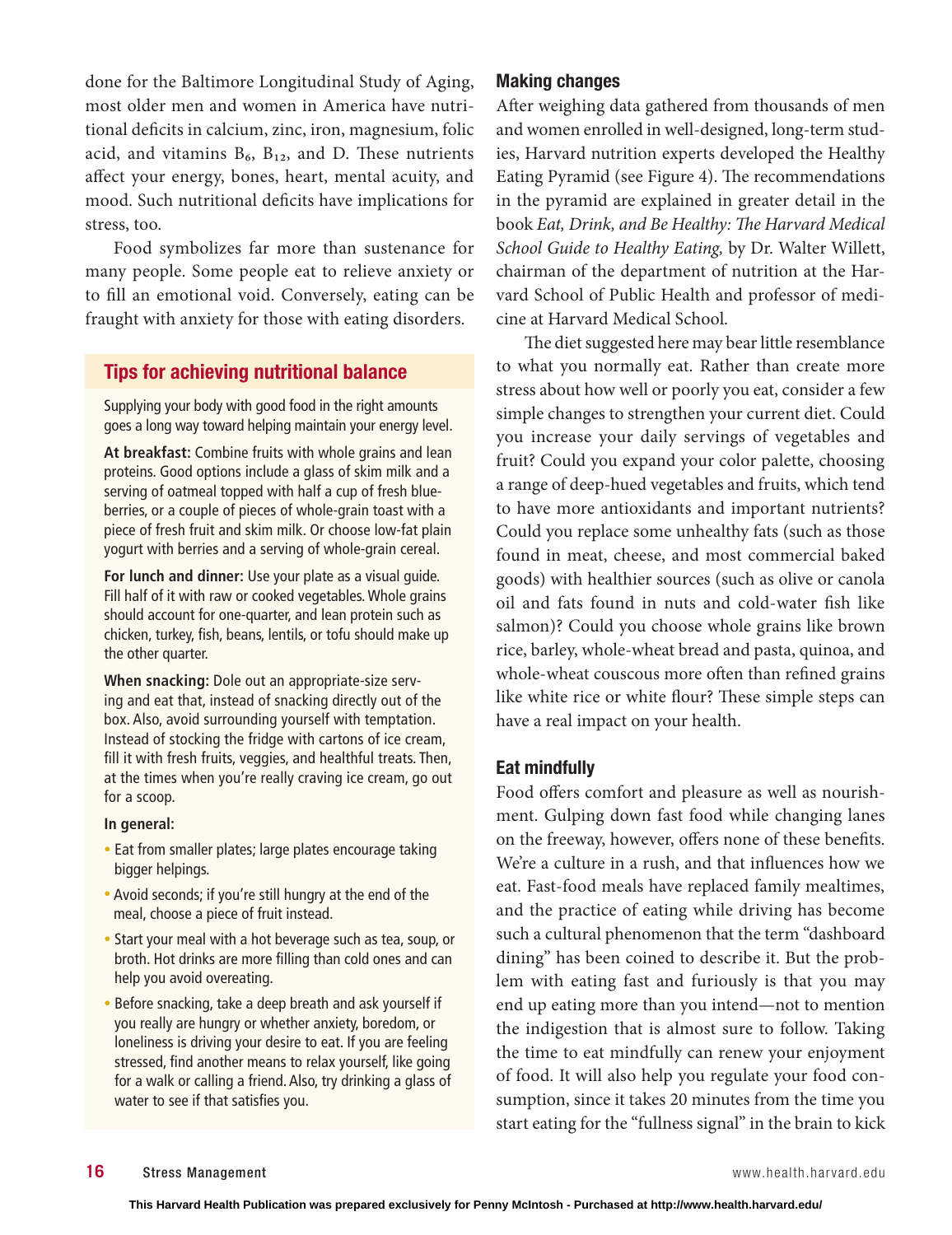done for the Baltimore Longitudinal Study of Aging, most older men and women in America have nutritional deficits in calcium, zinc, iron, magnesium, folic acid, and vitamins $B_6$, $B_{12}$, and D. These nutrients affect your energy, bones, heart, mental acuity, and mood. Such nutritional deficits have implications for stress, too.

Food symbolizes far more than sustenance for many people. Some people eat to relieve anxiety or to fill an emotional void. Conversely, eating can be fraught with anxiety for those with eating disorders.

### Tips for achieving nutritional balance

Supplying your body with good food in the right amounts goes a long way toward helping maintain your energy level.

**At breakfast:** Combine fruits with whole grains and lean proteins. Good options include a glass of skim milk and a serving of oatmeal topped with half a cup of fresh blueberries, or a couple of pieces of whole-grain toast with a piece of fresh fruit and skim milk. Or choose low-fat plain yogurt with berries and a serving of whole-grain cereal.

**For lunch and dinner:** Use your plate as a visual guide. Fill half of it with raw or cooked vegetables. Whole grains should account for one-quarter, and lean protein such as chicken, turkey, fish, beans, lentils, or tofu should make up the other quarter.

**When snacking:** Dole out an appropriate-size serving and eat that, instead of snacking directly out of the box. Also, avoid surrounding yourself with temptation. Instead of stocking the fridge with cartons of ice cream, fill it with fresh fruits, veggies, and healthful treats. Then, at the times when you're really craving ice cream, go out for a scoop.

**In general:**

- Eat from smaller plates; large plates encourage taking bigger helpings.
- Avoid seconds; if you're still hungry at the end of the meal, choose a piece of fruit instead.
- Start your meal with a hot beverage such as tea, soup, or broth. Hot drinks are more filling than cold ones and can help you avoid overeating.
- Before snacking, take a deep breath and ask yourself if you really are hungry or whether anxiety, boredom, or loneliness is driving your desire to eat. If you are feeling stressed, find another means to relax yourself, like going for a walk or calling a friend. Also, try drinking a glass of water to see if that satisfies you.

## Making changes

After weighing data gathered from thousands of men and women enrolled in well-designed, long-term studies, Harvard nutrition experts developed the Healthy Eating Pyramid (see Figure 4). The recommendations in the pyramid are explained in greater detail in the book *Eat, Drink, and Be Healthy: The Harvard Medical School Guide to Healthy Eating,* by Dr. Walter Willett, chairman of the department of nutrition at the Harvard School of Public Health and professor of medicine at Harvard Medical School.

The diet suggested here may bear little resemblance to what you normally eat. Rather than create more stress about how well or poorly you eat, consider a few simple changes to strengthen your current diet. Could you increase your daily servings of vegetables and fruit? Could you expand your color palette, choosing a range of deep-hued vegetables and fruits, which tend to have more antioxidants and important nutrients? Could you replace some unhealthy fats (such as those found in meat, cheese, and most commercial baked goods) with healthier sources (such as olive or canola oil and fats found in nuts and cold-water fish like salmon)? Could you choose whole grains like brown rice, barley, whole-wheat bread and pasta, quinoa, and whole-wheat couscous more often than refined grains like white rice or white flour? These simple steps can have a real impact on your health.

## Eat mindfully

Food offers comfort and pleasure as well as nourishment. Gulping down fast food while changing lanes on the freeway, however, offers none of these benefits. We're a culture in a rush, and that influences how we eat. Fast-food meals have replaced family mealtimes, and the practice of eating while driving has become such a cultural phenomenon that the term "dashboard dining" has been coined to describe it. But the problem with eating fast and furiously is that you may end up eating more than you intend—not to mention the indigestion that is almost sure to follow. Taking the time to eat mindfully can renew your enjoyment of food. It will also help you regulate your food consumption, since it takes 20 minutes from the time you start eating for the "fullness signal" in the brain to kick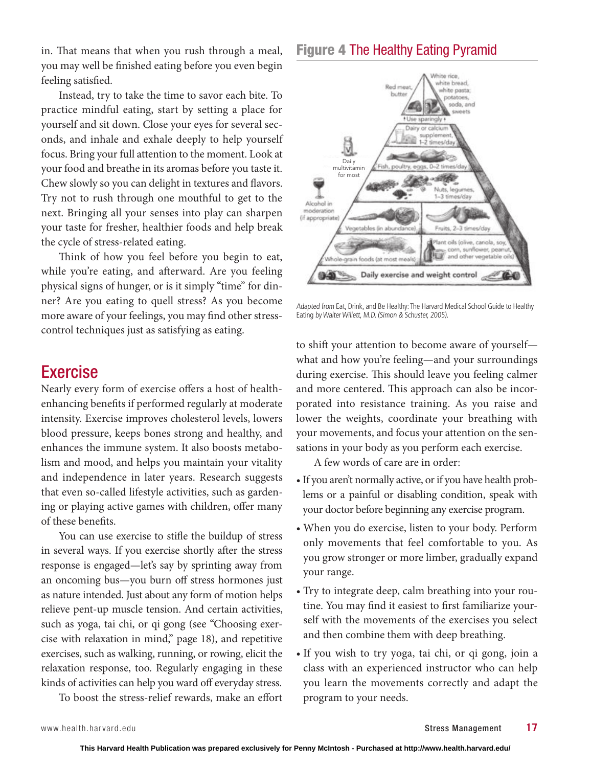in. That means that when you rush through a meal, you may well be finished eating before you even begin feeling satisfied.

Instead, try to take the time to savor each bite. To practice mindful eating, start by setting a place for yourself and sit down. Close your eyes for several seconds, and inhale and exhale deeply to help yourself focus. Bring your full attention to the moment. Look at your food and breathe in its aromas before you taste it. Chew slowly so you can delight in textures and flavors. Try not to rush through one mouthful to get to the next. Bringing all your senses into play can sharpen your taste for fresher, healthier foods and help break the cycle of stress-related eating.

Think of how you feel before you begin to eat, while you're eating, and afterward. Are you feeling physical signs of hunger, or is it simply "time" for dinner? Are you eating to quell stress? As you become more aware of your feelings, you may find other stress-control techniques just as satisfying as eating.

## Exercise

Nearly every form of exercise offers a host of health-enhancing benefits if performed regularly at moderate intensity. Exercise improves cholesterol levels, lowers blood pressure, keeps bones strong and healthy, and enhances the immune system. It also boosts metabolism and mood, and helps you maintain your vitality and independence in later years. Research suggests that even so-called lifestyle activities, such as gardening or playing active games with children, offer many of these benefits.

You can use exercise to stifle the buildup of stress in several ways. If you exercise shortly after the stress response is engaged—let's say by sprinting away from an oncoming bus—you burn off stress hormones just as nature intended. Just about any form of motion helps relieve pent-up muscle tension. And certain activities, such as yoga, tai chi, or qi gong (see "Choosing exercise with relaxation in mind," page 18), and repetitive exercises, such as walking, running, or rowing, elicit the relaxation response, too. Regularly engaging in these kinds of activities can help you ward off everyday stress.

To boost the stress-relief rewards, make an effort to shift your attention to become aware of yourself—what and how you're feeling—and your surroundings during exercise. This should leave you feeling calmer and more centered. This approach can also be incorporated into resistance training. As you raise and lower the weights, coordinate your breathing with your movements, and focus your attention on the sensations in your body as you perform each exercise.

A few words of care are in order:

- If you aren't normally active, or if you have health problems or a painful or disabling condition, speak with your doctor before beginning any exercise program.
- When you do exercise, listen to your body. Perform only movements that feel comfortable to you. As you grow stronger or more limber, gradually expand your range.
- Try to integrate deep, calm breathing into your routine. You may find it easiest to first familiarize yourself with the movements of the exercises you select and then combine them with deep breathing.
- If you wish to try yoga, tai chi, or qi gong, join a class with an experienced instructor who can help you learn the movements correctly and adapt the program to your needs.

### Figure 4 The Healthy Eating Pyramid

Red meat, butter | White rice, white bread, white pasta; potatoes, soda, and sweets

Use sparingly

Dairy or calcium supplement, 1-2 times/day

Daily multivitamin for most

Fish, poultry, eggs, 0-2 times/day

Nuts, legumes, 1-3 times/day

Alcohol in moderation (if appropriate)

Vegetables (in abundance) | Fruits, 2-3 times/day

Whole-grain foods (at most meals) | Plant oils (olive, canola, soy, corn, sunflower, peanut, and other vegetable oils)

Daily exercise and weight control

*Adapted from* Eat, Drink, and Be Healthy: The Harvard Medical School Guide to Healthy Eating *by Walter Willett, M.D. (Simon & Schuster, 2005).*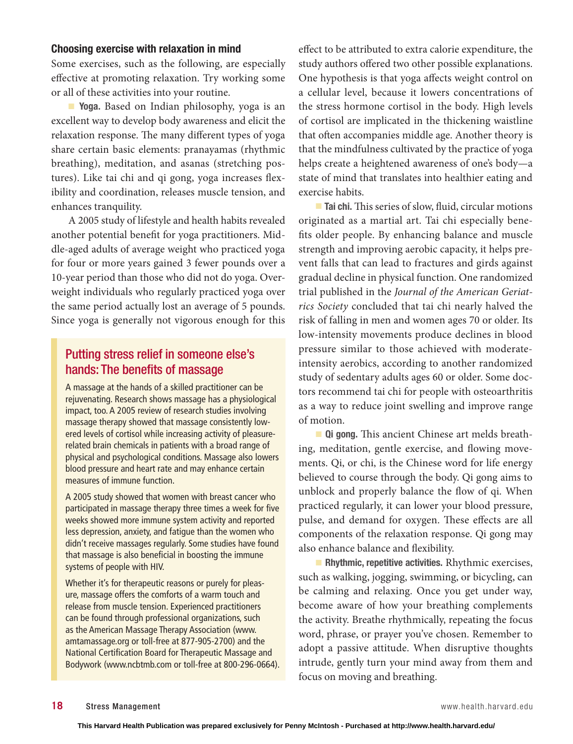### Choosing exercise with relaxation in mind

Some exercises, such as the following, are especially effective at promoting relaxation. Try working some or all of these activities into your routine.

- **Yoga.** Based on Indian philosophy, yoga is an excellent way to develop body awareness and elicit the relaxation response. The many different types of yoga share certain basic elements: pranayamas (rhythmic breathing), meditation, and asanas (stretching postures). Like tai chi and qi gong, yoga increases flexibility and coordination, releases muscle tension, and enhances tranquility.

  A 2005 study of lifestyle and health habits revealed another potential benefit for yoga practitioners. Middle-aged adults of average weight who practiced yoga for four or more years gained 3 fewer pounds over a 10-year period than those who did not do yoga. Overweight individuals who regularly practiced yoga over the same period actually lost an average of 5 pounds. Since yoga is generally not vigorous enough for this effect to be attributed to extra calorie expenditure, the study authors offered two other possible explanations. One hypothesis is that yoga affects weight control on a cellular level, because it lowers concentrations of the stress hormone cortisol in the body. High levels of cortisol are implicated in the thickening waistline that often accompanies middle age. Another theory is that the mindfulness cultivated by the practice of yoga helps create a heightened awareness of one's body—a state of mind that translates into healthier eating and exercise habits.

- **Tai chi.** This series of slow, fluid, circular motions originated as a martial art. Tai chi especially benefits older people. By enhancing balance and muscle strength and improving aerobic capacity, it helps prevent falls that can lead to fractures and girds against gradual decline in physical function. One randomized trial published in the *Journal of the American Geriatrics Society* concluded that tai chi nearly halved the risk of falling in men and women ages 70 or older. Its low-intensity movements produce declines in blood pressure similar to those achieved with moderate-intensity aerobics, according to another randomized study of sedentary adults ages 60 or older. Some doctors recommend tai chi for people with osteoarthritis as a way to reduce joint swelling and improve range of motion.

- **Qi gong.** This ancient Chinese art melds breathing, meditation, gentle exercise, and flowing movements. Qi, or chi, is the Chinese word for life energy believed to course through the body. Qi gong aims to unblock and properly balance the flow of qi. When practiced regularly, it can lower your blood pressure, pulse, and demand for oxygen. These effects are all components of the relaxation response. Qi gong may also enhance balance and flexibility.

- **Rhythmic, repetitive activities.** Rhythmic exercises, such as walking, jogging, swimming, or bicycling, can be calming and relaxing. Once you get under way, become aware of how your breathing complements the activity. Breathe rhythmically, repeating the focus word, phrase, or prayer you've chosen. Remember to adopt a passive attitude. When disruptive thoughts intrude, gently turn your mind away from them and focus on moving and breathing.

## Putting stress relief in someone else's hands: The benefits of massage

A massage at the hands of a skilled practitioner can be rejuvenating. Research shows massage has a physiological impact, too. A 2005 review of research studies involving massage therapy showed that massage consistently lowered levels of cortisol while increasing activity of pleasure-related brain chemicals in patients with a broad range of physical and psychological conditions. Massage also lowers blood pressure and heart rate and may enhance certain measures of immune function.

A 2005 study showed that women with breast cancer who participated in massage therapy three times a week for five weeks showed more immune system activity and reported less depression, anxiety, and fatigue than the women who didn't receive massages regularly. Some studies have found that massage is also beneficial in boosting the immune systems of people with HIV.

Whether it's for therapeutic reasons or purely for pleasure, massage offers the comforts of a warm touch and release from muscle tension. Experienced practitioners can be found through professional organizations, such as the American Massage Therapy Association (www.amtamassage.org or toll-free at 877-905-2700) and the National Certification Board for Therapeutic Massage and Bodywork (www.ncbtmb.com or toll-free at 800-296-0664).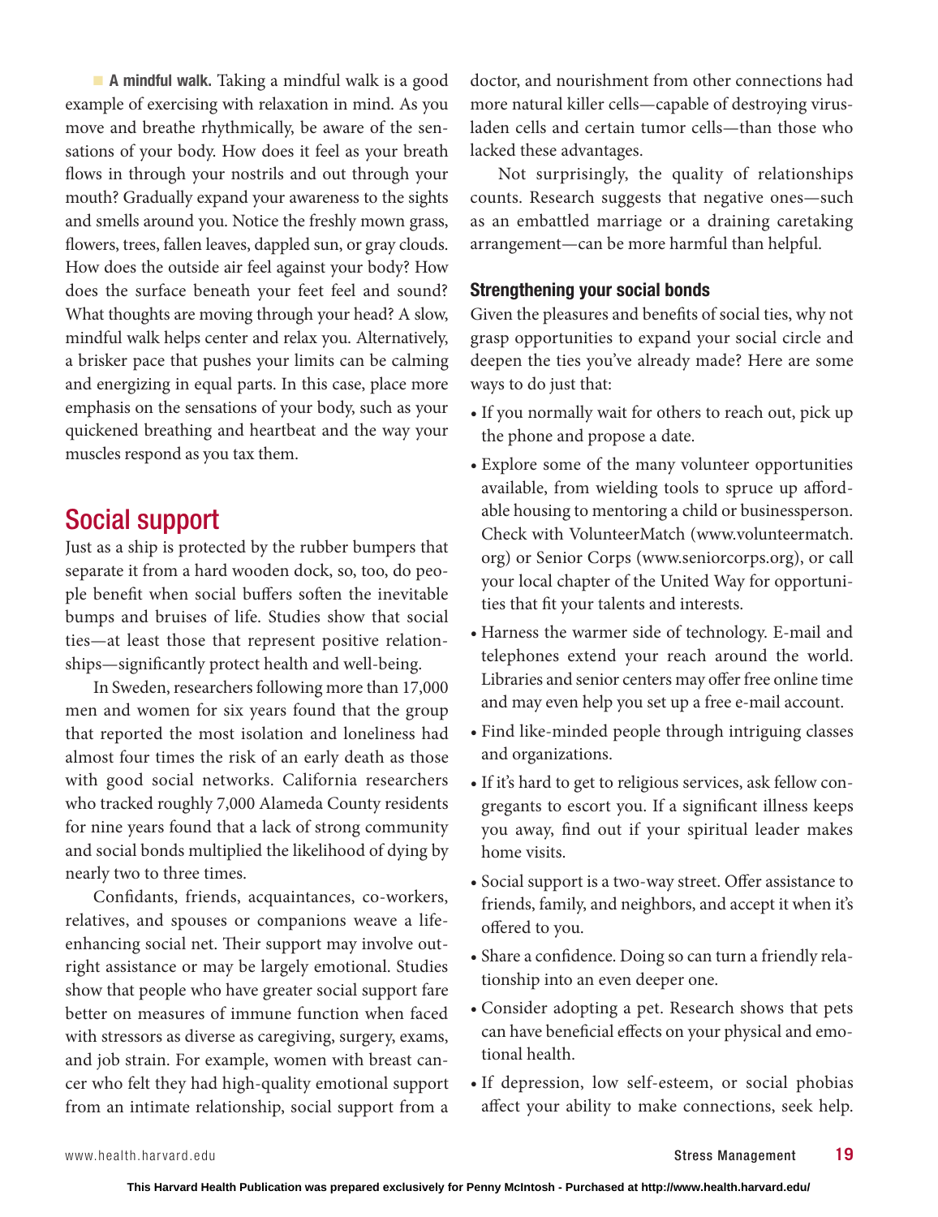**A mindful walk.** Taking a mindful walk is a good example of exercising with relaxation in mind. As you move and breathe rhythmically, be aware of the sensations of your body. How does it feel as your breath flows in through your nostrils and out through your mouth? Gradually expand your awareness to the sights and smells around you. Notice the freshly mown grass, flowers, trees, fallen leaves, dappled sun, or gray clouds. How does the outside air feel against your body? How does the surface beneath your feet feel and sound? What thoughts are moving through your head? A slow, mindful walk helps center and relax you. Alternatively, a brisker pace that pushes your limits can be calming and energizing in equal parts. In this case, place more emphasis on the sensations of your body, such as your quickened breathing and heartbeat and the way your muscles respond as you tax them.

## Social support

Just as a ship is protected by the rubber bumpers that separate it from a hard wooden dock, so, too, do people benefit when social buffers soften the inevitable bumps and bruises of life. Studies show that social ties—at least those that represent positive relationships—significantly protect health and well-being.

In Sweden, researchers following more than 17,000 men and women for six years found that the group that reported the most isolation and loneliness had almost four times the risk of an early death as those with good social networks. California researchers who tracked roughly 7,000 Alameda County residents for nine years found that a lack of strong community and social bonds multiplied the likelihood of dying by nearly two to three times.

Confidants, friends, acquaintances, co-workers, relatives, and spouses or companions weave a life-enhancing social net. Their support may involve outright assistance or may be largely emotional. Studies show that people who have greater social support fare better on measures of immune function when faced with stressors as diverse as caregiving, surgery, exams, and job strain. For example, women with breast cancer who felt they had high-quality emotional support from an intimate relationship, social support from a doctor, and nourishment from other connections had more natural killer cells—capable of destroying virus-laden cells and certain tumor cells—than those who lacked these advantages.

Not surprisingly, the quality of relationships counts. Research suggests that negative ones—such as an embattled marriage or a draining caretaking arrangement—can be more harmful than helpful.

### Strengthening your social bonds

Given the pleasures and benefits of social ties, why not grasp opportunities to expand your social circle and deepen the ties you've already made? Here are some ways to do just that:

- If you normally wait for others to reach out, pick up the phone and propose a date.
- Explore some of the many volunteer opportunities available, from wielding tools to spruce up affordable housing to mentoring a child or businessperson. Check with VolunteerMatch (www.volunteermatch.org) or Senior Corps (www.seniorcorps.org), or call your local chapter of the United Way for opportunities that fit your talents and interests.
- Harness the warmer side of technology. E-mail and telephones extend your reach around the world. Libraries and senior centers may offer free online time and may even help you set up a free e-mail account.
- Find like-minded people through intriguing classes and organizations.
- If it's hard to get to religious services, ask fellow congregants to escort you. If a significant illness keeps you away, find out if your spiritual leader makes home visits.
- Social support is a two-way street. Offer assistance to friends, family, and neighbors, and accept it when it's offered to you.
- Share a confidence. Doing so can turn a friendly relationship into an even deeper one.
- Consider adopting a pet. Research shows that pets can have beneficial effects on your physical and emotional health.
- If depression, low self-esteem, or social phobias affect your ability to make connections, seek help.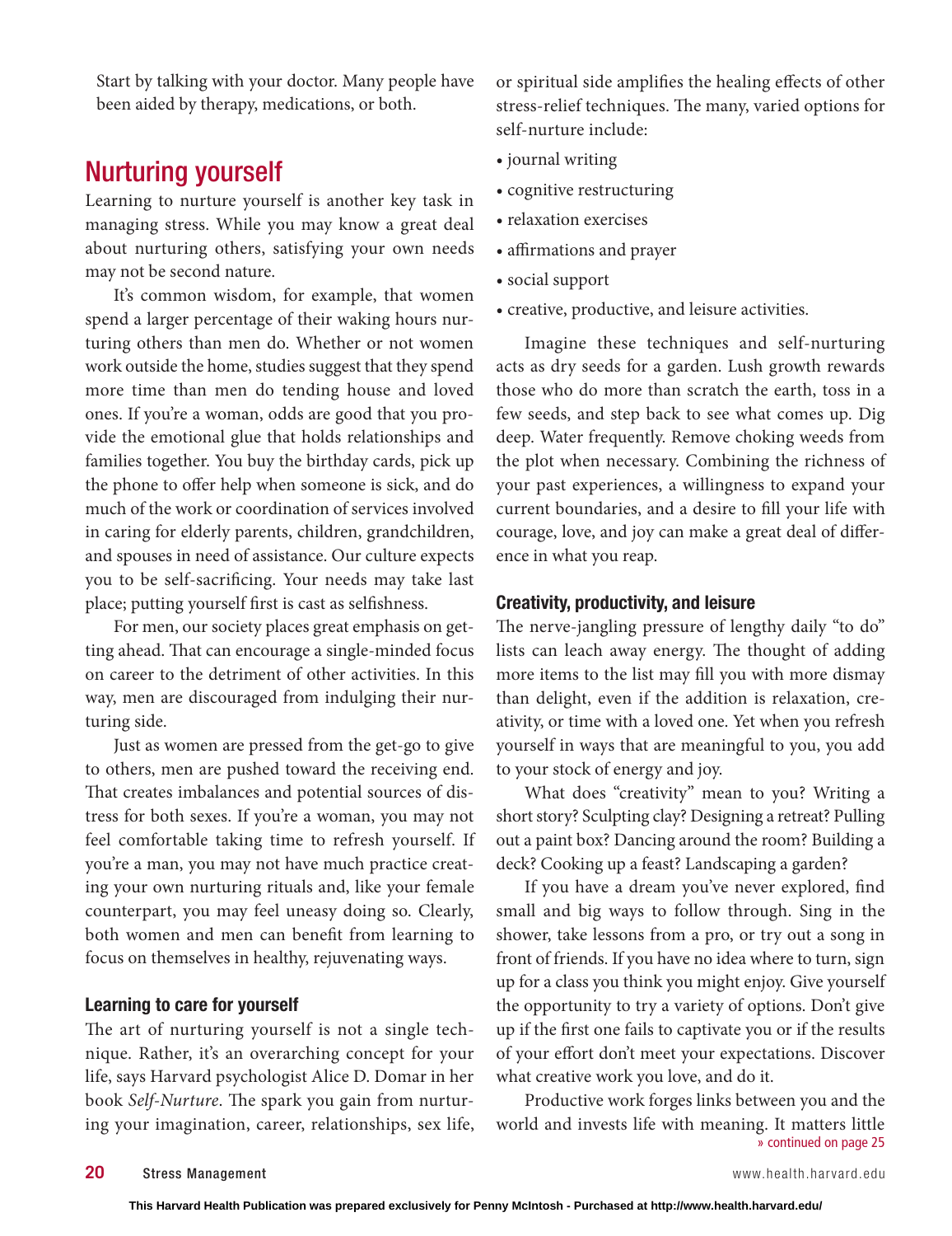Start by talking with your doctor. Many people have been aided by therapy, medications, or both.

## Nurturing yourself

Learning to nurture yourself is another key task in managing stress. While you may know a great deal about nurturing others, satisfying your own needs may not be second nature.

It's common wisdom, for example, that women spend a larger percentage of their waking hours nurturing others than men do. Whether or not women work outside the home, studies suggest that they spend more time than men do tending house and loved ones. If you're a woman, odds are good that you provide the emotional glue that holds relationships and families together. You buy the birthday cards, pick up the phone to offer help when someone is sick, and do much of the work or coordination of services involved in caring for elderly parents, children, grandchildren, and spouses in need of assistance. Our culture expects you to be self-sacrificing. Your needs may take last place; putting yourself first is cast as selfishness.

For men, our society places great emphasis on getting ahead. That can encourage a single-minded focus on career to the detriment of other activities. In this way, men are discouraged from indulging their nurturing side.

Just as women are pressed from the get-go to give to others, men are pushed toward the receiving end. That creates imbalances and potential sources of distress for both sexes. If you're a woman, you may not feel comfortable taking time to refresh yourself. If you're a man, you may not have much practice creating your own nurturing rituals and, like your female counterpart, you may feel uneasy doing so. Clearly, both women and men can benefit from learning to focus on themselves in healthy, rejuvenating ways.

### Learning to care for yourself

The art of nurturing yourself is not a single technique. Rather, it's an overarching concept for your life, says Harvard psychologist Alice D. Domar in her book *Self-Nurture*. The spark you gain from nurturing your imagination, career, relationships, sex life, or spiritual side amplifies the healing effects of other stress-relief techniques. The many, varied options for self-nurture include:

- journal writing
- cognitive restructuring
- relaxation exercises
- affirmations and prayer
- social support
- creative, productive, and leisure activities.

Imagine these techniques and self-nurturing acts as dry seeds for a garden. Lush growth rewards those who do more than scratch the earth, toss in a few seeds, and step back to see what comes up. Dig deep. Water frequently. Remove choking weeds from the plot when necessary. Combining the richness of your past experiences, a willingness to expand your current boundaries, and a desire to fill your life with courage, love, and joy can make a great deal of difference in what you reap.

### Creativity, productivity, and leisure

The nerve-jangling pressure of lengthy daily "to do" lists can leach away energy. The thought of adding more items to the list may fill you with more dismay than delight, even if the addition is relaxation, creativity, or time with a loved one. Yet when you refresh yourself in ways that are meaningful to you, you add to your stock of energy and joy.

What does "creativity" mean to you? Writing a short story? Sculpting clay? Designing a retreat? Pulling out a paint box? Dancing around the room? Building a deck? Cooking up a feast? Landscaping a garden?

If you have a dream you've never explored, find small and big ways to follow through. Sing in the shower, take lessons from a pro, or try out a song in front of friends. If you have no idea where to turn, sign up for a class you think you might enjoy. Give yourself the opportunity to try a variety of options. Don't give up if the first one fails to captivate you or if the results of your effort don't meet your expectations. Discover what creative work you love, and do it.

Productive work forges links between you and the world and invests life with meaning. It matters little

» continued on page 25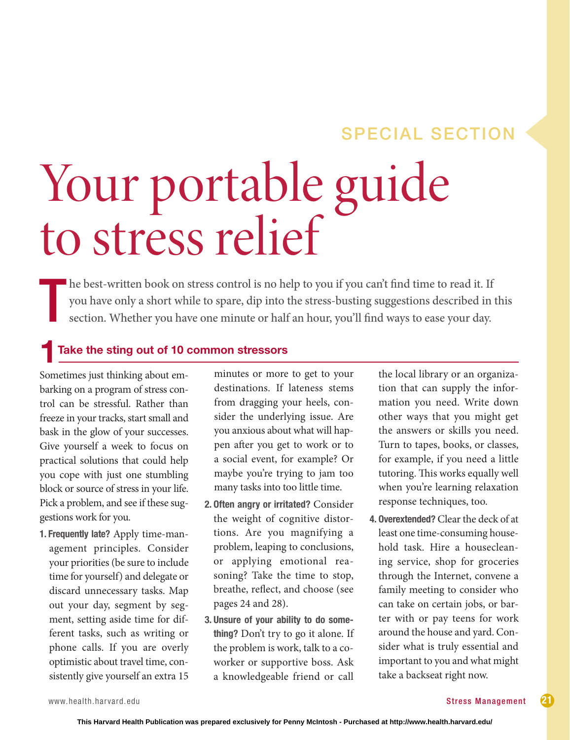SPECIAL SECTION

# Your portable guide to stress relief

The best-written book on stress control is no help to you if you can't find time to read it. If you have only a short while to spare, dip into the stress-busting suggestions described in this section. Whether you have one minute or half an hour, you'll find ways to ease your day.

## 1 Take the sting out of 10 common stressors

Sometimes just thinking about embarking on a program of stress control can be stressful. Rather than freeze in your tracks, start small and bask in the glow of your successes. Give yourself a week to focus on practical solutions that could help you cope with just one stumbling block or source of stress in your life. Pick a problem, and see if these suggestions work for you.

1. **Frequently late?** Apply time-management principles. Consider your priorities (be sure to include time for yourself) and delegate or discard unnecessary tasks. Map out your day, segment by segment, setting aside time for different tasks, such as writing or phone calls. If you are overly optimistic about travel time, consistently give yourself an extra 15 minutes or more to get to your destinations. If lateness stems from dragging your heels, consider the underlying issue. Are you anxious about what will happen after you get to work or to a social event, for example? Or maybe you're trying to jam too many tasks into too little time.
2. **Often angry or irritated?** Consider the weight of cognitive distortions. Are you magnifying a problem, leaping to conclusions, or applying emotional reasoning? Take the time to stop, breathe, reflect, and choose (see pages 24 and 28).
3. **Unsure of your ability to do something?** Don't try to go it alone. If the problem is work, talk to a co-worker or supportive boss. Ask a knowledgeable friend or call the local library or an organization that can supply the information you need. Write down other ways that you might get the answers or skills you need. Turn to tapes, books, or classes, for example, if you need a little tutoring. This works equally well when you're learning relaxation response techniques, too.
4. **Overextended?** Clear the deck of at least one time-consuming household task. Hire a housecleaning service, shop for groceries through the Internet, convene a family meeting to consider who can take on certain jobs, or barter with or pay teens for work around the house and yard. Consider what is truly essential and important to you and what might take a backseat right now.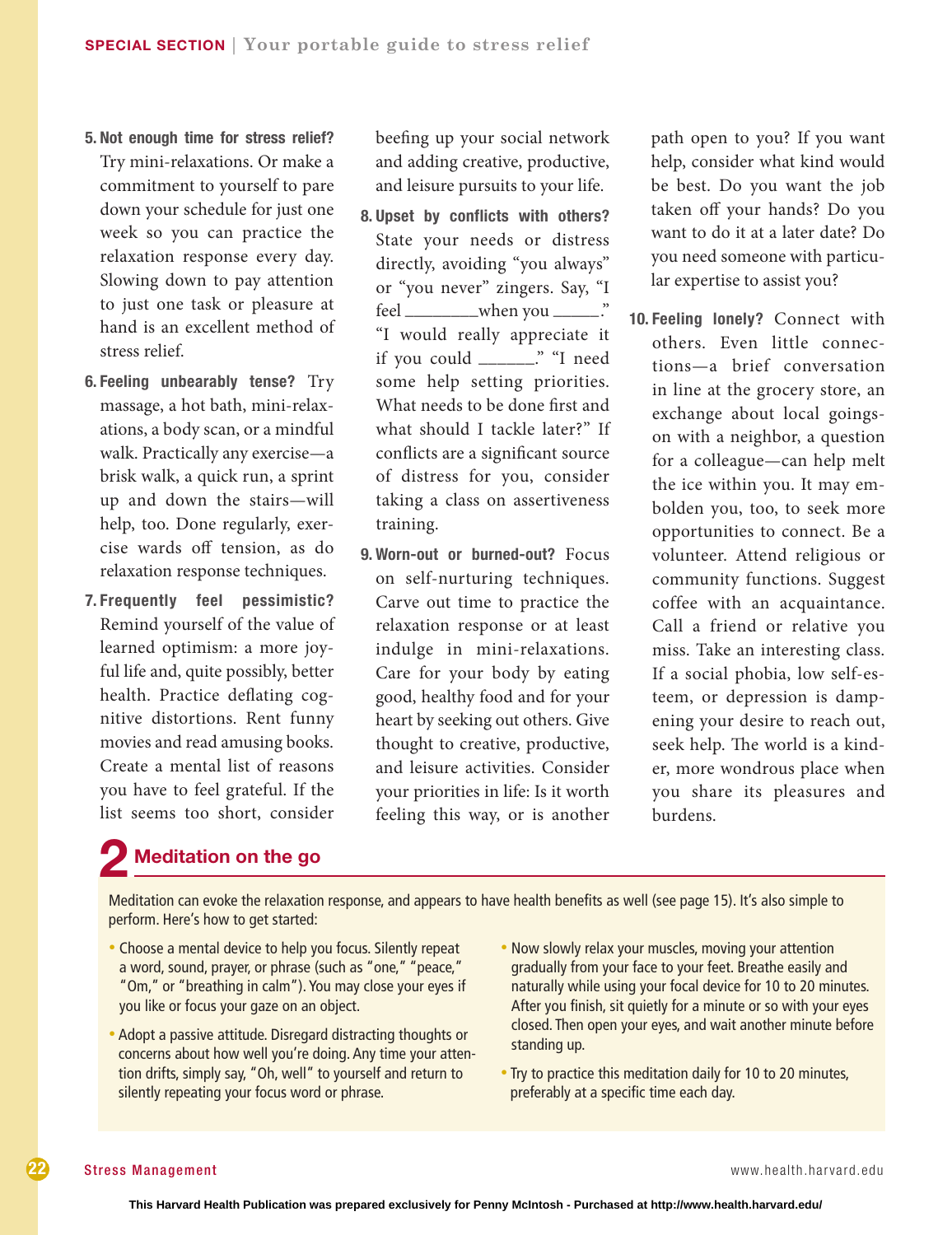5. **Not enough time for stress relief?** Try mini-relaxations. Or make a commitment to yourself to pare down your schedule for just one week so you can practice the relaxation response every day. Slowing down to pay attention to just one task or pleasure at hand is an excellent method of stress relief.

6. **Feeling unbearably tense?** Try massage, a hot bath, mini-relaxations, a body scan, or a mindful walk. Practically any exercise—a brisk walk, a quick run, a sprint up and down the stairs—will help, too. Done regularly, exercise wards off tension, as do relaxation response techniques.

7. **Frequently feel pessimistic?** Remind yourself of the value of learned optimism: a more joyful life and, quite possibly, better health. Practice deflating cognitive distortions. Rent funny movies and read amusing books. Create a mental list of reasons you have to feel grateful. If the list seems too short, consider beefing up your social network and adding creative, productive, and leisure pursuits to your life.

8. **Upset by conflicts with others?** State your needs or distress directly, avoiding "you always" or "you never" zingers. Say, "I feel ________when you _____." "I would really appreciate it if you could ______." "I need some help setting priorities. What needs to be done first and what should I tackle later?" If conflicts are a significant source of distress for you, consider taking a class on assertiveness training.

9. **Worn-out or burned-out?** Focus on self-nurturing techniques. Carve out time to practice the relaxation response or at least indulge in mini-relaxations. Care for your body by eating good, healthy food and for your heart by seeking out others. Give thought to creative, productive, and leisure activities. Consider your priorities in life: Is it worth feeling this way, or is another path open to you? If you want help, consider what kind would be best. Do you want the job taken off your hands? Do you want to do it at a later date? Do you need someone with particular expertise to assist you?

10. **Feeling lonely?** Connect with others. Even little connections—a brief conversation in line at the grocery store, an exchange about local goings-on with a neighbor, a question for a colleague—can help melt the ice within you. It may embolden you, too, to seek more opportunities to connect. Be a volunteer. Attend religious or community functions. Suggest coffee with an acquaintance. Call a friend or relative you miss. Take an interesting class. If a social phobia, low self-esteem, or depression is dampening your desire to reach out, seek help. The world is a kinder, more wondrous place when you share its pleasures and burdens.

## 2 Meditation on the go

Meditation can evoke the relaxation response, and appears to have health benefits as well (see page 15). It's also simple to perform. Here's how to get started:

- Choose a mental device to help you focus. Silently repeat a word, sound, prayer, or phrase (such as "one," "peace," "Om," or "breathing in calm"). You may close your eyes if you like or focus your gaze on an object.
- Adopt a passive attitude. Disregard distracting thoughts or concerns about how well you're doing. Any time your attention drifts, simply say, "Oh, well" to yourself and return to silently repeating your focus word or phrase.
- Now slowly relax your muscles, moving your attention gradually from your face to your feet. Breathe easily and naturally while using your focal device for 10 to 20 minutes. After you finish, sit quietly for a minute or so with your eyes closed. Then open your eyes, and wait another minute before standing up.
- Try to practice this meditation daily for 10 to 20 minutes, preferably at a specific time each day.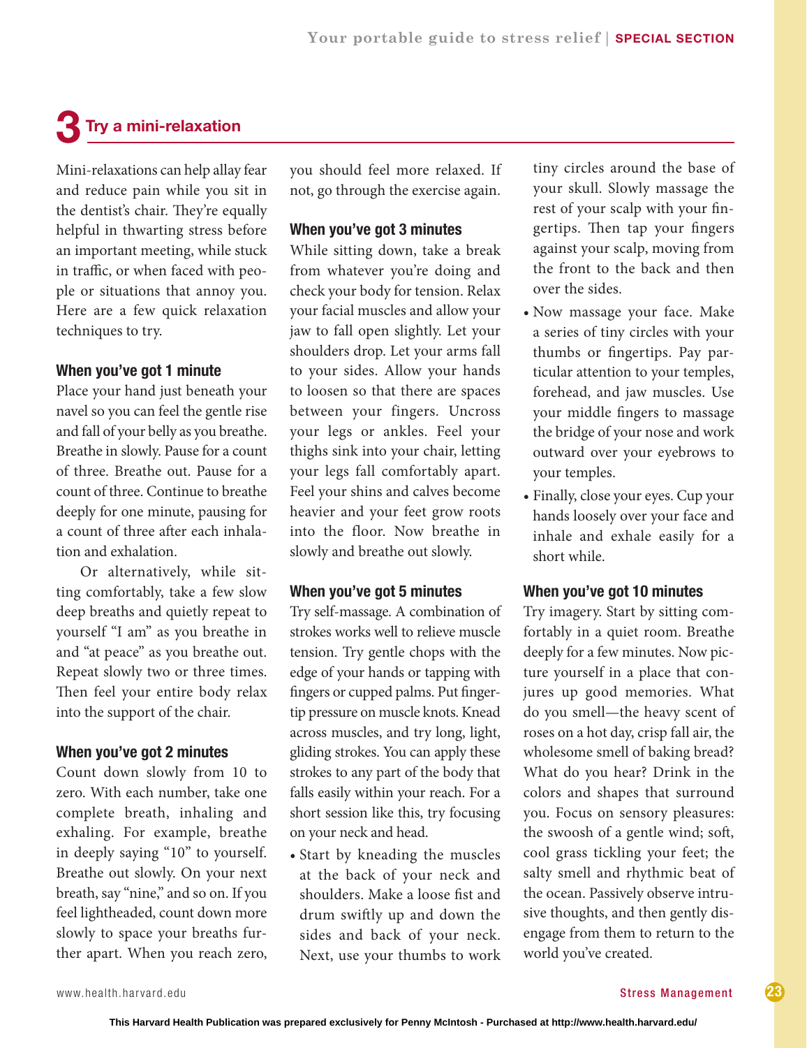## 3 Try a mini-relaxation

Mini-relaxations can help allay fear and reduce pain while you sit in the dentist's chair. They're equally helpful in thwarting stress before an important meeting, while stuck in traffic, or when faced with people or situations that annoy you. Here are a few quick relaxation techniques to try.

### When you've got 1 minute

Place your hand just beneath your navel so you can feel the gentle rise and fall of your belly as you breathe. Breathe in slowly. Pause for a count of three. Breathe out. Pause for a count of three. Continue to breathe deeply for one minute, pausing for a count of three after each inhalation and exhalation.

Or alternatively, while sitting comfortably, take a few slow deep breaths and quietly repeat to yourself "I am" as you breathe in and "at peace" as you breathe out. Repeat slowly two or three times. Then feel your entire body relax into the support of the chair.

### When you've got 2 minutes

Count down slowly from 10 to zero. With each number, take one complete breath, inhaling and exhaling. For example, breathe in deeply saying "10" to yourself. Breathe out slowly. On your next breath, say "nine," and so on. If you feel lightheaded, count down more slowly to space your breaths further apart. When you reach zero, you should feel more relaxed. If not, go through the exercise again.

### When you've got 3 minutes

While sitting down, take a break from whatever you're doing and check your body for tension. Relax your facial muscles and allow your jaw to fall open slightly. Let your shoulders drop. Let your arms fall to your sides. Allow your hands to loosen so that there are spaces between your fingers. Uncross your legs or ankles. Feel your thighs sink into your chair, letting your legs fall comfortably apart. Feel your shins and calves become heavier and your feet grow roots into the floor. Now breathe in slowly and breathe out slowly.

### When you've got 5 minutes

Try self-massage. A combination of strokes works well to relieve muscle tension. Try gentle chops with the edge of your hands or tapping with fingers or cupped palms. Put fingertip pressure on muscle knots. Knead across muscles, and try long, light, gliding strokes. You can apply these strokes to any part of the body that falls easily within your reach. For a short session like this, try focusing on your neck and head.

- Start by kneading the muscles at the back of your neck and shoulders. Make a loose fist and drum swiftly up and down the sides and back of your neck. Next, use your thumbs to work tiny circles around the base of your skull. Slowly massage the rest of your scalp with your fingertips. Then tap your fingers against your scalp, moving from the front to the back and then over the sides.
- Now massage your face. Make a series of tiny circles with your thumbs or fingertips. Pay particular attention to your temples, forehead, and jaw muscles. Use your middle fingers to massage the bridge of your nose and work outward over your eyebrows to your temples.
- Finally, close your eyes. Cup your hands loosely over your face and inhale and exhale easily for a short while.

### When you've got 10 minutes

Try imagery. Start by sitting comfortably in a quiet room. Breathe deeply for a few minutes. Now picture yourself in a place that conjures up good memories. What do you smell—the heavy scent of roses on a hot day, crisp fall air, the wholesome smell of baking bread? What do you hear? Drink in the colors and shapes that surround you. Focus on sensory pleasures: the swoosh of a gentle wind; soft, cool grass tickling your feet; the salty smell and rhythmic beat of the ocean. Passively observe intrusive thoughts, and then gently disengage from them to return to the world you've created.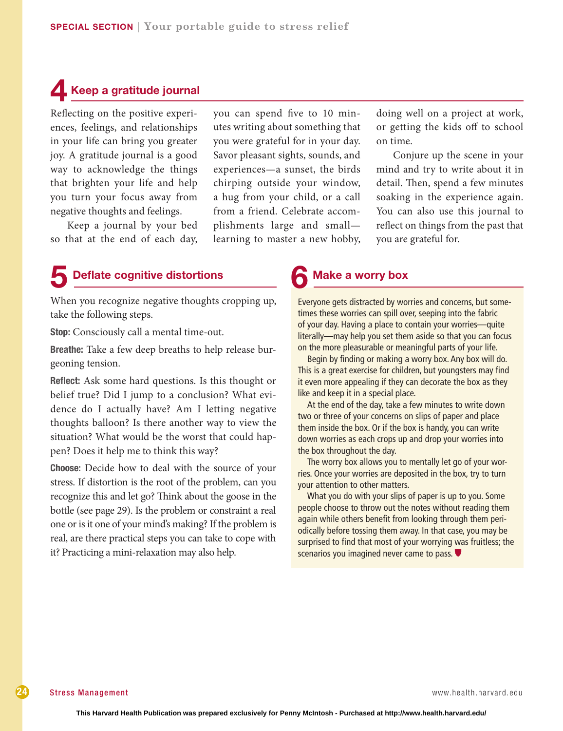## 4 Keep a gratitude journal

Reflecting on the positive experiences, feelings, and relationships in your life can bring you greater joy. A gratitude journal is a good way to acknowledge the things that brighten your life and help you turn your focus away from negative thoughts and feelings.

Keep a journal by your bed so that at the end of each day, you can spend five to 10 minutes writing about something that you were grateful for in your day. Savor pleasant sights, sounds, and experiences—a sunset, the birds chirping outside your window, a hug from your child, or a call from a friend. Celebrate accomplishments large and small—learning to master a new hobby, doing well on a project at work, or getting the kids off to school on time.

Conjure up the scene in your mind and try to write about it in detail. Then, spend a few minutes soaking in the experience again. You can also use this journal to reflect on things from the past that you are grateful for.

## 5 Deflate cognitive distortions

When you recognize negative thoughts cropping up, take the following steps.

**Stop:** Consciously call a mental time-out.

**Breathe:** Take a few deep breaths to help release burgeoning tension.

**Reflect:** Ask some hard questions. Is this thought or belief true? Did I jump to a conclusion? What evidence do I actually have? Am I letting negative thoughts balloon? Is there another way to view the situation? What would be the worst that could happen? Does it help me to think this way?

**Choose:** Decide how to deal with the source of your stress. If distortion is the root of the problem, can you recognize this and let go? Think about the goose in the bottle (see page 29). Is the problem or constraint a real one or is it one of your mind's making? If the problem is real, are there practical steps you can take to cope with it? Practicing a mini-relaxation may also help.

## 6 Make a worry box

Everyone gets distracted by worries and concerns, but sometimes these worries can spill over, seeping into the fabric of your day. Having a place to contain your worries—quite literally—may help you set them aside so that you can focus on the more pleasurable or meaningful parts of your life.

Begin by finding or making a worry box. Any box will do. This is a great exercise for children, but youngsters may find it even more appealing if they can decorate the box as they like and keep it in a special place.

At the end of the day, take a few minutes to write down two or three of your concerns on slips of paper and place them inside the box. Or if the box is handy, you can write down worries as each crops up and drop your worries into the box throughout the day.

The worry box allows you to mentally let go of your worries. Once your worries are deposited in the box, try to turn your attention to other matters.

What you do with your slips of paper is up to you. Some people choose to throw out the notes without reading them again while others benefit from looking through them periodically before tossing them away. In that case, you may be surprised to find that most of your worrying was fruitless; the scenarios you imagined never came to pass.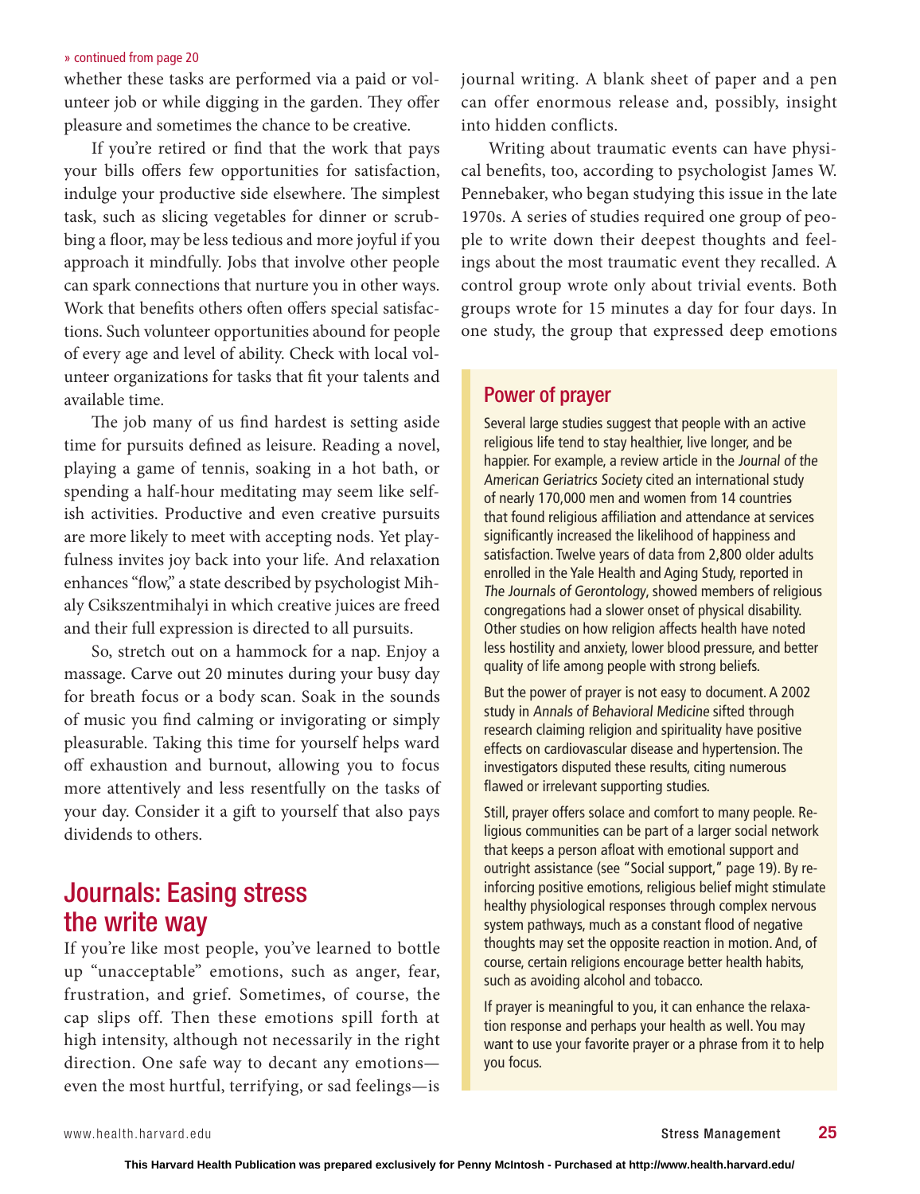» continued from page 20

whether these tasks are performed via a paid or volunteer job or while digging in the garden. They offer pleasure and sometimes the chance to be creative.

If you're retired or find that the work that pays your bills offers few opportunities for satisfaction, indulge your productive side elsewhere. The simplest task, such as slicing vegetables for dinner or scrubbing a floor, may be less tedious and more joyful if you approach it mindfully. Jobs that involve other people can spark connections that nurture you in other ways. Work that benefits others often offers special satisfactions. Such volunteer opportunities abound for people of every age and level of ability. Check with local volunteer organizations for tasks that fit your talents and available time.

The job many of us find hardest is setting aside time for pursuits defined as leisure. Reading a novel, playing a game of tennis, soaking in a hot bath, or spending a half-hour meditating may seem like selfish activities. Productive and even creative pursuits are more likely to meet with accepting nods. Yet playfulness invites joy back into your life. And relaxation enhances "flow," a state described by psychologist Mihaly Csikszentmihalyi in which creative juices are freed and their full expression is directed to all pursuits.

So, stretch out on a hammock for a nap. Enjoy a massage. Carve out 20 minutes during your busy day for breath focus or a body scan. Soak in the sounds of music you find calming or invigorating or simply pleasurable. Taking this time for yourself helps ward off exhaustion and burnout, allowing you to focus more attentively and less resentfully on the tasks of your day. Consider it a gift to yourself that also pays dividends to others.

## Journals: Easing stress the write way

If you're like most people, you've learned to bottle up "unacceptable" emotions, such as anger, fear, frustration, and grief. Sometimes, of course, the cap slips off. Then these emotions spill forth at high intensity, although not necessarily in the right direction. One safe way to decant any emotions—even the most hurtful, terrifying, or sad feelings—is journal writing. A blank sheet of paper and a pen can offer enormous release and, possibly, insight into hidden conflicts.

Writing about traumatic events can have physical benefits, too, according to psychologist James W. Pennebaker, who began studying this issue in the late 1970s. A series of studies required one group of people to write down their deepest thoughts and feelings about the most traumatic event they recalled. A control group wrote only about trivial events. Both groups wrote for 15 minutes a day for four days. In one study, the group that expressed deep emotions

### Power of prayer

Several large studies suggest that people with an active religious life tend to stay healthier, live longer, and be happier. For example, a review article in the *Journal of the American Geriatrics Society* cited an international study of nearly 170,000 men and women from 14 countries that found religious affiliation and attendance at services significantly increased the likelihood of happiness and satisfaction. Twelve years of data from 2,800 older adults enrolled in the Yale Health and Aging Study, reported in *The Journals of Gerontology*, showed members of religious congregations had a slower onset of physical disability. Other studies on how religion affects health have noted less hostility and anxiety, lower blood pressure, and better quality of life among people with strong beliefs.

But the power of prayer is not easy to document. A 2002 study in *Annals of Behavioral Medicine* sifted through research claiming religion and spirituality have positive effects on cardiovascular disease and hypertension. The investigators disputed these results, citing numerous flawed or irrelevant supporting studies.

Still, prayer offers solace and comfort to many people. Religious communities can be part of a larger social network that keeps a person afloat with emotional support and outright assistance (see "Social support," page 19). By reinforcing positive emotions, religious belief might stimulate healthy physiological responses through complex nervous system pathways, much as a constant flood of negative thoughts may set the opposite reaction in motion. And, of course, certain religions encourage better health habits, such as avoiding alcohol and tobacco.

If prayer is meaningful to you, it can enhance the relaxation response and perhaps your health as well. You may want to use your favorite prayer or a phrase from it to help you focus.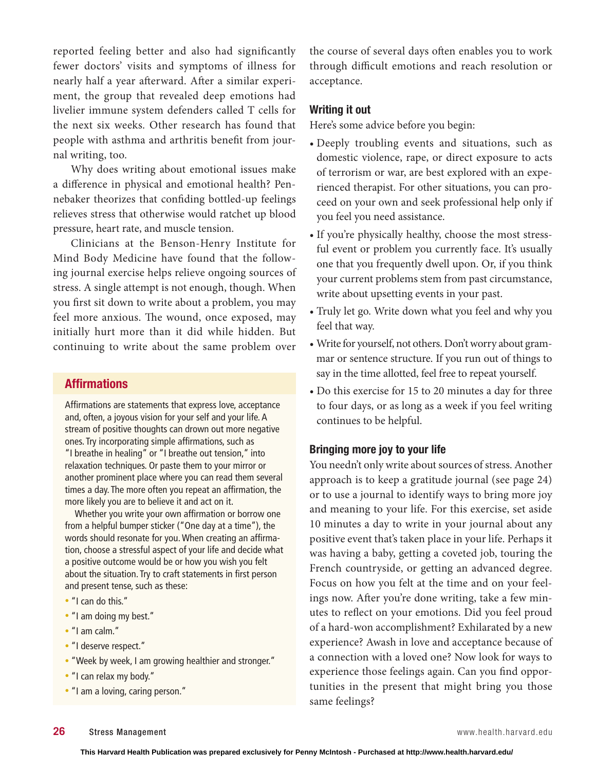reported feeling better and also had significantly fewer doctors' visits and symptoms of illness for nearly half a year afterward. After a similar experiment, the group that revealed deep emotions had livelier immune system defenders called T cells for the next six weeks. Other research has found that people with asthma and arthritis benefit from journal writing, too.

Why does writing about emotional issues make a difference in physical and emotional health? Pennebaker theorizes that confiding bottled-up feelings relieves stress that otherwise would ratchet up blood pressure, heart rate, and muscle tension.

Clinicians at the Benson-Henry Institute for Mind Body Medicine have found that the following journal exercise helps relieve ongoing sources of stress. A single attempt is not enough, though. When you first sit down to write about a problem, you may feel more anxious. The wound, once exposed, may initially hurt more than it did while hidden. But continuing to write about the same problem over the course of several days often enables you to work through difficult emotions and reach resolution or acceptance.

### Affirmations

Affirmations are statements that express love, acceptance and, often, a joyous vision for your self and your life. A stream of positive thoughts can drown out more negative ones. Try incorporating simple affirmations, such as "I breathe in healing" or "I breathe out tension," into relaxation techniques. Or paste them to your mirror or another prominent place where you can read them several times a day. The more often you repeat an affirmation, the more likely you are to believe it and act on it.

Whether you write your own affirmation or borrow one from a helpful bumper sticker ("One day at a time"), the words should resonate for you. When creating an affirmation, choose a stressful aspect of your life and decide what a positive outcome would be or how you wish you felt about the situation. Try to craft statements in first person and present tense, such as these:

- "I can do this."
- "I am doing my best."
- "I am calm."
- "I deserve respect."
- "Week by week, I am growing healthier and stronger."
- "I can relax my body."
- "I am a loving, caring person."

### Writing it out

Here's some advice before you begin:

- Deeply troubling events and situations, such as domestic violence, rape, or direct exposure to acts of terrorism or war, are best explored with an experienced therapist. For other situations, you can proceed on your own and seek professional help only if you feel you need assistance.
- If you're physically healthy, choose the most stressful event or problem you currently face. It's usually one that you frequently dwell upon. Or, if you think your current problems stem from past circumstance, write about upsetting events in your past.
- Truly let go. Write down what you feel and why you feel that way.
- Write for yourself, not others. Don't worry about grammar or sentence structure. If you run out of things to say in the time allotted, feel free to repeat yourself.
- Do this exercise for 15 to 20 minutes a day for three to four days, or as long as a week if you feel writing continues to be helpful.

### Bringing more joy to your life

You needn't only write about sources of stress. Another approach is to keep a gratitude journal (see page 24) or to use a journal to identify ways to bring more joy and meaning to your life. For this exercise, set aside 10 minutes a day to write in your journal about any positive event that's taken place in your life. Perhaps it was having a baby, getting a coveted job, touring the French countryside, or getting an advanced degree. Focus on how you felt at the time and on your feelings now. After you're done writing, take a few minutes to reflect on your emotions. Did you feel proud of a hard-won accomplishment? Exhilarated by a new experience? Awash in love and acceptance because of a connection with a loved one? Now look for ways to experience those feelings again. Can you find opportunities in the present that might bring you those same feelings?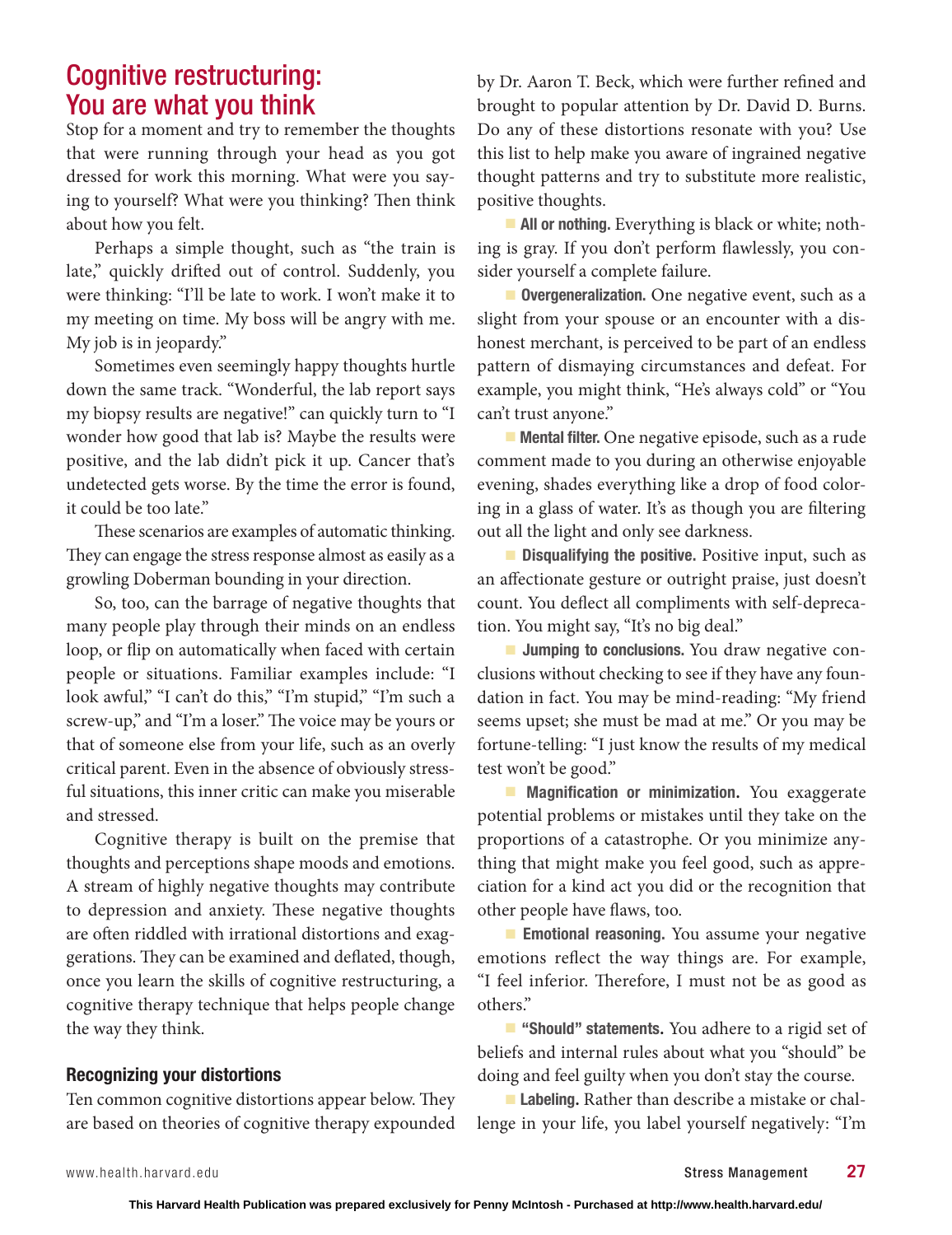## Cognitive restructuring: You are what you think

Stop for a moment and try to remember the thoughts that were running through your head as you got dressed for work this morning. What were you saying to yourself? What were you thinking? Then think about how you felt.

Perhaps a simple thought, such as "the train is late," quickly drifted out of control. Suddenly, you were thinking: "I'll be late to work. I won't make it to my meeting on time. My boss will be angry with me. My job is in jeopardy."

Sometimes even seemingly happy thoughts hurtle down the same track. "Wonderful, the lab report says my biopsy results are negative!" can quickly turn to "I wonder how good that lab is? Maybe the results were positive, and the lab didn't pick it up. Cancer that's undetected gets worse. By the time the error is found, it could be too late."

These scenarios are examples of automatic thinking. They can engage the stress response almost as easily as a growling Doberman bounding in your direction.

So, too, can the barrage of negative thoughts that many people play through their minds on an endless loop, or flip on automatically when faced with certain people or situations. Familiar examples include: "I look awful," "I can't do this," "I'm stupid," "I'm such a screw-up," and "I'm a loser." The voice may be yours or that of someone else from your life, such as an overly critical parent. Even in the absence of obviously stressful situations, this inner critic can make you miserable and stressed.

Cognitive therapy is built on the premise that thoughts and perceptions shape moods and emotions. A stream of highly negative thoughts may contribute to depression and anxiety. These negative thoughts are often riddled with irrational distortions and exaggerations. They can be examined and deflated, though, once you learn the skills of cognitive restructuring, a cognitive therapy technique that helps people change the way they think.

### Recognizing your distortions

Ten common cognitive distortions appear below. They are based on theories of cognitive therapy expounded by Dr. Aaron T. Beck, which were further refined and brought to popular attention by Dr. David D. Burns. Do any of these distortions resonate with you? Use this list to help make you aware of ingrained negative thought patterns and try to substitute more realistic, positive thoughts.

- **All or nothing.** Everything is black or white; nothing is gray. If you don't perform flawlessly, you consider yourself a complete failure.
- **Overgeneralization.** One negative event, such as a slight from your spouse or an encounter with a dishonest merchant, is perceived to be part of an endless pattern of dismaying circumstances and defeat. For example, you might think, "He's always cold" or "You can't trust anyone."
- **Mental filter.** One negative episode, such as a rude comment made to you during an otherwise enjoyable evening, shades everything like a drop of food coloring in a glass of water. It's as though you are filtering out all the light and only see darkness.
- **Disqualifying the positive.** Positive input, such as an affectionate gesture or outright praise, just doesn't count. You deflect all compliments with self-deprecation. You might say, "It's no big deal."
- **Jumping to conclusions.** You draw negative conclusions without checking to see if they have any foundation in fact. You may be mind-reading: "My friend seems upset; she must be mad at me." Or you may be fortune-telling: "I just know the results of my medical test won't be good."
- **Magnification or minimization.** You exaggerate potential problems or mistakes until they take on the proportions of a catastrophe. Or you minimize anything that might make you feel good, such as appreciation for a kind act you did or the recognition that other people have flaws, too.
- **Emotional reasoning.** You assume your negative emotions reflect the way things are. For example, "I feel inferior. Therefore, I must not be as good as others."
- **"Should" statements.** You adhere to a rigid set of beliefs and internal rules about what you "should" be doing and feel guilty when you don't stay the course.
- **Labeling.** Rather than describe a mistake or challenge in your life, you label yourself negatively: "I'm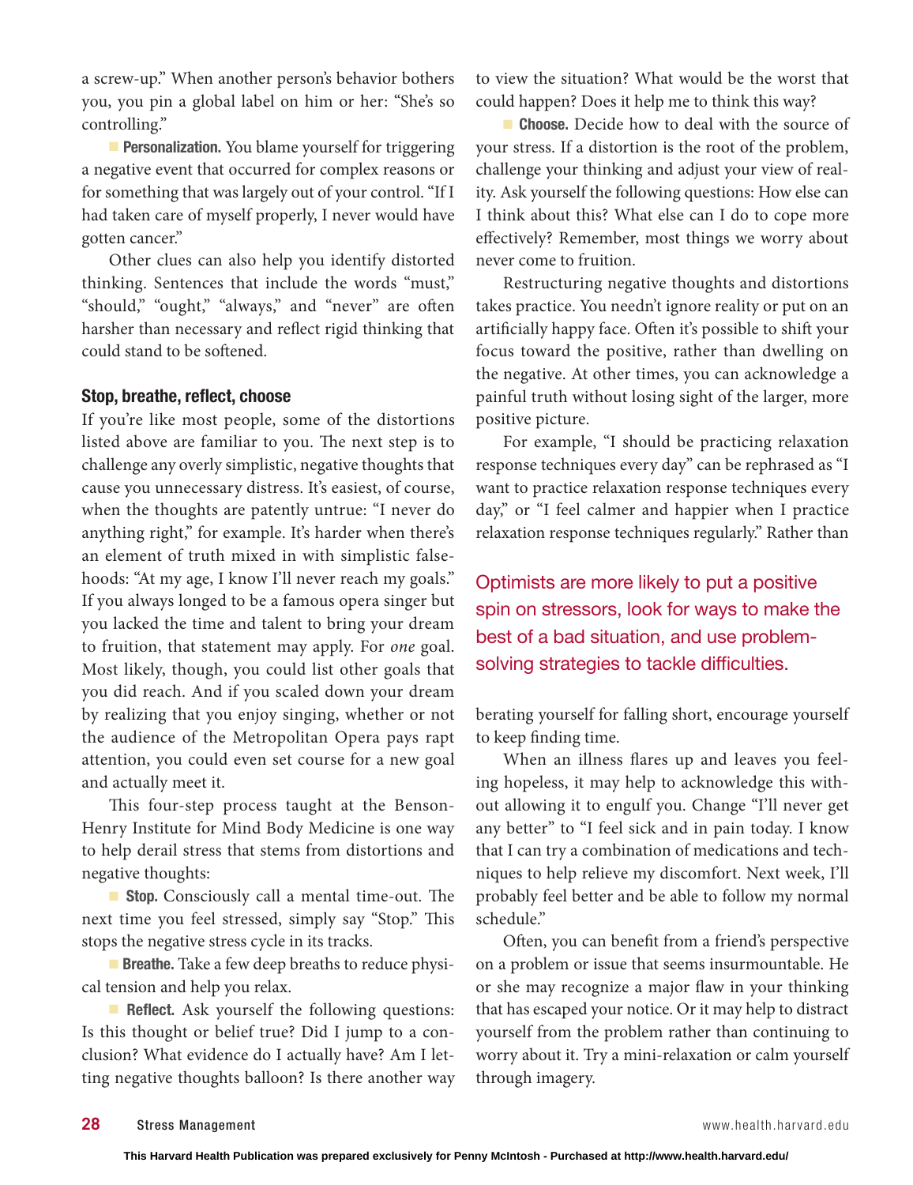a screw-up." When another person's behavior bothers you, you pin a global label on him or her: "She's so controlling."

- **Personalization.** You blame yourself for triggering a negative event that occurred for complex reasons or for something that was largely out of your control. "If I had taken care of myself properly, I never would have gotten cancer."

Other clues can also help you identify distorted thinking. Sentences that include the words "must," "should," "ought," "always," and "never" are often harsher than necessary and reflect rigid thinking that could stand to be softened.

### Stop, breathe, reflect, choose

If you're like most people, some of the distortions listed above are familiar to you. The next step is to challenge any overly simplistic, negative thoughts that cause you unnecessary distress. It's easiest, of course, when the thoughts are patently untrue: "I never do anything right," for example. It's harder when there's an element of truth mixed in with simplistic falsehoods: "At my age, I know I'll never reach my goals." If you always longed to be a famous opera singer but you lacked the time and talent to bring your dream to fruition, that statement may apply. For *one* goal. Most likely, though, you could list other goals that you did reach. And if you scaled down your dream by realizing that you enjoy singing, whether or not the audience of the Metropolitan Opera pays rapt attention, you could even set course for a new goal and actually meet it.

This four-step process taught at the Benson-Henry Institute for Mind Body Medicine is one way to help derail stress that stems from distortions and negative thoughts:

- **Stop.** Consciously call a mental time-out. The next time you feel stressed, simply say "Stop." This stops the negative stress cycle in its tracks.
- **Breathe.** Take a few deep breaths to reduce physical tension and help you relax.
- **Reflect.** Ask yourself the following questions: Is this thought or belief true? Did I jump to a conclusion? What evidence do I actually have? Am I letting negative thoughts balloon? Is there another way to view the situation? What would be the worst that could happen? Does it help me to think this way?
- **Choose.** Decide how to deal with the source of your stress. If a distortion is the root of the problem, challenge your thinking and adjust your view of reality. Ask yourself the following questions: How else can I think about this? What else can I do to cope more effectively? Remember, most things we worry about never come to fruition.

Restructuring negative thoughts and distortions takes practice. You needn't ignore reality or put on an artificially happy face. Often it's possible to shift your focus toward the positive, rather than dwelling on the negative. At other times, you can acknowledge a painful truth without losing sight of the larger, more positive picture.

For example, "I should be practicing relaxation response techniques every day" can be rephrased as "I want to practice relaxation response techniques every day," or "I feel calmer and happier when I practice relaxation response techniques regularly." Rather than berating yourself for falling short, encourage yourself to keep finding time.

> Optimists are more likely to put a positive spin on stressors, look for ways to make the best of a bad situation, and use problem-solving strategies to tackle difficulties.

When an illness flares up and leaves you feeling hopeless, it may help to acknowledge this without allowing it to engulf you. Change "I'll never get any better" to "I feel sick and in pain today. I know that I can try a combination of medications and techniques to help relieve my discomfort. Next week, I'll probably feel better and be able to follow my normal schedule."

Often, you can benefit from a friend's perspective on a problem or issue that seems insurmountable. He or she may recognize a major flaw in your thinking that has escaped your notice. Or it may help to distract yourself from the problem rather than continuing to worry about it. Try a mini-relaxation or calm yourself through imagery.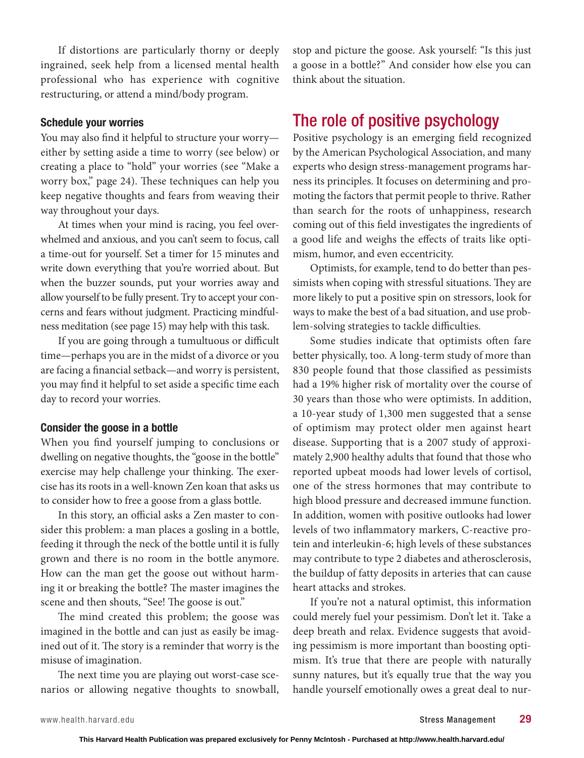If distortions are particularly thorny or deeply ingrained, seek help from a licensed mental health professional who has experience with cognitive restructuring, or attend a mind/body program.

### Schedule your worries

You may also find it helpful to structure your worry—either by setting aside a time to worry (see below) or creating a place to "hold" your worries (see "Make a worry box," page 24). These techniques can help you keep negative thoughts and fears from weaving their way throughout your days.

At times when your mind is racing, you feel overwhelmed and anxious, and you can't seem to focus, call a time-out for yourself. Set a timer for 15 minutes and write down everything that you're worried about. But when the buzzer sounds, put your worries away and allow yourself to be fully present. Try to accept your concerns and fears without judgment. Practicing mindfulness meditation (see page 15) may help with this task.

If you are going through a tumultuous or difficult time—perhaps you are in the midst of a divorce or you are facing a financial setback—and worry is persistent, you may find it helpful to set aside a specific time each day to record your worries.

### Consider the goose in a bottle

When you find yourself jumping to conclusions or dwelling on negative thoughts, the "goose in the bottle" exercise may help challenge your thinking. The exercise has its roots in a well-known Zen koan that asks us to consider how to free a goose from a glass bottle.

In this story, an official asks a Zen master to consider this problem: a man places a gosling in a bottle, feeding it through the neck of the bottle until it is fully grown and there is no room in the bottle anymore. How can the man get the goose out without harming it or breaking the bottle? The master imagines the scene and then shouts, "See! The goose is out."

The mind created this problem; the goose was imagined in the bottle and can just as easily be imagined out of it. The story is a reminder that worry is the misuse of imagination.

The next time you are playing out worst-case scenarios or allowing negative thoughts to snowball, stop and picture the goose. Ask yourself: "Is this just a goose in a bottle?" And consider how else you can think about the situation.

## The role of positive psychology

Positive psychology is an emerging field recognized by the American Psychological Association, and many experts who design stress-management programs harness its principles. It focuses on determining and promoting the factors that permit people to thrive. Rather than search for the roots of unhappiness, research coming out of this field investigates the ingredients of a good life and weighs the effects of traits like optimism, humor, and even eccentricity.

Optimists, for example, tend to do better than pessimists when coping with stressful situations. They are more likely to put a positive spin on stressors, look for ways to make the best of a bad situation, and use problem-solving strategies to tackle difficulties.

Some studies indicate that optimists often fare better physically, too. A long-term study of more than 830 people found that those classified as pessimists had a 19% higher risk of mortality over the course of 30 years than those who were optimists. In addition, a 10-year study of 1,300 men suggested that a sense of optimism may protect older men against heart disease. Supporting that is a 2007 study of approximately 2,900 healthy adults that found that those who reported upbeat moods had lower levels of cortisol, one of the stress hormones that may contribute to high blood pressure and decreased immune function. In addition, women with positive outlooks had lower levels of two inflammatory markers, C-reactive protein and interleukin-6; high levels of these substances may contribute to type 2 diabetes and atherosclerosis, the buildup of fatty deposits in arteries that can cause heart attacks and strokes.

If you're not a natural optimist, this information could merely fuel your pessimism. Don't let it. Take a deep breath and relax. Evidence suggests that avoiding pessimism is more important than boosting optimism. It's true that there are people with naturally sunny natures, but it's equally true that the way you handle yourself emotionally owes a great deal to nur-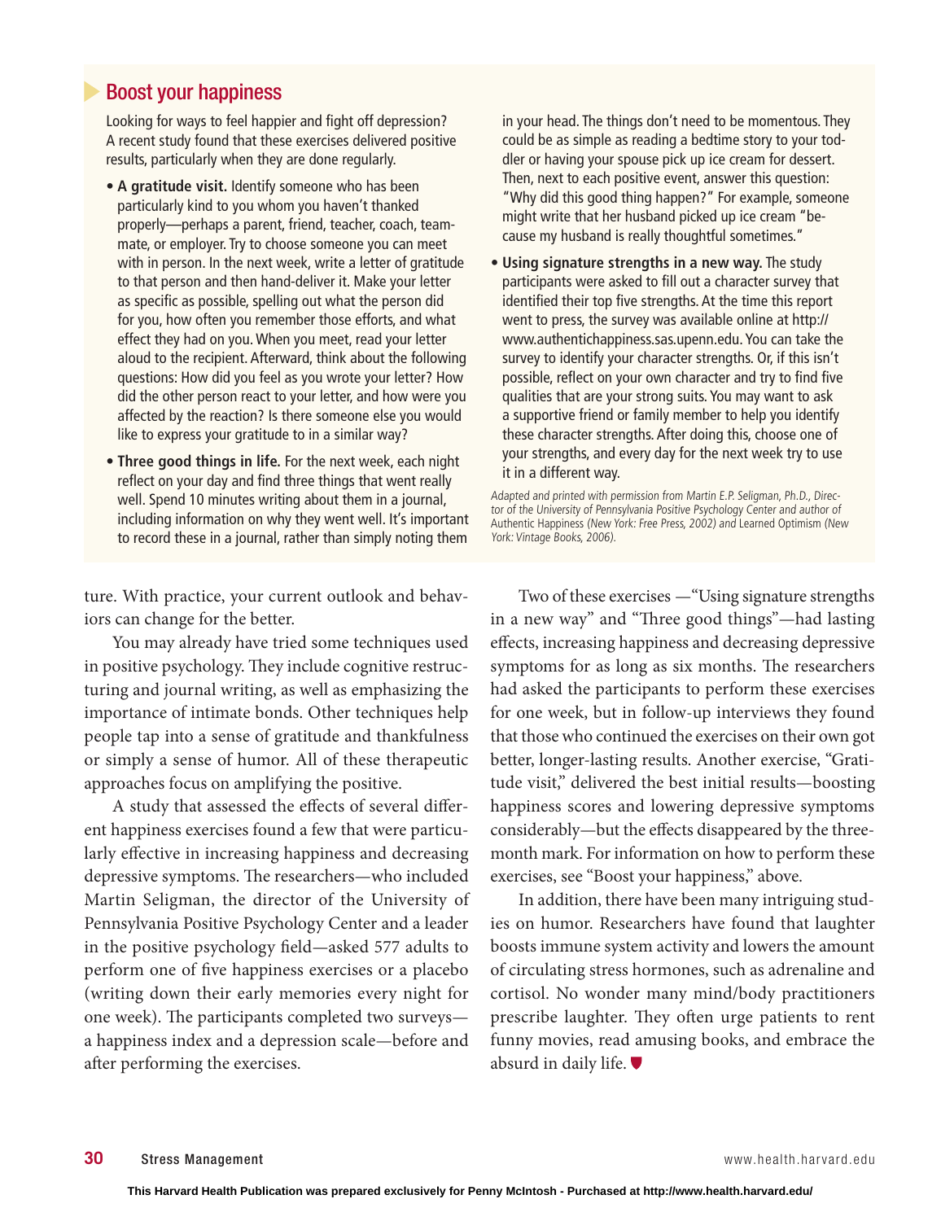## Boost your happiness

Looking for ways to feel happier and fight off depression? A recent study found that these exercises delivered positive results, particularly when they are done regularly.

- **A gratitude visit.** Identify someone who has been particularly kind to you whom you haven't thanked properly—perhaps a parent, friend, teacher, coach, teammate, or employer. Try to choose someone you can meet with in person. In the next week, write a letter of gratitude to that person and then hand-deliver it. Make your letter as specific as possible, spelling out what the person did for you, how often you remember those efforts, and what effect they had on you. When you meet, read your letter aloud to the recipient. Afterward, think about the following questions: How did you feel as you wrote your letter? How did the other person react to your letter, and how were you affected by the reaction? Is there someone else you would like to express your gratitude to in a similar way?
- **Three good things in life.** For the next week, each night reflect on your day and find three things that went really well. Spend 10 minutes writing about them in a journal, including information on why they went well. It's important to record these in a journal, rather than simply noting them in your head. The things don't need to be momentous. They could be as simple as reading a bedtime story to your toddler or having your spouse pick up ice cream for dessert. Then, next to each positive event, answer this question: "Why did this good thing happen?" For example, someone might write that her husband picked up ice cream "because my husband is really thoughtful sometimes."
- **Using signature strengths in a new way.** The study participants were asked to fill out a character survey that identified their top five strengths. At the time this report went to press, the survey was available online at http://www.authentichappiness.sas.upenn.edu. You can take the survey to identify your character strengths. Or, if this isn't possible, reflect on your own character and try to find five qualities that are your strong suits. You may want to ask a supportive friend or family member to help you identify these character strengths. After doing this, choose one of your strengths, and every day for the next week try to use it in a different way.

*Adapted and printed with permission from Martin E.P. Seligman, Ph.D., Director of the University of Pennsylvania Positive Psychology Center and author of* Authentic Happiness *(New York: Free Press, 2002) and* Learned Optimism *(New York: Vintage Books, 2006).*

ture. With practice, your current outlook and behaviors can change for the better.

You may already have tried some techniques used in positive psychology. They include cognitive restructuring and journal writing, as well as emphasizing the importance of intimate bonds. Other techniques help people tap into a sense of gratitude and thankfulness or simply a sense of humor. All of these therapeutic approaches focus on amplifying the positive.

A study that assessed the effects of several different happiness exercises found a few that were particularly effective in increasing happiness and decreasing depressive symptoms. The researchers—who included Martin Seligman, the director of the University of Pennsylvania Positive Psychology Center and a leader in the positive psychology field—asked 577 adults to perform one of five happiness exercises or a placebo (writing down their early memories every night for one week). The participants completed two surveys—a happiness index and a depression scale—before and after performing the exercises.

Two of these exercises —"Using signature strengths in a new way" and "Three good things"—had lasting effects, increasing happiness and decreasing depressive symptoms for as long as six months. The researchers had asked the participants to perform these exercises for one week, but in follow-up interviews they found that those who continued the exercises on their own got better, longer-lasting results. Another exercise, "Gratitude visit," delivered the best initial results—boosting happiness scores and lowering depressive symptoms considerably—but the effects disappeared by the three-month mark. For information on how to perform these exercises, see "Boost your happiness," above.

In addition, there have been many intriguing studies on humor. Researchers have found that laughter boosts immune system activity and lowers the amount of circulating stress hormones, such as adrenaline and cortisol. No wonder many mind/body practitioners prescribe laughter. They often urge patients to rent funny movies, read amusing books, and embrace the absurd in daily life.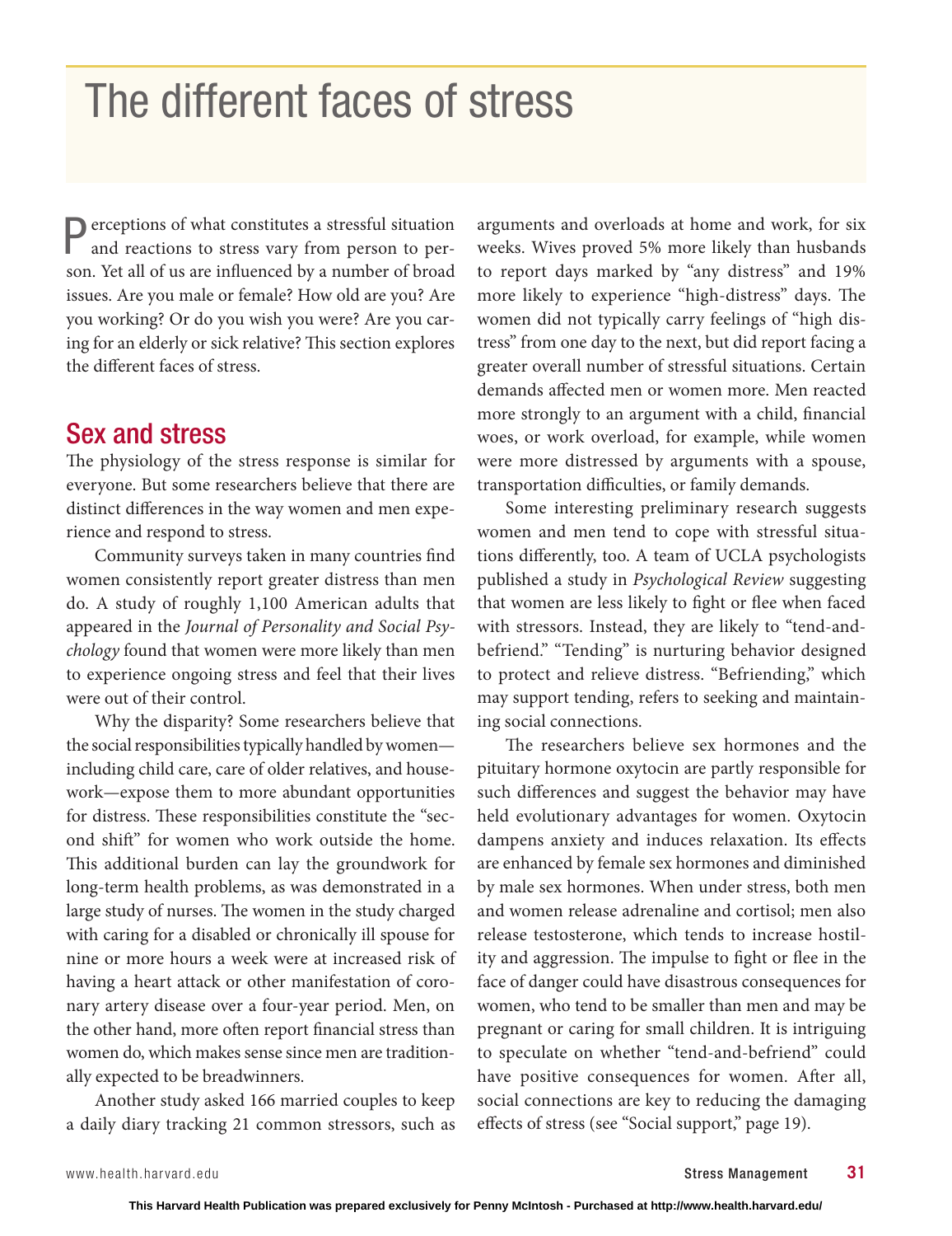# The different faces of stress

Perceptions of what constitutes a stressful situation and reactions to stress vary from person to person. Yet all of us are influenced by a number of broad issues. Are you male or female? How old are you? Are you working? Or do you wish you were? Are you caring for an elderly or sick relative? This section explores the different faces of stress.

## Sex and stress

The physiology of the stress response is similar for everyone. But some researchers believe that there are distinct differences in the way women and men experience and respond to stress.

Community surveys taken in many countries find women consistently report greater distress than men do. A study of roughly 1,100 American adults that appeared in the *Journal of Personality and Social Psychology* found that women were more likely than men to experience ongoing stress and feel that their lives were out of their control.

Why the disparity? Some researchers believe that the social responsibilities typically handled by women—including child care, care of older relatives, and housework—expose them to more abundant opportunities for distress. These responsibilities constitute the "second shift" for women who work outside the home. This additional burden can lay the groundwork for long-term health problems, as was demonstrated in a large study of nurses. The women in the study charged with caring for a disabled or chronically ill spouse for nine or more hours a week were at increased risk of having a heart attack or other manifestation of coronary artery disease over a four-year period. Men, on the other hand, more often report financial stress than women do, which makes sense since men are traditionally expected to be breadwinners.

Another study asked 166 married couples to keep a daily diary tracking 21 common stressors, such as arguments and overloads at home and work, for six weeks. Wives proved 5% more likely than husbands to report days marked by "any distress" and 19% more likely to experience "high-distress" days. The women did not typically carry feelings of "high distress" from one day to the next, but did report facing a greater overall number of stressful situations. Certain demands affected men or women more. Men reacted more strongly to an argument with a child, financial woes, or work overload, for example, while women were more distressed by arguments with a spouse, transportation difficulties, or family demands.

Some interesting preliminary research suggests women and men tend to cope with stressful situations differently, too. A team of UCLA psychologists published a study in *Psychological Review* suggesting that women are less likely to fight or flee when faced with stressors. Instead, they are likely to "tend-and-befriend." "Tending" is nurturing behavior designed to protect and relieve distress. "Befriending," which may support tending, refers to seeking and maintaining social connections.

The researchers believe sex hormones and the pituitary hormone oxytocin are partly responsible for such differences and suggest the behavior may have held evolutionary advantages for women. Oxytocin dampens anxiety and induces relaxation. Its effects are enhanced by female sex hormones and diminished by male sex hormones. When under stress, both men and women release adrenaline and cortisol; men also release testosterone, which tends to increase hostility and aggression. The impulse to fight or flee in the face of danger could have disastrous consequences for women, who tend to be smaller than men and may be pregnant or caring for small children. It is intriguing to speculate on whether "tend-and-befriend" could have positive consequences for women. After all, social connections are key to reducing the damaging effects of stress (see "Social support," page 19).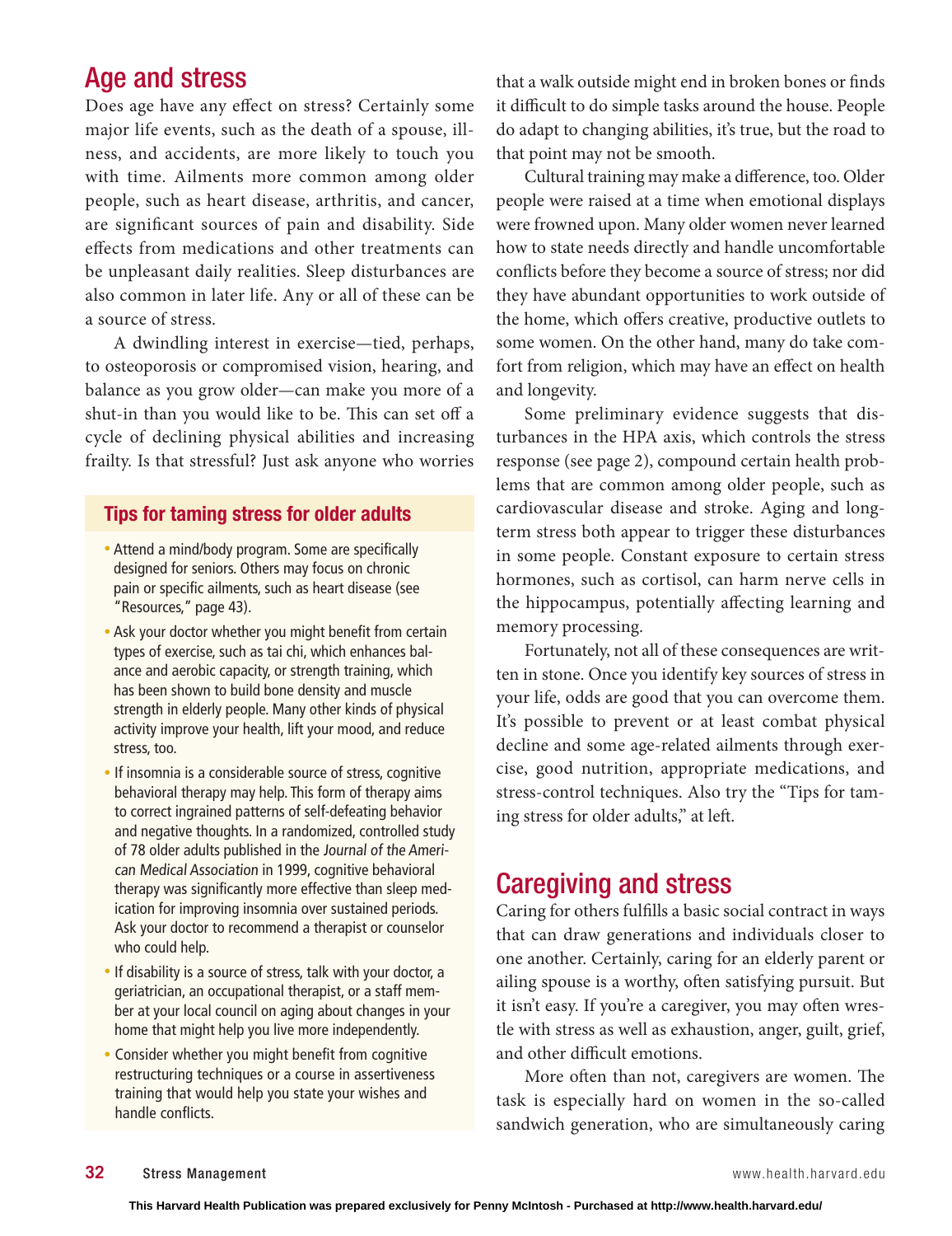## Age and stress

Does age have any effect on stress? Certainly some major life events, such as the death of a spouse, illness, and accidents, are more likely to touch you with time. Ailments more common among older people, such as heart disease, arthritis, and cancer, are significant sources of pain and disability. Side effects from medications and other treatments can be unpleasant daily realities. Sleep disturbances are also common in later life. Any or all of these can be a source of stress.

A dwindling interest in exercise—tied, perhaps, to osteoporosis or compromised vision, hearing, and balance as you grow older—can make you more of a shut-in than you would like to be. This can set off a cycle of declining physical abilities and increasing frailty. Is that stressful? Just ask anyone who worries that a walk outside might end in broken bones or finds it difficult to do simple tasks around the house. People do adapt to changing abilities, it's true, but the road to that point may not be smooth.

Cultural training may make a difference, too. Older people were raised at a time when emotional displays were frowned upon. Many older women never learned how to state needs directly and handle uncomfortable conflicts before they become a source of stress; nor did they have abundant opportunities to work outside of the home, which offers creative, productive outlets to some women. On the other hand, many do take comfort from religion, which may have an effect on health and longevity.

Some preliminary evidence suggests that disturbances in the HPA axis, which controls the stress response (see page 2), compound certain health problems that are common among older people, such as cardiovascular disease and stroke. Aging and long-term stress both appear to trigger these disturbances in some people. Constant exposure to certain stress hormones, such as cortisol, can harm nerve cells in the hippocampus, potentially affecting learning and memory processing.

Fortunately, not all of these consequences are written in stone. Once you identify key sources of stress in your life, odds are good that you can overcome them. It's possible to prevent or at least combat physical decline and some age-related ailments through exercise, good nutrition, appropriate medications, and stress-control techniques. Also try the "Tips for taming stress for older adults," at left.

### Tips for taming stress for older adults

- Attend a mind/body program. Some are specifically designed for seniors. Others may focus on chronic pain or specific ailments, such as heart disease (see "Resources," page 43).
- Ask your doctor whether you might benefit from certain types of exercise, such as tai chi, which enhances balance and aerobic capacity, or strength training, which has been shown to build bone density and muscle strength in elderly people. Many other kinds of physical activity improve your health, lift your mood, and reduce stress, too.
- If insomnia is a considerable source of stress, cognitive behavioral therapy may help. This form of therapy aims to correct ingrained patterns of self-defeating behavior and negative thoughts. In a randomized, controlled study of 78 older adults published in the *Journal of the American Medical Association* in 1999, cognitive behavioral therapy was significantly more effective than sleep medication for improving insomnia over sustained periods. Ask your doctor to recommend a therapist or counselor who could help.
- If disability is a source of stress, talk with your doctor, a geriatrician, an occupational therapist, or a staff member at your local council on aging about changes in your home that might help you live more independently.
- Consider whether you might benefit from cognitive restructuring techniques or a course in assertiveness training that would help you state your wishes and handle conflicts.

## Caregiving and stress

Caring for others fulfills a basic social contract in ways that can draw generations and individuals closer to one another. Certainly, caring for an elderly parent or ailing spouse is a worthy, often satisfying pursuit. But it isn't easy. If you're a caregiver, you may often wrestle with stress as well as exhaustion, anger, guilt, grief, and other difficult emotions.

More often than not, caregivers are women. The task is especially hard on women in the so-called sandwich generation, who are simultaneously caring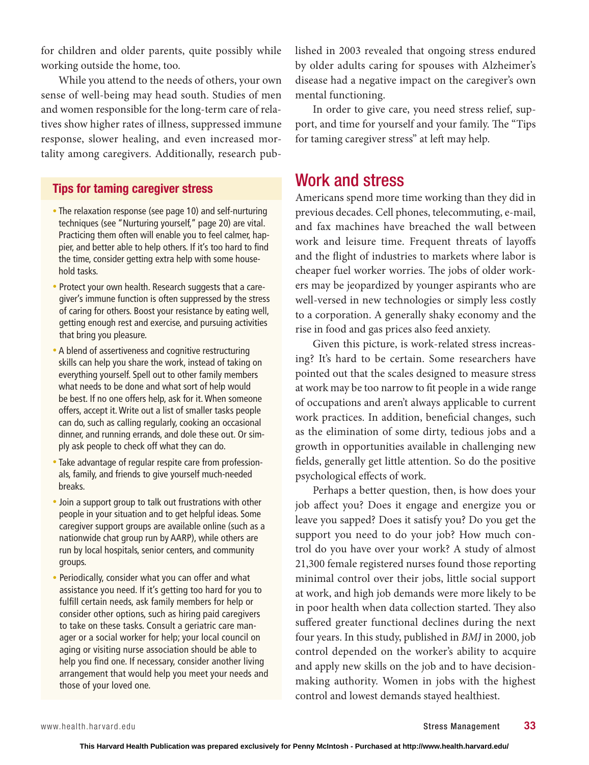for children and older parents, quite possibly while working outside the home, too.

While you attend to the needs of others, your own sense of well-being may head south. Studies of men and women responsible for the long-term care of relatives show higher rates of illness, suppressed immune response, slower healing, and even increased mortality among caregivers. Additionally, research published in 2003 revealed that ongoing stress endured by older adults caring for spouses with Alzheimer's disease had a negative impact on the caregiver's own mental functioning.

In order to give care, you need stress relief, support, and time for yourself and your family. The "Tips for taming caregiver stress" at left may help.

### Tips for taming caregiver stress

- The relaxation response (see page 10) and self-nurturing techniques (see "Nurturing yourself," page 20) are vital. Practicing them often will enable you to feel calmer, happier, and better able to help others. If it's too hard to find the time, consider getting extra help with some household tasks.
- Protect your own health. Research suggests that a caregiver's immune function is often suppressed by the stress of caring for others. Boost your resistance by eating well, getting enough rest and exercise, and pursuing activities that bring you pleasure.
- A blend of assertiveness and cognitive restructuring skills can help you share the work, instead of taking on everything yourself. Spell out to other family members what needs to be done and what sort of help would be best. If no one offers help, ask for it. When someone offers, accept it. Write out a list of smaller tasks people can do, such as calling regularly, cooking an occasional dinner, and running errands, and dole these out. Or simply ask people to check off what they can do.
- Take advantage of regular respite care from professionals, family, and friends to give yourself much-needed breaks.
- Join a support group to talk out frustrations with other people in your situation and to get helpful ideas. Some caregiver support groups are available online (such as a nationwide chat group run by AARP), while others are run by local hospitals, senior centers, and community groups.
- Periodically, consider what you can offer and what assistance you need. If it's getting too hard for you to fulfill certain needs, ask family members for help or consider other options, such as hiring paid caregivers to take on these tasks. Consult a geriatric care manager or a social worker for help; your local council on aging or visiting nurse association should be able to help you find one. If necessary, consider another living arrangement that would help you meet your needs and those of your loved one.

## Work and stress

Americans spend more time working than they did in previous decades. Cell phones, telecommuting, e-mail, and fax machines have breached the wall between work and leisure time. Frequent threats of layoffs and the flight of industries to markets where labor is cheaper fuel worker worries. The jobs of older workers may be jeopardized by younger aspirants who are well-versed in new technologies or simply less costly to a corporation. A generally shaky economy and the rise in food and gas prices also feed anxiety.

Given this picture, is work-related stress increasing? It's hard to be certain. Some researchers have pointed out that the scales designed to measure stress at work may be too narrow to fit people in a wide range of occupations and aren't always applicable to current work practices. In addition, beneficial changes, such as the elimination of some dirty, tedious jobs and a growth in opportunities available in challenging new fields, generally get little attention. So do the positive psychological effects of work.

Perhaps a better question, then, is how does your job affect you? Does it engage and energize you or leave you sapped? Does it satisfy you? Do you get the support you need to do your job? How much control do you have over your work? A study of almost 21,300 female registered nurses found those reporting minimal control over their jobs, little social support at work, and high job demands were more likely to be in poor health when data collection started. They also suffered greater functional declines during the next four years. In this study, published in *BMJ* in 2000, job control depended on the worker's ability to acquire and apply new skills on the job and to have decision-making authority. Women in jobs with the highest control and lowest demands stayed healthiest.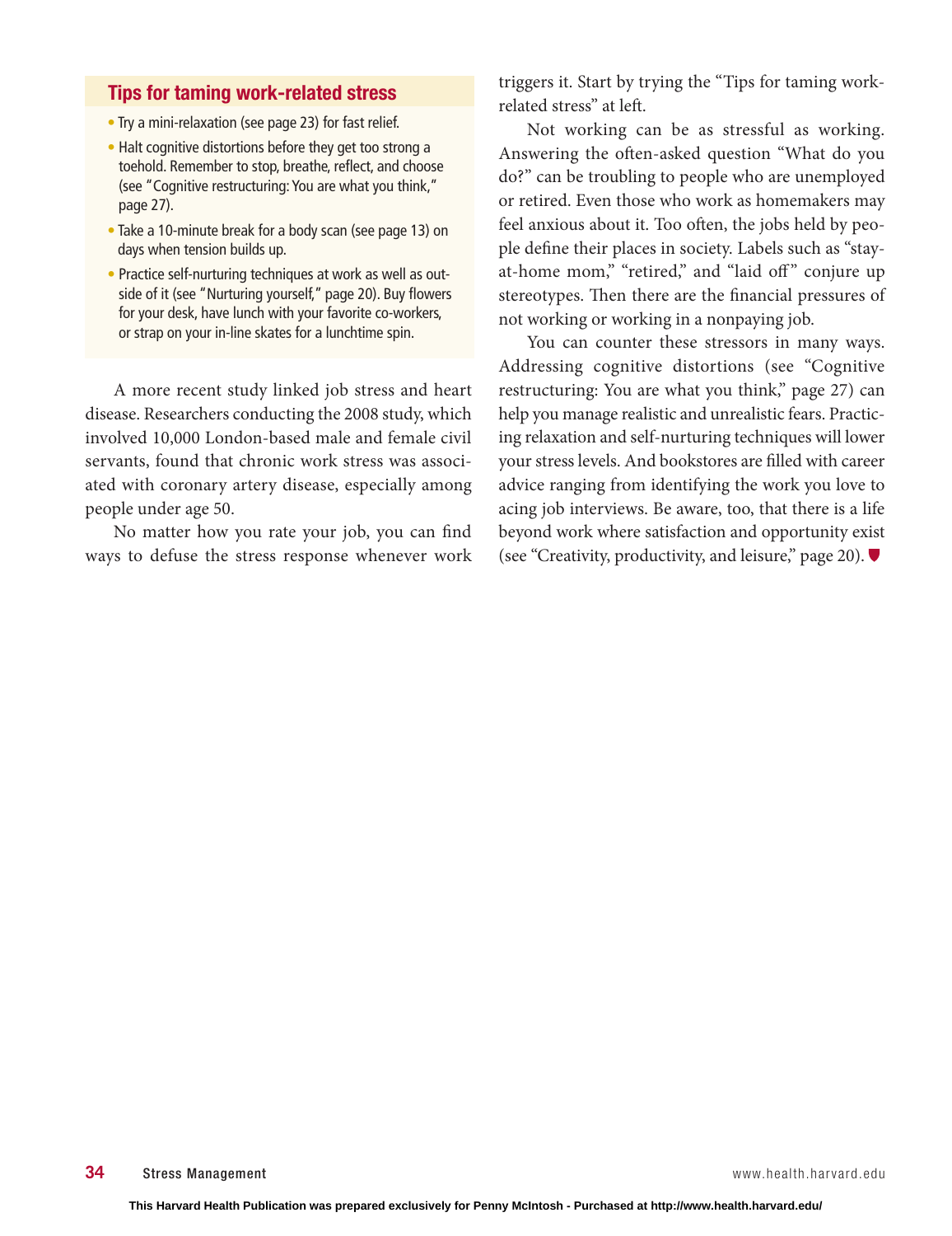### Tips for taming work-related stress

- Try a mini-relaxation (see page 23) for fast relief.
- Halt cognitive distortions before they get too strong a toehold. Remember to stop, breathe, reflect, and choose (see "Cognitive restructuring: You are what you think," page 27).
- Take a 10-minute break for a body scan (see page 13) on days when tension builds up.
- Practice self-nurturing techniques at work as well as outside of it (see "Nurturing yourself," page 20). Buy flowers for your desk, have lunch with your favorite co-workers, or strap on your in-line skates for a lunchtime spin.

A more recent study linked job stress and heart disease. Researchers conducting the 2008 study, which involved 10,000 London-based male and female civil servants, found that chronic work stress was associated with coronary artery disease, especially among people under age 50.

No matter how you rate your job, you can find ways to defuse the stress response whenever work triggers it. Start by trying the "Tips for taming work-related stress" at left.

Not working can be as stressful as working. Answering the often-asked question "What do you do?" can be troubling to people who are unemployed or retired. Even those who work as homemakers may feel anxious about it. Too often, the jobs held by people define their places in society. Labels such as "stay-at-home mom," "retired," and "laid off" conjure up stereotypes. Then there are the financial pressures of not working or working in a nonpaying job.

You can counter these stressors in many ways. Addressing cognitive distortions (see "Cognitive restructuring: You are what you think," page 27) can help you manage realistic and unrealistic fears. Practicing relaxation and self-nurturing techniques will lower your stress levels. And bookstores are filled with career advice ranging from identifying the work you love to acing job interviews. Be aware, too, that there is a life beyond work where satisfaction and opportunity exist (see "Creativity, productivity, and leisure," page 20).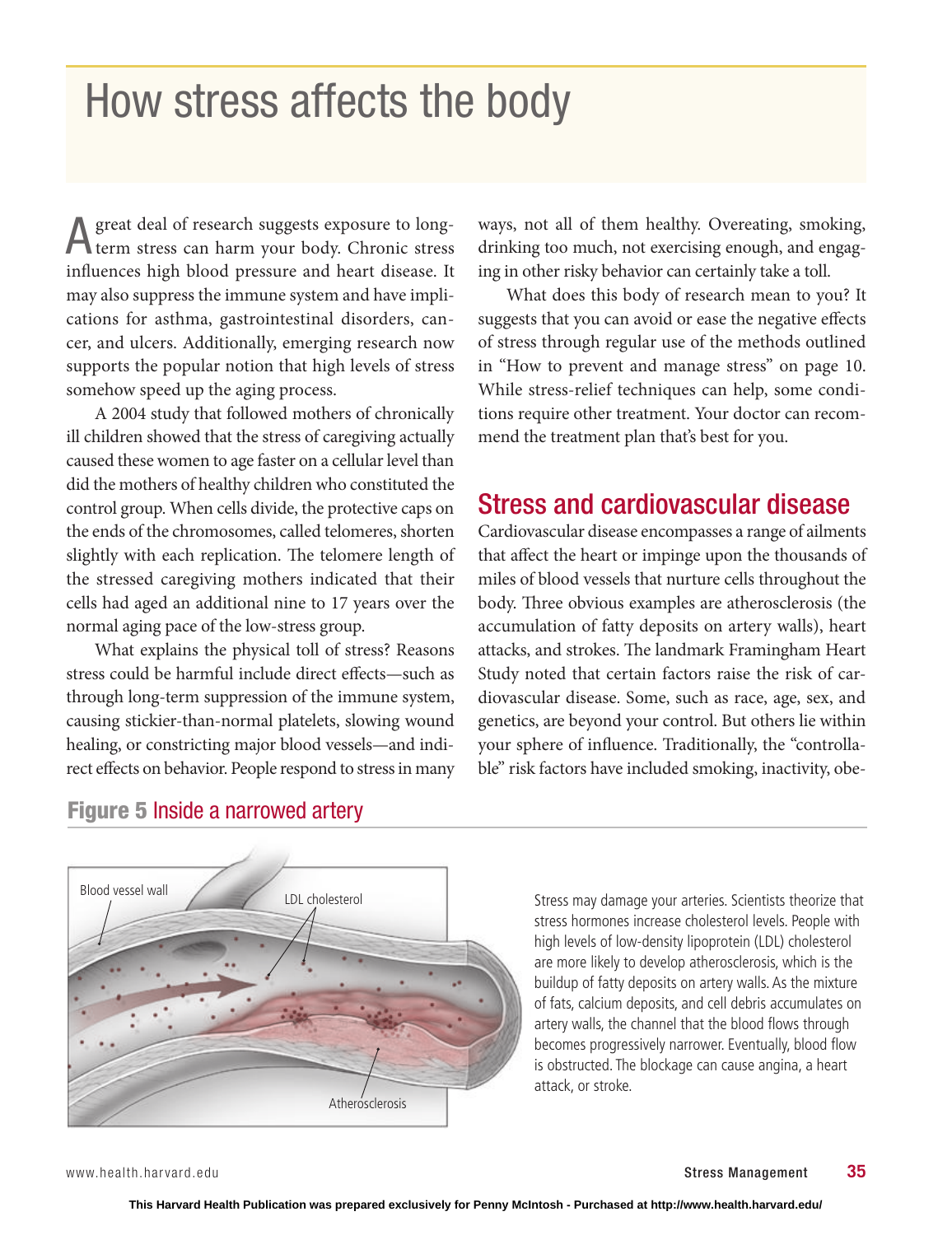# How stress affects the body

A great deal of research suggests exposure to long-term stress can harm your body. Chronic stress influences high blood pressure and heart disease. It may also suppress the immune system and have implications for asthma, gastrointestinal disorders, cancer, and ulcers. Additionally, emerging research now supports the popular notion that high levels of stress somehow speed up the aging process.

A 2004 study that followed mothers of chronically ill children showed that the stress of caregiving actually caused these women to age faster on a cellular level than did the mothers of healthy children who constituted the control group. When cells divide, the protective caps on the ends of the chromosomes, called telomeres, shorten slightly with each replication. The telomere length of the stressed caregiving mothers indicated that their cells had aged an additional nine to 17 years over the normal aging pace of the low-stress group.

What explains the physical toll of stress? Reasons stress could be harmful include direct effects—such as through long-term suppression of the immune system, causing stickier-than-normal platelets, slowing wound healing, or constricting major blood vessels—and indirect effects on behavior. People respond to stress in many ways, not all of them healthy. Overeating, smoking, drinking too much, not exercising enough, and engaging in other risky behavior can certainly take a toll.

What does this body of research mean to you? It suggests that you can avoid or ease the negative effects of stress through regular use of the methods outlined in "How to prevent and manage stress" on page 10. While stress-relief techniques can help, some conditions require other treatment. Your doctor can recommend the treatment plan that's best for you.

## Stress and cardiovascular disease

Cardiovascular disease encompasses a range of ailments that affect the heart or impinge upon the thousands of miles of blood vessels that nurture cells throughout the body. Three obvious examples are atherosclerosis (the accumulation of fatty deposits on artery walls), heart attacks, and strokes. The landmark Framingham Heart Study noted that certain factors raise the risk of cardiovascular disease. Some, such as race, age, sex, and genetics, are beyond your control. But others lie within your sphere of influence. Traditionally, the "controllable" risk factors have included smoking, inactivity, obe-

**Figure 5** Inside a narrowed artery

Blood vessel wall

LDL cholesterol

Atherosclerosis

Stress may damage your arteries. Scientists theorize that stress hormones increase cholesterol levels. People with high levels of low-density lipoprotein (LDL) cholesterol are more likely to develop atherosclerosis, which is the buildup of fatty deposits on artery walls. As the mixture of fats, calcium deposits, and cell debris accumulates on artery walls, the channel that the blood flows through becomes progressively narrower. Eventually, blood flow is obstructed. The blockage can cause angina, a heart attack, or stroke.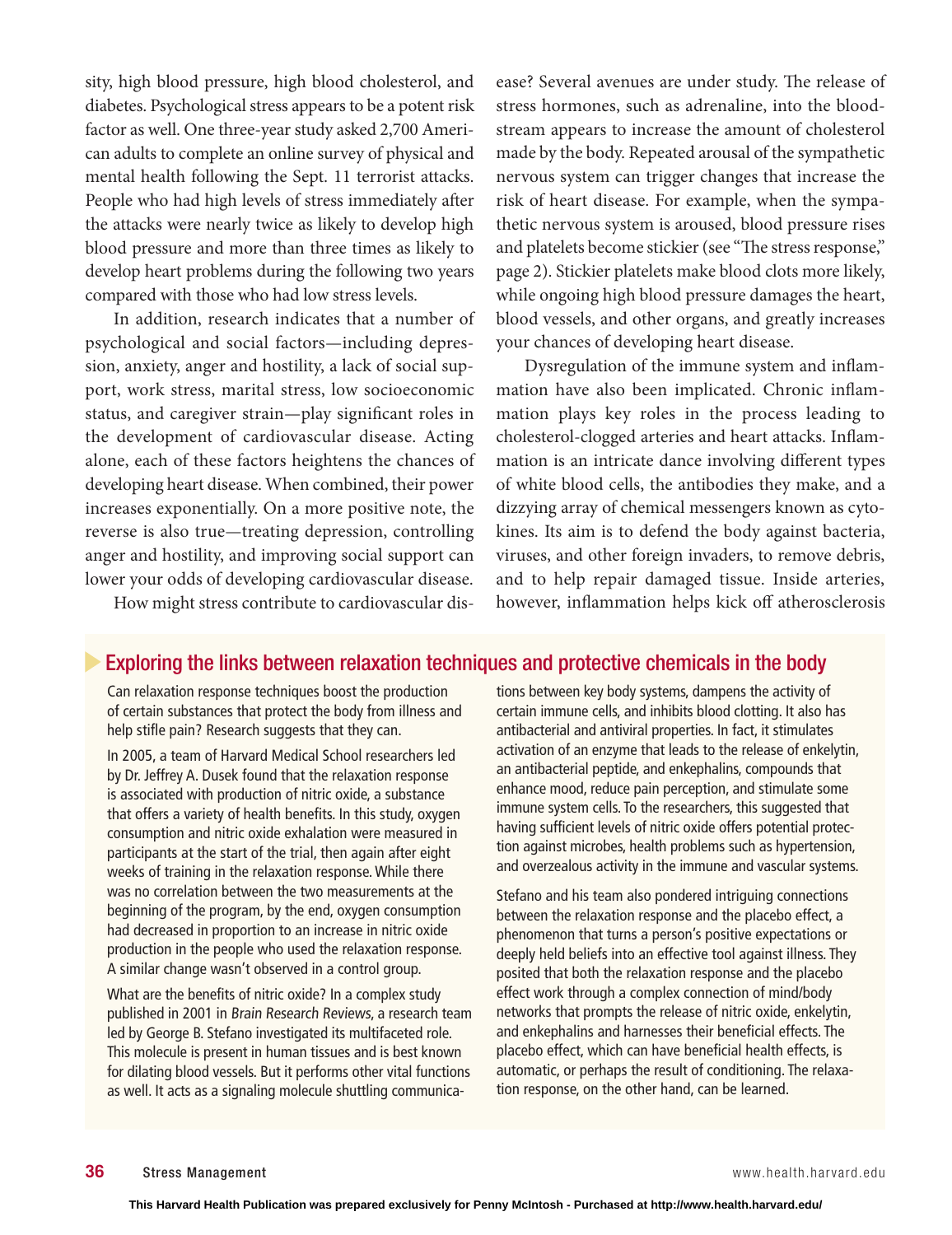sity, high blood pressure, high blood cholesterol, and diabetes. Psychological stress appears to be a potent risk factor as well. One three-year study asked 2,700 American adults to complete an online survey of physical and mental health following the Sept. 11 terrorist attacks. People who had high levels of stress immediately after the attacks were nearly twice as likely to develop high blood pressure and more than three times as likely to develop heart problems during the following two years compared with those who had low stress levels.

In addition, research indicates that a number of psychological and social factors—including depression, anxiety, anger and hostility, a lack of social support, work stress, marital stress, low socioeconomic status, and caregiver strain—play significant roles in the development of cardiovascular disease. Acting alone, each of these factors heightens the chances of developing heart disease. When combined, their power increases exponentially. On a more positive note, the reverse is also true—treating depression, controlling anger and hostility, and improving social support can lower your odds of developing cardiovascular disease.

How might stress contribute to cardiovascular disease? Several avenues are under study. The release of stress hormones, such as adrenaline, into the bloodstream appears to increase the amount of cholesterol made by the body. Repeated arousal of the sympathetic nervous system can trigger changes that increase the risk of heart disease. For example, when the sympathetic nervous system is aroused, blood pressure rises and platelets become stickier (see "The stress response," page 2). Stickier platelets make blood clots more likely, while ongoing high blood pressure damages the heart, blood vessels, and other organs, and greatly increases your chances of developing heart disease.

Dysregulation of the immune system and inflammation have also been implicated. Chronic inflammation plays key roles in the process leading to cholesterol-clogged arteries and heart attacks. Inflammation is an intricate dance involving different types of white blood cells, the antibodies they make, and a dizzying array of chemical messengers known as cytokines. Its aim is to defend the body against bacteria, viruses, and other foreign invaders, to remove debris, and to help repair damaged tissue. Inside arteries, however, inflammation helps kick off atherosclerosis

## Exploring the links between relaxation techniques and protective chemicals in the body

Can relaxation response techniques boost the production of certain substances that protect the body from illness and help stifle pain? Research suggests that they can.

In 2005, a team of Harvard Medical School researchers led by Dr. Jeffrey A. Dusek found that the relaxation response is associated with production of nitric oxide, a substance that offers a variety of health benefits. In this study, oxygen consumption and nitric oxide exhalation were measured in participants at the start of the trial, then again after eight weeks of training in the relaxation response. While there was no correlation between the two measurements at the beginning of the program, by the end, oxygen consumption had decreased in proportion to an increase in nitric oxide production in the people who used the relaxation response. A similar change wasn't observed in a control group.

What are the benefits of nitric oxide? In a complex study published in 2001 in *Brain Research Reviews*, a research team led by George B. Stefano investigated its multifaceted role. This molecule is present in human tissues and is best known for dilating blood vessels. But it performs other vital functions as well. It acts as a signaling molecule shuttling communications between key body systems, dampens the activity of certain immune cells, and inhibits blood clotting. It also has antibacterial and antiviral properties. In fact, it stimulates activation of an enzyme that leads to the release of enkelytin, an antibacterial peptide, and enkephalins, compounds that enhance mood, reduce pain perception, and stimulate some immune system cells. To the researchers, this suggested that having sufficient levels of nitric oxide offers potential protection against microbes, health problems such as hypertension, and overzealous activity in the immune and vascular systems.

Stefano and his team also pondered intriguing connections between the relaxation response and the placebo effect, a phenomenon that turns a person's positive expectations or deeply held beliefs into an effective tool against illness. They posited that both the relaxation response and the placebo effect work through a complex connection of mind/body networks that prompts the release of nitric oxide, enkelytin, and enkephalins and harnesses their beneficial effects. The placebo effect, which can have beneficial health effects, is automatic, or perhaps the result of conditioning. The relaxation response, on the other hand, can be learned.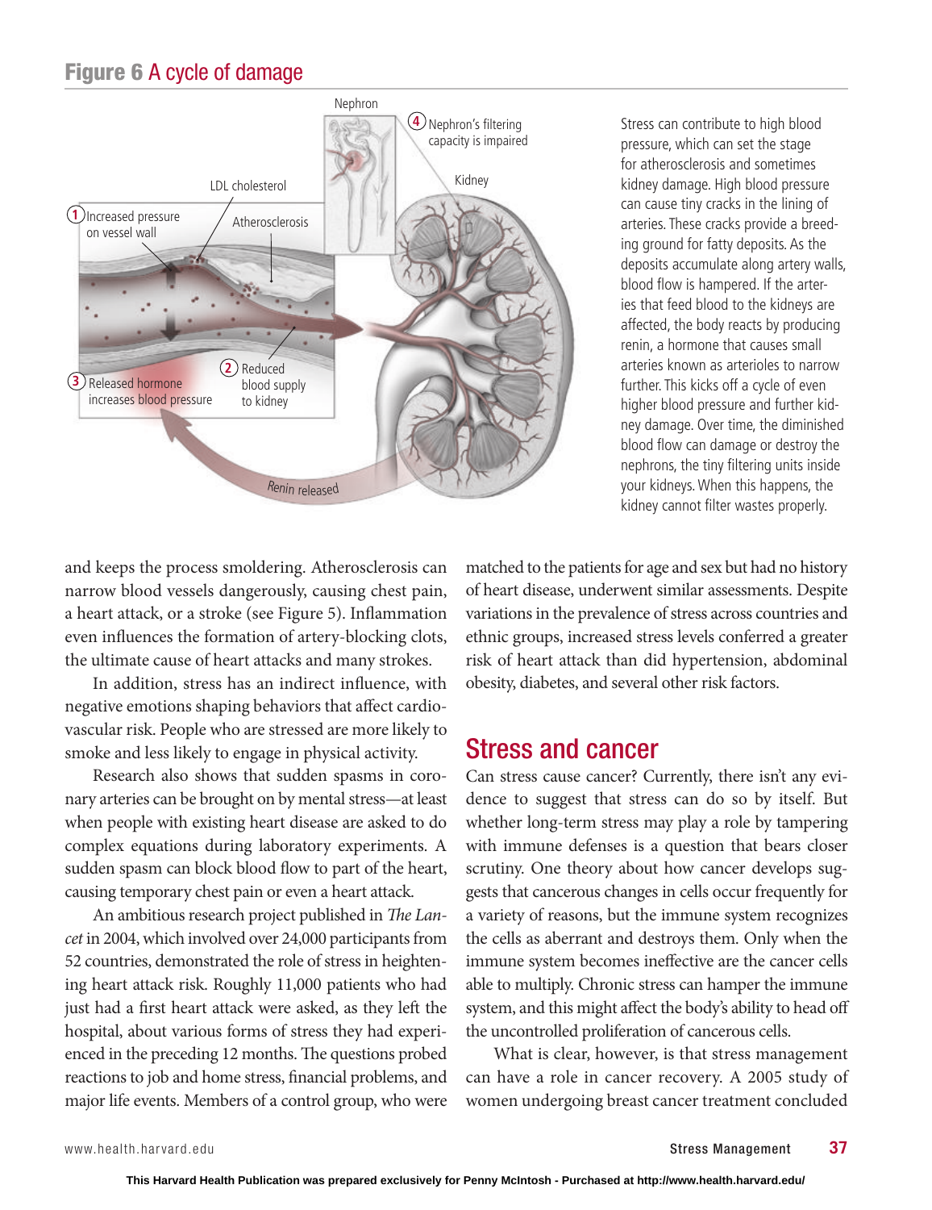## Figure 6 A cycle of damage

Stress can contribute to high blood pressure, which can set the stage for atherosclerosis and sometimes kidney damage. High blood pressure can cause tiny cracks in the lining of arteries. These cracks provide a breeding ground for fatty deposits. As the deposits accumulate along artery walls, blood flow is hampered. If the arteries that feed blood to the kidneys are affected, the body reacts by producing renin, a hormone that causes small arteries known as arterioles to narrow further. This kicks off a cycle of even higher blood pressure and further kidney damage. Over time, the diminished blood flow can damage or destroy the nephrons, the tiny filtering units inside your kidneys. When this happens, the kidney cannot filter wastes properly.

and keeps the process smoldering. Atherosclerosis can narrow blood vessels dangerously, causing chest pain, a heart attack, or a stroke (see Figure 5). Inflammation even influences the formation of artery-blocking clots, the ultimate cause of heart attacks and many strokes.

In addition, stress has an indirect influence, with negative emotions shaping behaviors that affect cardiovascular risk. People who are stressed are more likely to smoke and less likely to engage in physical activity.

Research also shows that sudden spasms in coronary arteries can be brought on by mental stress—at least when people with existing heart disease are asked to do complex equations during laboratory experiments. A sudden spasm can block blood flow to part of the heart, causing temporary chest pain or even a heart attack.

An ambitious research project published in *The Lancet* in 2004, which involved over 24,000 participants from 52 countries, demonstrated the role of stress in heightening heart attack risk. Roughly 11,000 patients who had just had a first heart attack were asked, as they left the hospital, about various forms of stress they had experienced in the preceding 12 months. The questions probed reactions to job and home stress, financial problems, and major life events. Members of a control group, who were matched to the patients for age and sex but had no history of heart disease, underwent similar assessments. Despite variations in the prevalence of stress across countries and ethnic groups, increased stress levels conferred a greater risk of heart attack than did hypertension, abdominal obesity, diabetes, and several other risk factors.

## Stress and cancer

Can stress cause cancer? Currently, there isn't any evidence to suggest that stress can do so by itself. But whether long-term stress may play a role by tampering with immune defenses is a question that bears closer scrutiny. One theory about how cancer develops suggests that cancerous changes in cells occur frequently for a variety of reasons, but the immune system recognizes the cells as aberrant and destroys them. Only when the immune system becomes ineffective are the cancer cells able to multiply. Chronic stress can hamper the immune system, and this might affect the body's ability to head off the uncontrolled proliferation of cancerous cells.

What is clear, however, is that stress management can have a role in cancer recovery. A 2005 study of women undergoing breast cancer treatment concluded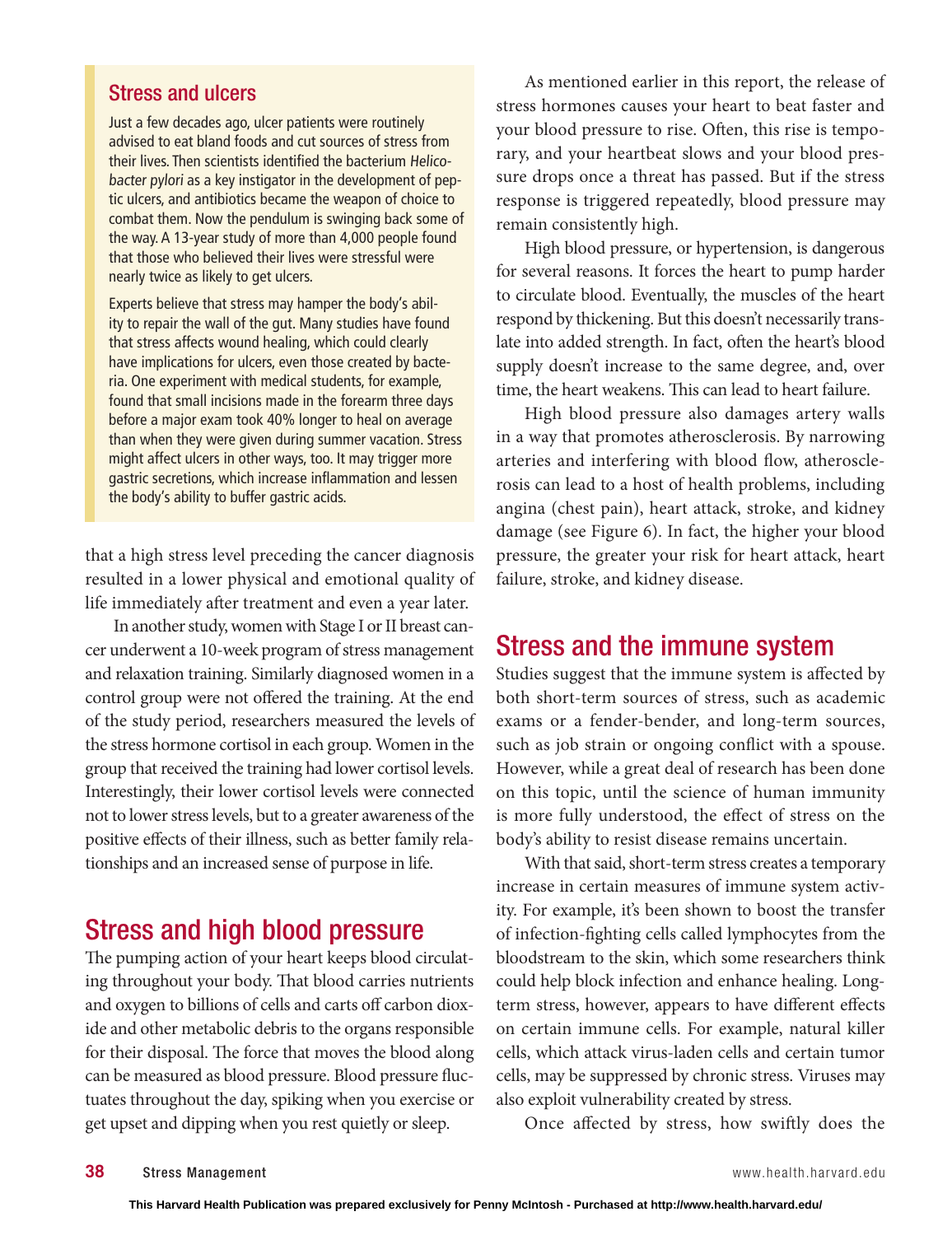### Stress and ulcers

Just a few decades ago, ulcer patients were routinely advised to eat bland foods and cut sources of stress from their lives. Then scientists identified the bacterium *Helicobacter pylori* as a key instigator in the development of peptic ulcers, and antibiotics became the weapon of choice to combat them. Now the pendulum is swinging back some of the way. A 13-year study of more than 4,000 people found that those who believed their lives were stressful were nearly twice as likely to get ulcers.

Experts believe that stress may hamper the body's ability to repair the wall of the gut. Many studies have found that stress affects wound healing, which could clearly have implications for ulcers, even those created by bacteria. One experiment with medical students, for example, found that small incisions made in the forearm three days before a major exam took 40% longer to heal on average than when they were given during summer vacation. Stress might affect ulcers in other ways, too. It may trigger more gastric secretions, which increase inflammation and lessen the body's ability to buffer gastric acids.

that a high stress level preceding the cancer diagnosis resulted in a lower physical and emotional quality of life immediately after treatment and even a year later.

In another study, women with Stage I or II breast cancer underwent a 10-week program of stress management and relaxation training. Similarly diagnosed women in a control group were not offered the training. At the end of the study period, researchers measured the levels of the stress hormone cortisol in each group. Women in the group that received the training had lower cortisol levels. Interestingly, their lower cortisol levels were connected not to lower stress levels, but to a greater awareness of the positive effects of their illness, such as better family relationships and an increased sense of purpose in life.

## Stress and high blood pressure

The pumping action of your heart keeps blood circulating throughout your body. That blood carries nutrients and oxygen to billions of cells and carts off carbon dioxide and other metabolic debris to the organs responsible for their disposal. The force that moves the blood along can be measured as blood pressure. Blood pressure fluctuates throughout the day, spiking when you exercise or get upset and dipping when you rest quietly or sleep.

As mentioned earlier in this report, the release of stress hormones causes your heart to beat faster and your blood pressure to rise. Often, this rise is temporary, and your heartbeat slows and your blood pressure drops once a threat has passed. But if the stress response is triggered repeatedly, blood pressure may remain consistently high.

High blood pressure, or hypertension, is dangerous for several reasons. It forces the heart to pump harder to circulate blood. Eventually, the muscles of the heart respond by thickening. But this doesn't necessarily translate into added strength. In fact, often the heart's blood supply doesn't increase to the same degree, and, over time, the heart weakens. This can lead to heart failure.

High blood pressure also damages artery walls in a way that promotes atherosclerosis. By narrowing arteries and interfering with blood flow, atherosclerosis can lead to a host of health problems, including angina (chest pain), heart attack, stroke, and kidney damage (see Figure 6). In fact, the higher your blood pressure, the greater your risk for heart attack, heart failure, stroke, and kidney disease.

## Stress and the immune system

Studies suggest that the immune system is affected by both short-term sources of stress, such as academic exams or a fender-bender, and long-term sources, such as job strain or ongoing conflict with a spouse. However, while a great deal of research has been done on this topic, until the science of human immunity is more fully understood, the effect of stress on the body's ability to resist disease remains uncertain.

With that said, short-term stress creates a temporary increase in certain measures of immune system activity. For example, it's been shown to boost the transfer of infection-fighting cells called lymphocytes from the bloodstream to the skin, which some researchers think could help block infection and enhance healing. Long-term stress, however, appears to have different effects on certain immune cells. For example, natural killer cells, which attack virus-laden cells and certain tumor cells, may be suppressed by chronic stress. Viruses may also exploit vulnerability created by stress.

Once affected by stress, how swiftly does the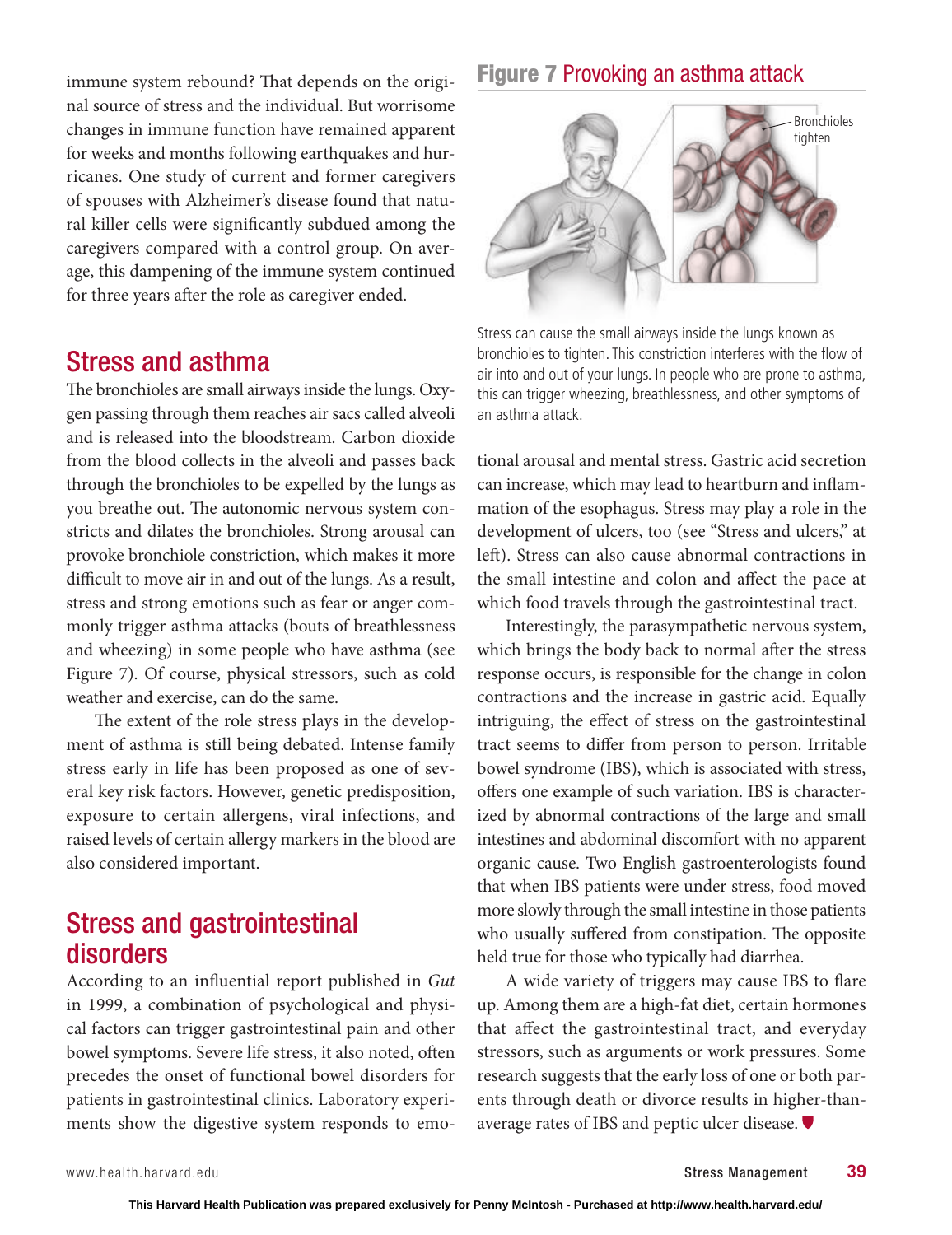immune system rebound? That depends on the original source of stress and the individual. But worrisome changes in immune function have remained apparent for weeks and months following earthquakes and hurricanes. One study of current and former caregivers of spouses with Alzheimer's disease found that natural killer cells were significantly subdued among the caregivers compared with a control group. On average, this dampening of the immune system continued for three years after the role as caregiver ended.

## Stress and asthma

The bronchioles are small airways inside the lungs. Oxygen passing through them reaches air sacs called alveoli and is released into the bloodstream. Carbon dioxide from the blood collects in the alveoli and passes back through the bronchioles to be expelled by the lungs as you breathe out. The autonomic nervous system constricts and dilates the bronchioles. Strong arousal can provoke bronchiole constriction, which makes it more difficult to move air in and out of the lungs. As a result, stress and strong emotions such as fear or anger commonly trigger asthma attacks (bouts of breathlessness and wheezing) in some people who have asthma (see Figure 7). Of course, physical stressors, such as cold weather and exercise, can do the same.

The extent of the role stress plays in the development of asthma is still being debated. Intense family stress early in life has been proposed as one of several key risk factors. However, genetic predisposition, exposure to certain allergens, viral infections, and raised levels of certain allergy markers in the blood are also considered important.

**Figure 7** Provoking an asthma attack

Bronchioles tighten

Stress can cause the small airways inside the lungs known as bronchioles to tighten. This constriction interferes with the flow of air into and out of your lungs. In people who are prone to asthma, this can trigger wheezing, breathlessness, and other symptoms of an asthma attack.

## Stress and gastrointestinal disorders

According to an influential report published in *Gut* in 1999, a combination of psychological and physical factors can trigger gastrointestinal pain and other bowel symptoms. Severe life stress, it also noted, often precedes the onset of functional bowel disorders for patients in gastrointestinal clinics. Laboratory experiments show the digestive system responds to emotional arousal and mental stress. Gastric acid secretion can increase, which may lead to heartburn and inflammation of the esophagus. Stress may play a role in the development of ulcers, too (see "Stress and ulcers," at left). Stress can also cause abnormal contractions in the small intestine and colon and affect the pace at which food travels through the gastrointestinal tract.

Interestingly, the parasympathetic nervous system, which brings the body back to normal after the stress response occurs, is responsible for the change in colon contractions and the increase in gastric acid. Equally intriguing, the effect of stress on the gastrointestinal tract seems to differ from person to person. Irritable bowel syndrome (IBS), which is associated with stress, offers one example of such variation. IBS is characterized by abnormal contractions of the large and small intestines and abdominal discomfort with no apparent organic cause. Two English gastroenterologists found that when IBS patients were under stress, food moved more slowly through the small intestine in those patients who usually suffered from constipation. The opposite held true for those who typically had diarrhea.

A wide variety of triggers may cause IBS to flare up. Among them are a high-fat diet, certain hormones that affect the gastrointestinal tract, and everyday stressors, such as arguments or work pressures. Some research suggests that the early loss of one or both parents through death or divorce results in higher-than-average rates of IBS and peptic ulcer disease.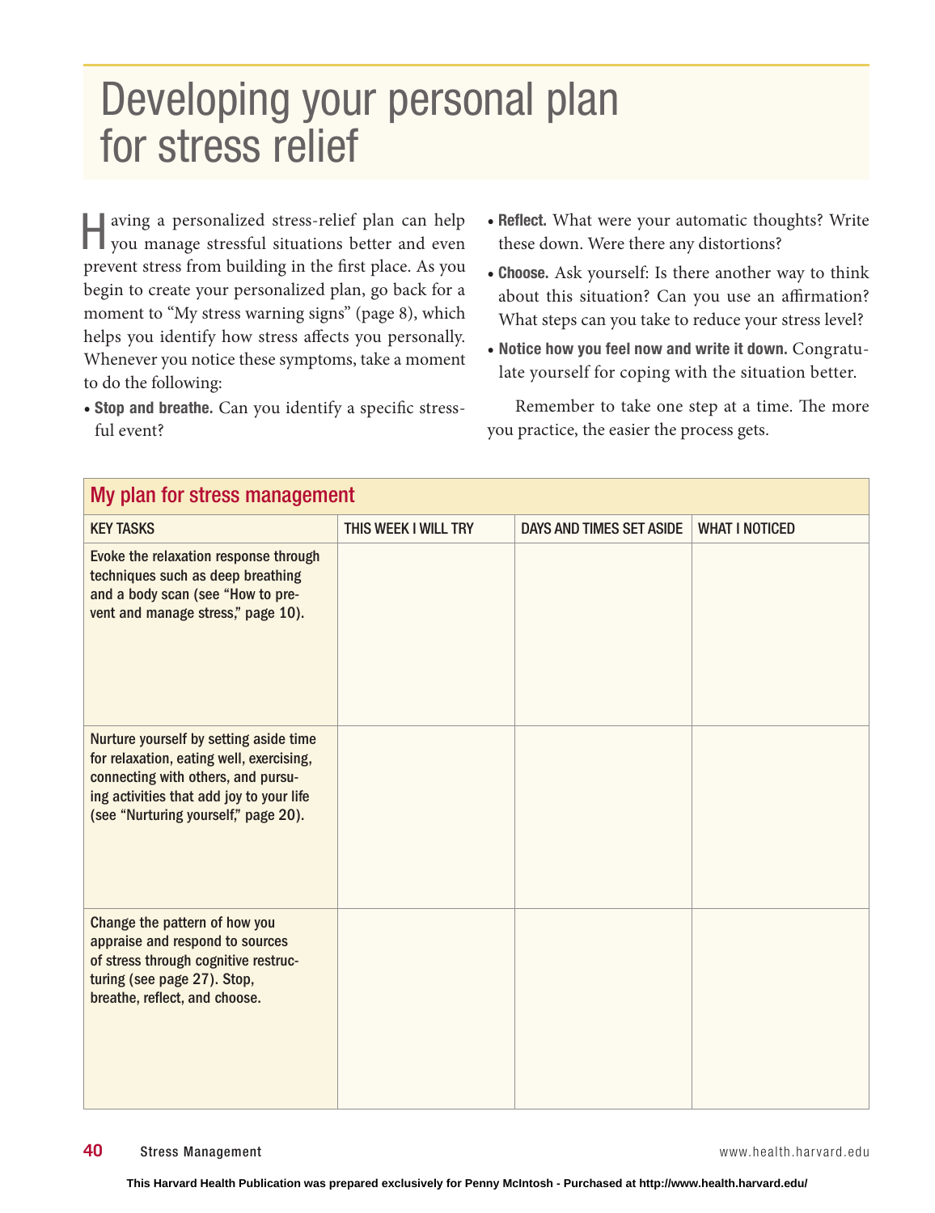# Developing your personal plan for stress relief

Having a personalized stress-relief plan can help you manage stressful situations better and even prevent stress from building in the first place. As you begin to create your personalized plan, go back for a moment to "My stress warning signs" (page 8), which helps you identify how stress affects you personally. Whenever you notice these symptoms, take a moment to do the following:

- **Stop and breathe.** Can you identify a specific stressful event?
- **Reflect.** What were your automatic thoughts? Write these down. Were there any distortions?
- **Choose.** Ask yourself: Is there another way to think about this situation? Can you use an affirmation? What steps can you take to reduce your stress level?
- **Notice how you feel now and write it down.** Congratulate yourself for coping with the situation better.

Remember to take one step at a time. The more you practice, the easier the process gets.

## My plan for stress management

| KEY TASKS | THIS WEEK I WILL TRY | DAYS AND TIMES SET ASIDE | WHAT I NOTICED |
|---|---|---|---|
| Evoke the relaxation response through techniques such as deep breathing and a body scan (see "How to prevent and manage stress," page 10). | | | |
| Nurture yourself by setting aside time for relaxation, eating well, exercising, connecting with others, and pursuing activities that add joy to your life (see "Nurturing yourself," page 20). | | | |
| Change the pattern of how you appraise and respond to sources of stress through cognitive restructuring (see page 27). Stop, breathe, reflect, and choose. | | | |

This Harvard Health Publication was prepared exclusively for Penny McIntosh - Purchased at http://www.health.harvard.edu/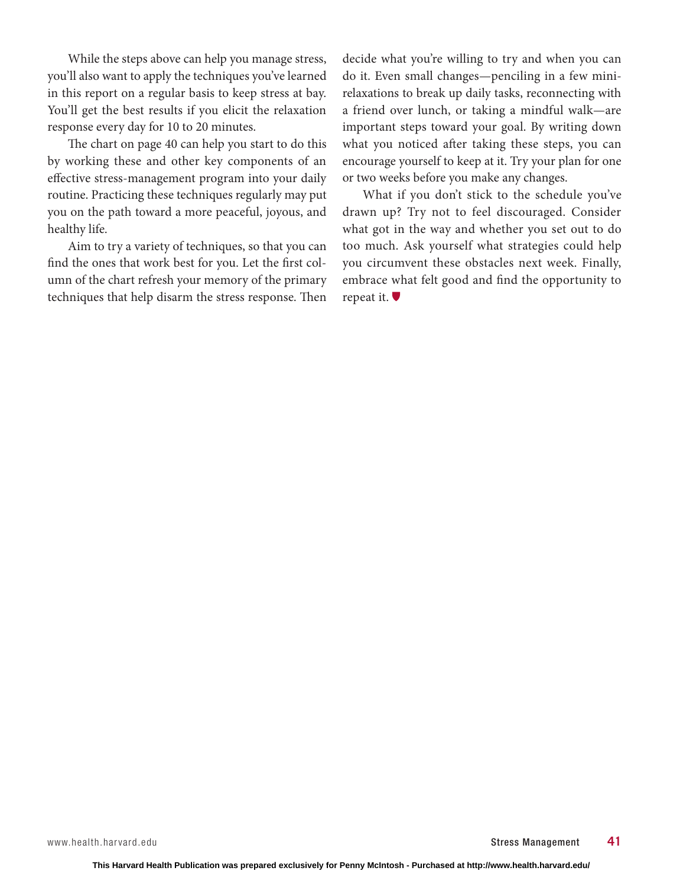While the steps above can help you manage stress, you'll also want to apply the techniques you've learned in this report on a regular basis to keep stress at bay. You'll get the best results if you elicit the relaxation response every day for 10 to 20 minutes.

The chart on page 40 can help you start to do this by working these and other key components of an effective stress-management program into your daily routine. Practicing these techniques regularly may put you on the path toward a more peaceful, joyous, and healthy life.

Aim to try a variety of techniques, so that you can find the ones that work best for you. Let the first column of the chart refresh your memory of the primary techniques that help disarm the stress response. Then decide what you're willing to try and when you can do it. Even small changes—penciling in a few mini-relaxations to break up daily tasks, reconnecting with a friend over lunch, or taking a mindful walk—are important steps toward your goal. By writing down what you noticed after taking these steps, you can encourage yourself to keep at it. Try your plan for one or two weeks before you make any changes.

What if you don't stick to the schedule you've drawn up? Try not to feel discouraged. Consider what got in the way and whether you set out to do too much. Ask yourself what strategies could help you circumvent these obstacles next week. Finally, embrace what felt good and find the opportunity to repeat it.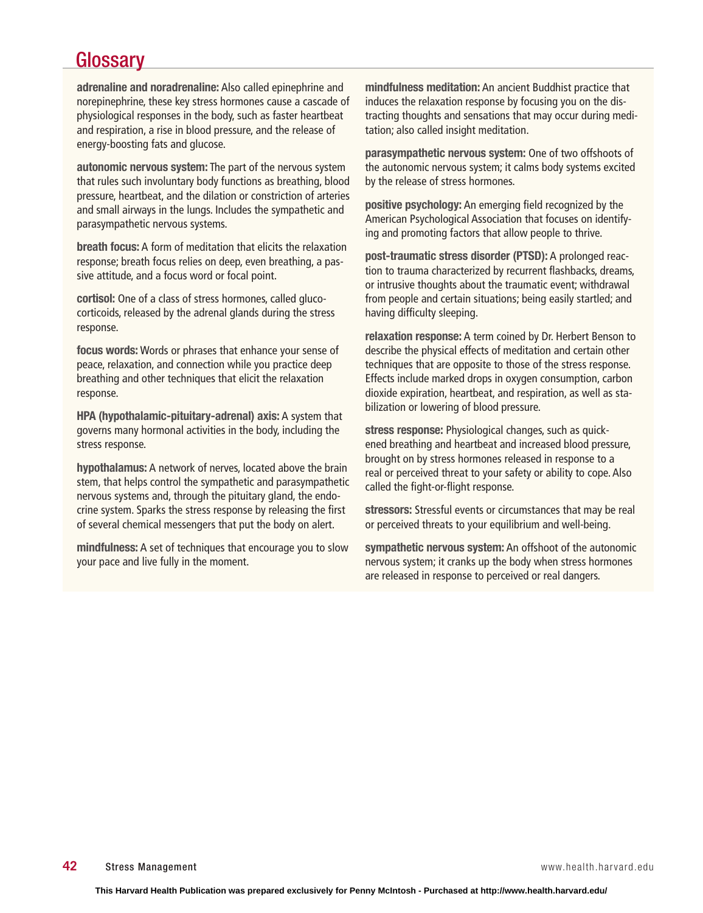## Glossary

**adrenaline and noradrenaline:** Also called epinephrine and norepinephrine, these key stress hormones cause a cascade of physiological responses in the body, such as faster heartbeat and respiration, a rise in blood pressure, and the release of energy-boosting fats and glucose.

**autonomic nervous system:** The part of the nervous system that rules such involuntary body functions as breathing, blood pressure, heartbeat, and the dilation or constriction of arteries and small airways in the lungs. Includes the sympathetic and parasympathetic nervous systems.

**breath focus:** A form of meditation that elicits the relaxation response; breath focus relies on deep, even breathing, a passive attitude, and a focus word or focal point.

**cortisol:** One of a class of stress hormones, called glucocorticoids, released by the adrenal glands during the stress response.

**focus words:** Words or phrases that enhance your sense of peace, relaxation, and connection while you practice deep breathing and other techniques that elicit the relaxation response.

**HPA (hypothalamic-pituitary-adrenal) axis:** A system that governs many hormonal activities in the body, including the stress response.

**hypothalamus:** A network of nerves, located above the brain stem, that helps control the sympathetic and parasympathetic nervous systems and, through the pituitary gland, the endocrine system. Sparks the stress response by releasing the first of several chemical messengers that put the body on alert.

**mindfulness:** A set of techniques that encourage you to slow your pace and live fully in the moment.

**mindfulness meditation:** An ancient Buddhist practice that induces the relaxation response by focusing you on the distracting thoughts and sensations that may occur during meditation; also called insight meditation.

**parasympathetic nervous system:** One of two offshoots of the autonomic nervous system; it calms body systems excited by the release of stress hormones.

**positive psychology:** An emerging field recognized by the American Psychological Association that focuses on identifying and promoting factors that allow people to thrive.

**post-traumatic stress disorder (PTSD):** A prolonged reaction to trauma characterized by recurrent flashbacks, dreams, or intrusive thoughts about the traumatic event; withdrawal from people and certain situations; being easily startled; and having difficulty sleeping.

**relaxation response:** A term coined by Dr. Herbert Benson to describe the physical effects of meditation and certain other techniques that are opposite to those of the stress response. Effects include marked drops in oxygen consumption, carbon dioxide expiration, heartbeat, and respiration, as well as stabilization or lowering of blood pressure.

**stress response:** Physiological changes, such as quickened breathing and heartbeat and increased blood pressure, brought on by stress hormones released in response to a real or perceived threat to your safety or ability to cope. Also called the fight-or-flight response.

**stressors:** Stressful events or circumstances that may be real or perceived threats to your equilibrium and well-being.

**sympathetic nervous system:** An offshoot of the autonomic nervous system; it cranks up the body when stress hormones are released in response to perceived or real dangers.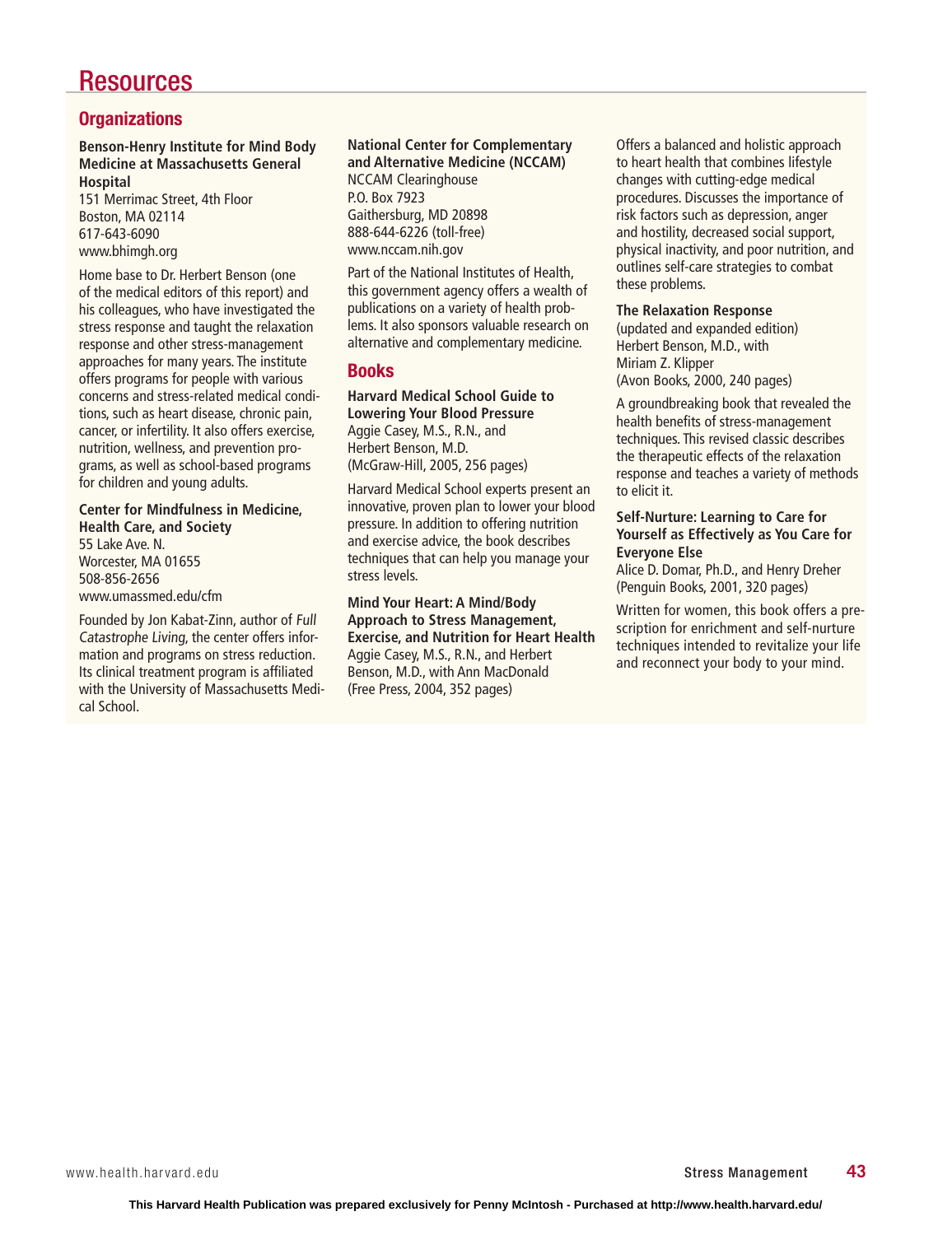# Resources

## Organizations

**Benson-Henry Institute for Mind Body Medicine at Massachusetts General Hospital**
151 Merrimac Street, 4th Floor
Boston, MA 02114
617-643-6090
www.bhimgh.org

Home base to Dr. Herbert Benson (one of the medical editors of this report) and his colleagues, who have investigated the stress response and taught the relaxation response and other stress-management approaches for many years. The institute offers programs for people with various concerns and stress-related medical conditions, such as heart disease, chronic pain, cancer, or infertility. It also offers exercise, nutrition, wellness, and prevention programs, as well as school-based programs for children and young adults.

**Center for Mindfulness in Medicine, Health Care, and Society**
55 Lake Ave. N.
Worcester, MA 01655
508-856-2656
www.umassmed.edu/cfm

Founded by Jon Kabat-Zinn, author of *Full Catastrophe Living*, the center offers information and programs on stress reduction. Its clinical treatment program is affiliated with the University of Massachusetts Medical School.

**National Center for Complementary and Alternative Medicine (NCCAM)**
NCCAM Clearinghouse
P.O. Box 7923
Gaithersburg, MD 20898
888-644-6226 (toll-free)
www.nccam.nih.gov

Part of the National Institutes of Health, this government agency offers a wealth of publications on a variety of health problems. It also sponsors valuable research on alternative and complementary medicine.

## Books

**Harvard Medical School Guide to Lowering Your Blood Pressure**
Aggie Casey, M.S., R.N., and
Herbert Benson, M.D.
(McGraw-Hill, 2005, 256 pages)

Harvard Medical School experts present an innovative, proven plan to lower your blood pressure. In addition to offering nutrition and exercise advice, the book describes techniques that can help you manage your stress levels.

**Mind Your Heart: A Mind/Body Approach to Stress Management, Exercise, and Nutrition for Heart Health**
Aggie Casey, M.S., R.N., and Herbert Benson, M.D., with Ann MacDonald
(Free Press, 2004, 352 pages)

Offers a balanced and holistic approach to heart health that combines lifestyle changes with cutting-edge medical procedures. Discusses the importance of risk factors such as depression, anger and hostility, decreased social support, physical inactivity, and poor nutrition, and outlines self-care strategies to combat these problems.

**The Relaxation Response**
(updated and expanded edition)
Herbert Benson, M.D., with
Miriam Z. Klipper
(Avon Books, 2000, 240 pages)

A groundbreaking book that revealed the health benefits of stress-management techniques. This revised classic describes the therapeutic effects of the relaxation response and teaches a variety of methods to elicit it.

**Self-Nurture: Learning to Care for Yourself as Effectively as You Care for Everyone Else**
Alice D. Domar, Ph.D., and Henry Dreher
(Penguin Books, 2001, 320 pages)

Written for women, this book offers a prescription for enrichment and self-nurture techniques intended to revitalize your life and reconnect your body to your mind.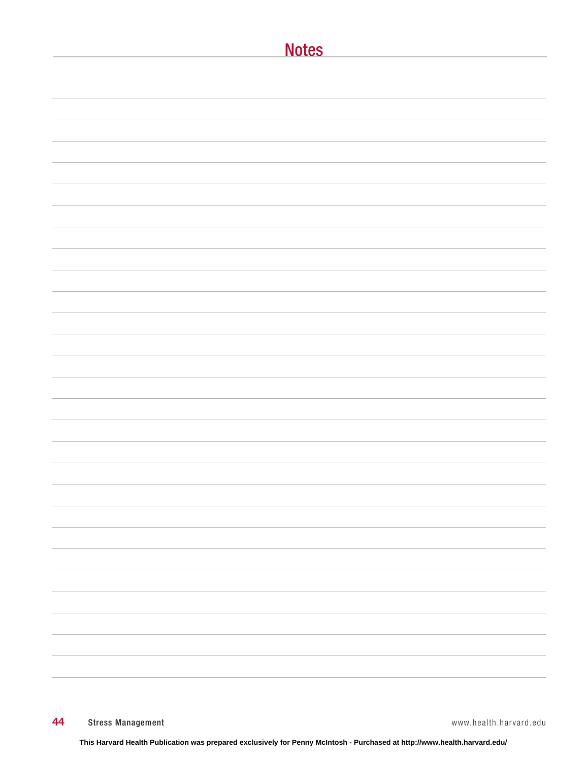# Notes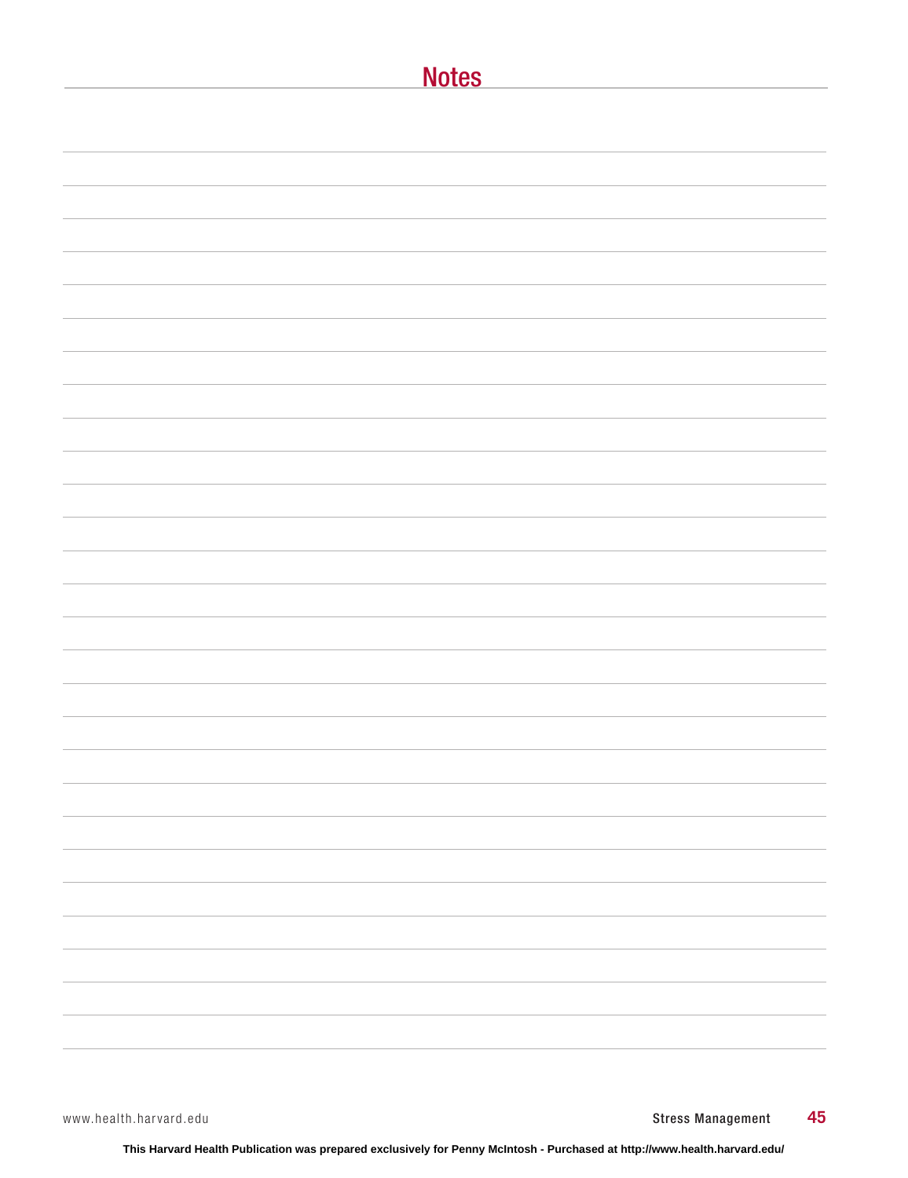## Notes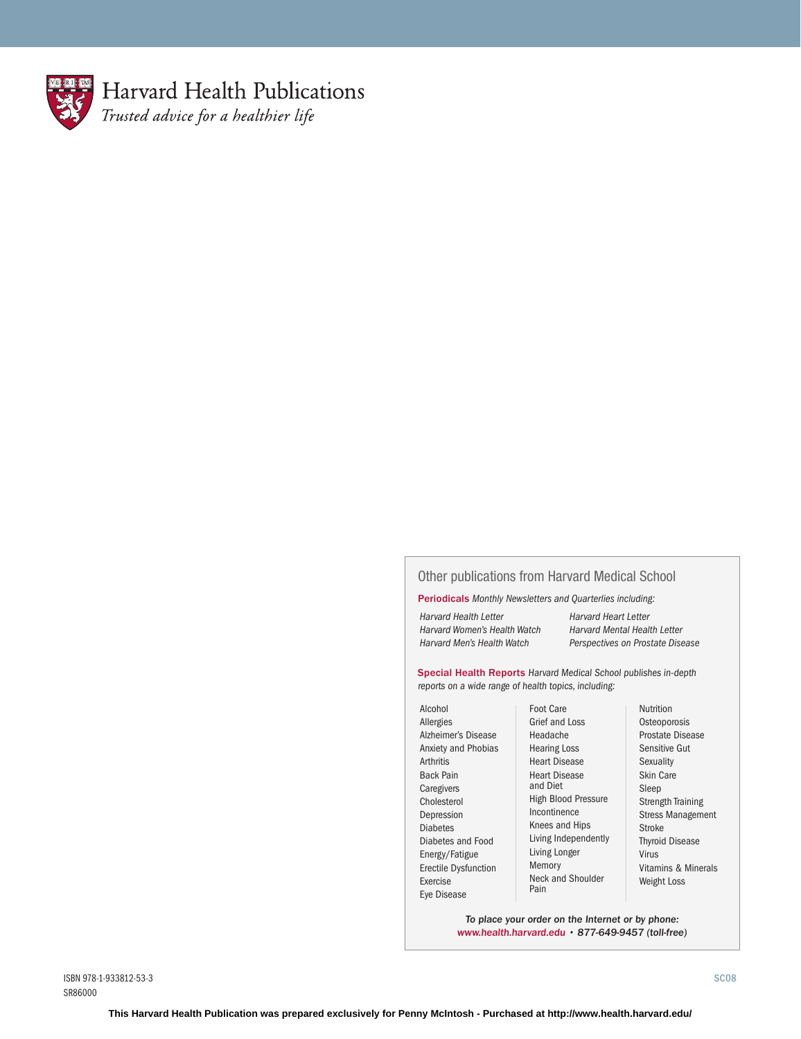Harvard Health Publications

*Trusted advice for a healthier life*

## Other publications from Harvard Medical School

**Periodicals** *Monthly Newsletters and Quarterlies including:*

*Harvard Health Letter*
*Harvard Women's Health Watch*
*Harvard Men's Health Watch*
*Harvard Heart Letter*
*Harvard Mental Health Letter*
*Perspectives on Prostate Disease*

**Special Health Reports** *Harvard Medical School publishes in-depth reports on a wide range of health topics, including:*

- Alcohol
- Allergies
- Alzheimer's Disease
- Anxiety and Phobias
- Arthritis
- Back Pain
- Caregivers
- Cholesterol
- Depression
- Diabetes
- Diabetes and Food
- Energy/Fatigue
- Erectile Dysfunction
- Exercise
- Eye Disease
- Foot Care
- Grief and Loss
- Headache
- Hearing Loss
- Heart Disease
- Heart Disease and Diet
- High Blood Pressure
- Incontinence
- Knees and Hips
- Living Independently
- Living Longer
- Memory
- Neck and Shoulder Pain
- Nutrition
- Osteoporosis
- Prostate Disease
- Sensitive Gut
- Sexuality
- Skin Care
- Sleep
- Strength Training
- Stress Management
- Stroke
- Thyroid Disease
- Virus
- Vitamins & Minerals
- Weight Loss

*To place your order on the Internet or by phone:*
*www.health.harvard.edu • 877-649-9457 (toll-free)*

ISBN 978-1-933812-53-3
SR86000

SC08

**This Harvard Health Publication was prepared exclusively for Penny McIntosh - Purchased at http://www.health.harvard.edu/**